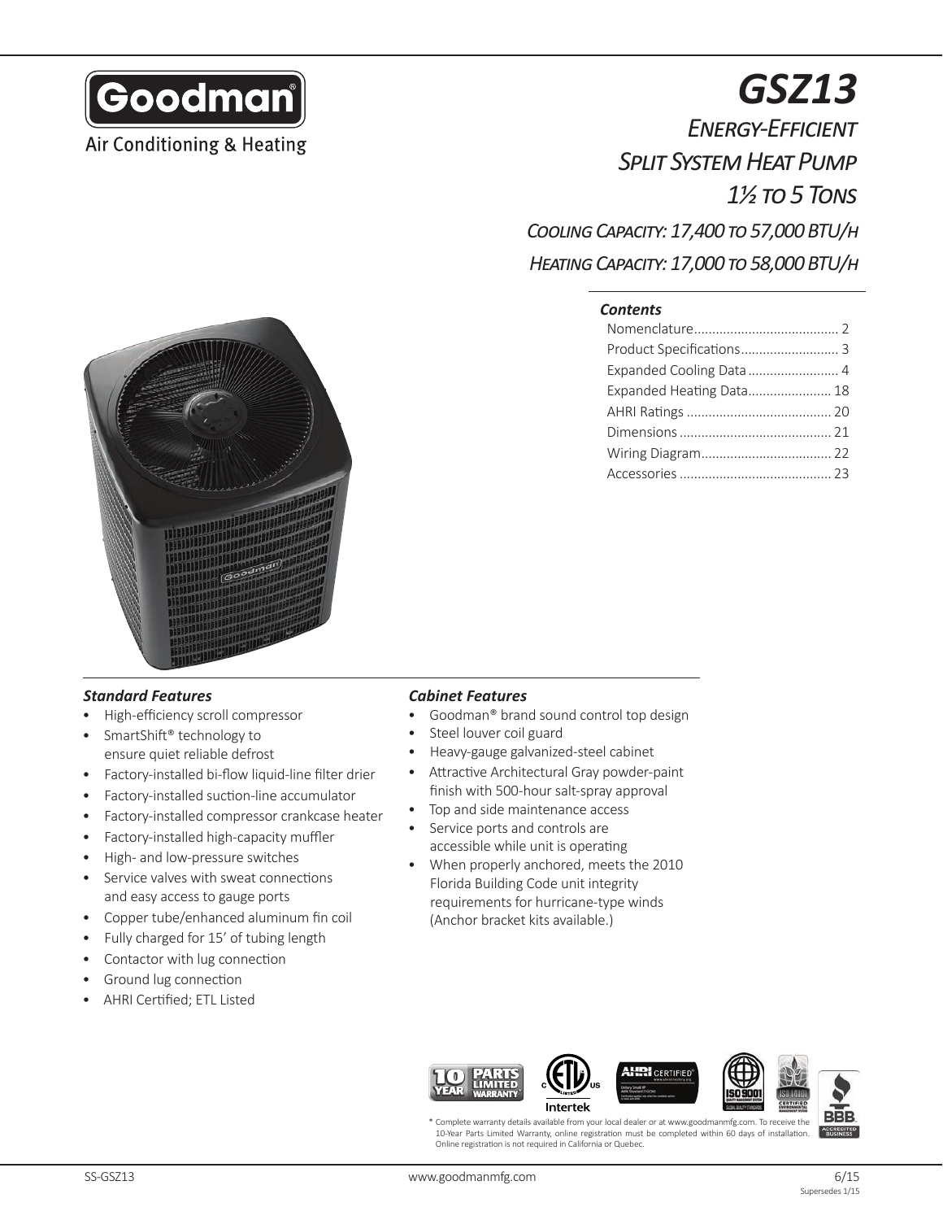Goodman

Air Conditioning & Heating

# GSZ13

## Energy-Efficient Split System Heat Pump 1½ to 5 Tons

### Cooling Capacity: 17,400 to 57,000 BTU/h

### Heating Capacity: 17,000 to 58,000 BTU/h

**Contents**

- Nomenclature........................................ 2
- Product Specifications........................... 3
- Expanded Cooling Data......................... 4
- Expanded Heating Data....................... 18
- AHRI Ratings ........................................ 20
- Dimensions .......................................... 21
- Wiring Diagram.................................... 22
- Accessories .......................................... 23

### Standard Features

- High-efficiency scroll compressor
- SmartShift® technology to ensure quiet reliable defrost
- Factory-installed bi-flow liquid-line filter drier
- Factory-installed suction-line accumulator
- Factory-installed compressor crankcase heater
- Factory-installed high-capacity muffler
- High- and low-pressure switches
- Service valves with sweat connections and easy access to gauge ports
- Copper tube/enhanced aluminum fin coil
- Fully charged for 15' of tubing length
- Contactor with lug connection
- Ground lug connection
- AHRI Certified; ETL Listed

### Cabinet Features

- Goodman® brand sound control top design
- Steel louver coil guard
- Heavy-gauge galvanized-steel cabinet
- Attractive Architectural Gray powder-paint finish with 500-hour salt-spray approval
- Top and side maintenance access
- Service ports and controls are accessible while unit is operating
- When properly anchored, meets the 2010 Florida Building Code unit integrity requirements for hurricane-type winds (Anchor bracket kits available.)

10 YEAR PARTS LIMITED WARRANTY* | Intertek | AHRI CERTIFIED | ISO 9001 | ISO 14001 | BBB ACCREDITED BUSINESS

\* Complete warranty details available from your local dealer or at www.goodmanmfg.com. To receive the 10-Year Parts Limited Warranty, online registration must be completed within 60 days of installation. Online registration is not required in California or Quebec.

SS-GSZ13 | www.goodmanmfg.com | 6/15 Supersedes 1/15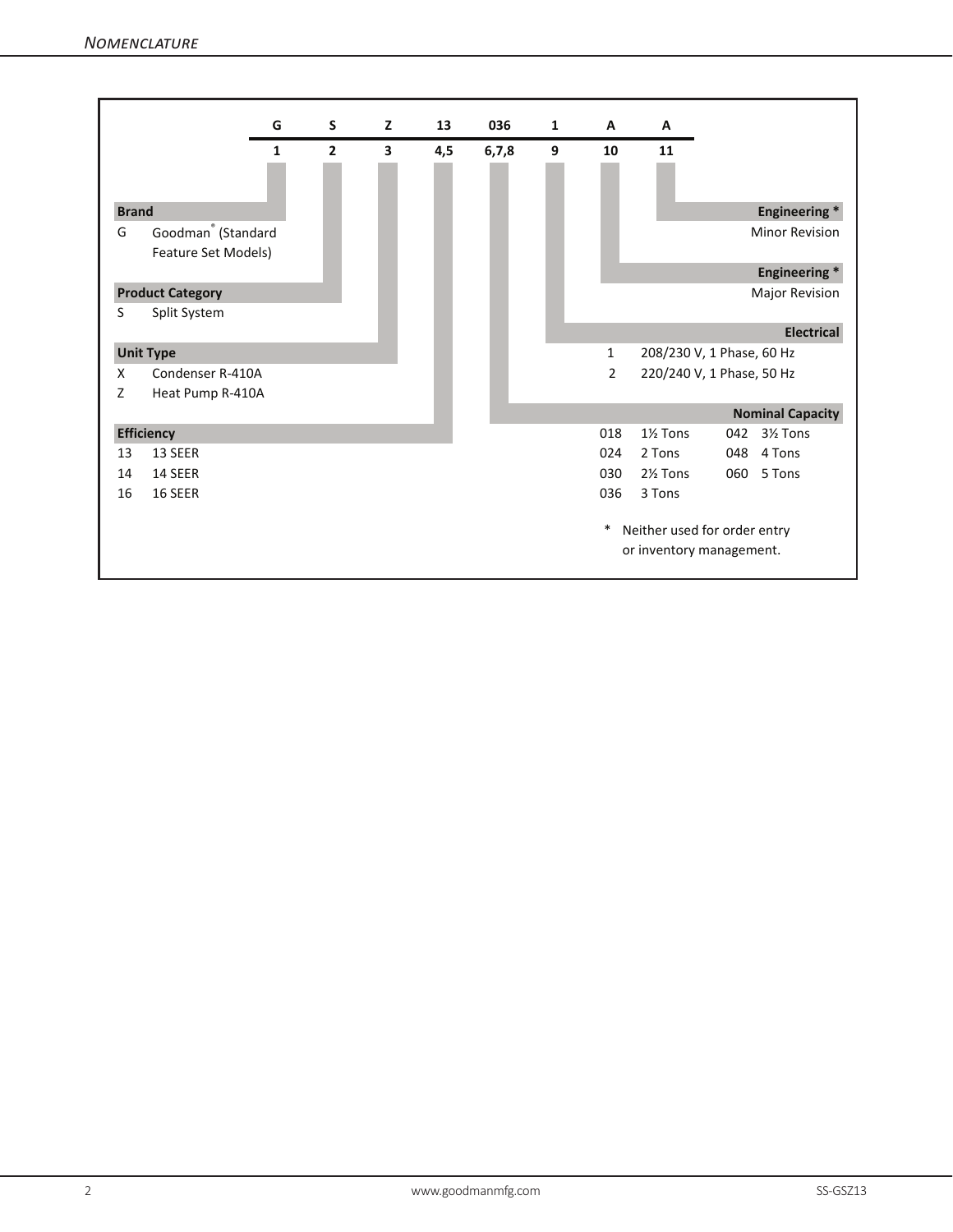# Nomenclature

| G | S | Z | 13 | 036 | 1 | A | A |
|---|---|---|---|---|---|---|---|
| 1 | 2 | 3 | 4,5 | 6,7,8 | 9 | 10 | 11 |

**Brand**

| | |
|---|---|
| G | Goodman® (Standard Feature Set Models) |

**Product Category**

| | |
|---|---|
| S | Split System |

**Unit Type**

| | |
|---|---|
| X | Condenser R-410A |
| Z | Heat Pump R-410A |

**Efficiency**

| | |
|---|---|
| 13 | 13 SEER |
| 14 | 14 SEER |
| 16 | 16 SEER |

**Nominal Capacity**

| | | | |
|---|---|---|---|
| 018 | 1½ Tons | 042 | 3½ Tons |
| 024 | 2 Tons | 048 | 4 Tons |
| 030 | 2½ Tons | 060 | 5 Tons |
| 036 | 3 Tons | | |

**Electrical**

| | |
|---|---|
| 1 | 208/230 V, 1 Phase, 60 Hz |
| 2 | 220/240 V, 1 Phase, 50 Hz |

**Engineering ***

Major Revision

**Engineering ***

Minor Revision

* Neither used for order entry or inventory management.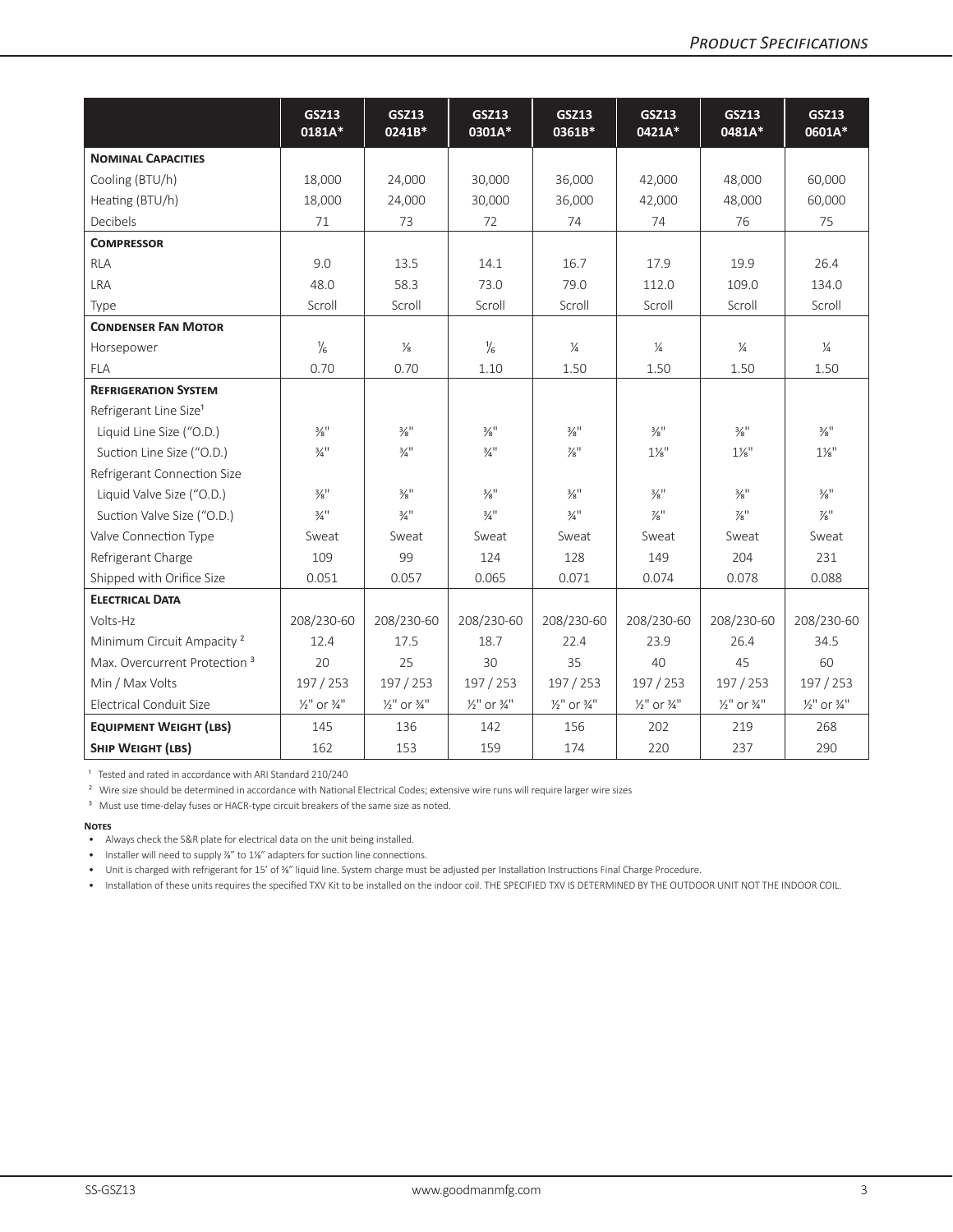| | GSZ13 0181A* | GSZ13 0241B* | GSZ13 0301A* | GSZ13 0361B* | GSZ13 0421A* | GSZ13 0481A* | GSZ13 0601A* |
|---|---|---|---|---|---|---|---|
| **Nominal Capacities** | | | | | | | |
| Cooling (BTU/h) | 18,000 | 24,000 | 30,000 | 36,000 | 42,000 | 48,000 | 60,000 |
| Heating (BTU/h) | 18,000 | 24,000 | 30,000 | 36,000 | 42,000 | 48,000 | 60,000 |
| Decibels | 71 | 73 | 72 | 74 | 74 | 76 | 75 |
| **Compressor** | | | | | | | |
| RLA | 9.0 | 13.5 | 14.1 | 16.7 | 17.9 | 19.9 | 26.4 |
| LRA | 48.0 | 58.3 | 73.0 | 79.0 | 112.0 | 109.0 | 134.0 |
| Type | Scroll | Scroll | Scroll | Scroll | Scroll | Scroll | Scroll |
| **Condenser Fan Motor** | | | | | | | |
| Horsepower | 1/6 | 1/8 | 1/6 | 1/4 | 1/4 | 1/4 | 1/4 |
| FLA | 0.70 | 0.70 | 1.10 | 1.50 | 1.50 | 1.50 | 1.50 |
| **Refrigeration System** | | | | | | | |
| Refrigerant Line Size[1] | | | | | | | |
| Liquid Line Size ("O.D.) | 3/8" | 3/8" | 3/8" | 3/8" | 3/8" | 3/8" | 3/8" |
| Suction Line Size ("O.D.) | 3/4" | 3/4" | 3/4" | 7/8" | 1 1/8" | 1 1/8" | 1 1/8" |
| Refrigerant Connection Size | | | | | | | |
| Liquid Valve Size ("O.D.) | 3/8" | 3/8" | 3/8" | 3/8" | 3/8" | 3/8" | 3/8" |
| Suction Valve Size ("O.D.) | 3/4" | 3/4" | 3/4" | 3/4" | 7/8" | 7/8" | 7/8" |
| Valve Connection Type | Sweat | Sweat | Sweat | Sweat | Sweat | Sweat | Sweat |
| Refrigerant Charge | 109 | 99 | 124 | 128 | 149 | 204 | 231 |
| Shipped with Orifice Size | 0.051 | 0.057 | 0.065 | 0.071 | 0.074 | 0.078 | 0.088 |
| **Electrical Data** | | | | | | | |
| Volts-Hz | 208/230-60 | 208/230-60 | 208/230-60 | 208/230-60 | 208/230-60 | 208/230-60 | 208/230-60 |
| Minimum Circuit Ampacity [2] | 12.4 | 17.5 | 18.7 | 22.4 | 23.9 | 26.4 | 34.5 |
| Max. Overcurrent Protection [3] | 20 | 25 | 30 | 35 | 40 | 45 | 60 |
| Min / Max Volts | 197 / 253 | 197 / 253 | 197 / 253 | 197 / 253 | 197 / 253 | 197 / 253 | 197 / 253 |
| Electrical Conduit Size | 1/2" or 3/4" | 1/2" or 3/4" | 1/2" or 3/4" | 1/2" or 3/4" | 1/2" or 3/4" | 1/2" or 3/4" | 1/2" or 3/4" |
| **Equipment Weight (lbs)** | 145 | 136 | 142 | 156 | 202 | 219 | 268 |
| **Ship Weight (lbs)** | 162 | 153 | 159 | 174 | 220 | 237 | 290 |

[1] Tested and rated in accordance with ARI Standard 210/240

[2] Wire size should be determined in accordance with National Electrical Codes; extensive wire runs will require larger wire sizes

[3] Must use time-delay fuses or HACR-type circuit breakers of the same size as noted.

**Notes**

- Always check the S&R plate for electrical data on the unit being installed.
- Installer will need to supply 7/8" to 1 1/8" adapters for suction line connections.
- Unit is charged with refrigerant for 15' of 3/8" liquid line. System charge must be adjusted per Installation Instructions Final Charge Procedure.
- Installation of these units requires the specified TXV Kit to be installed on the indoor coil. THE SPECIFIED TXV IS DETERMINED BY THE OUTDOOR UNIT NOT THE INDOOR COIL.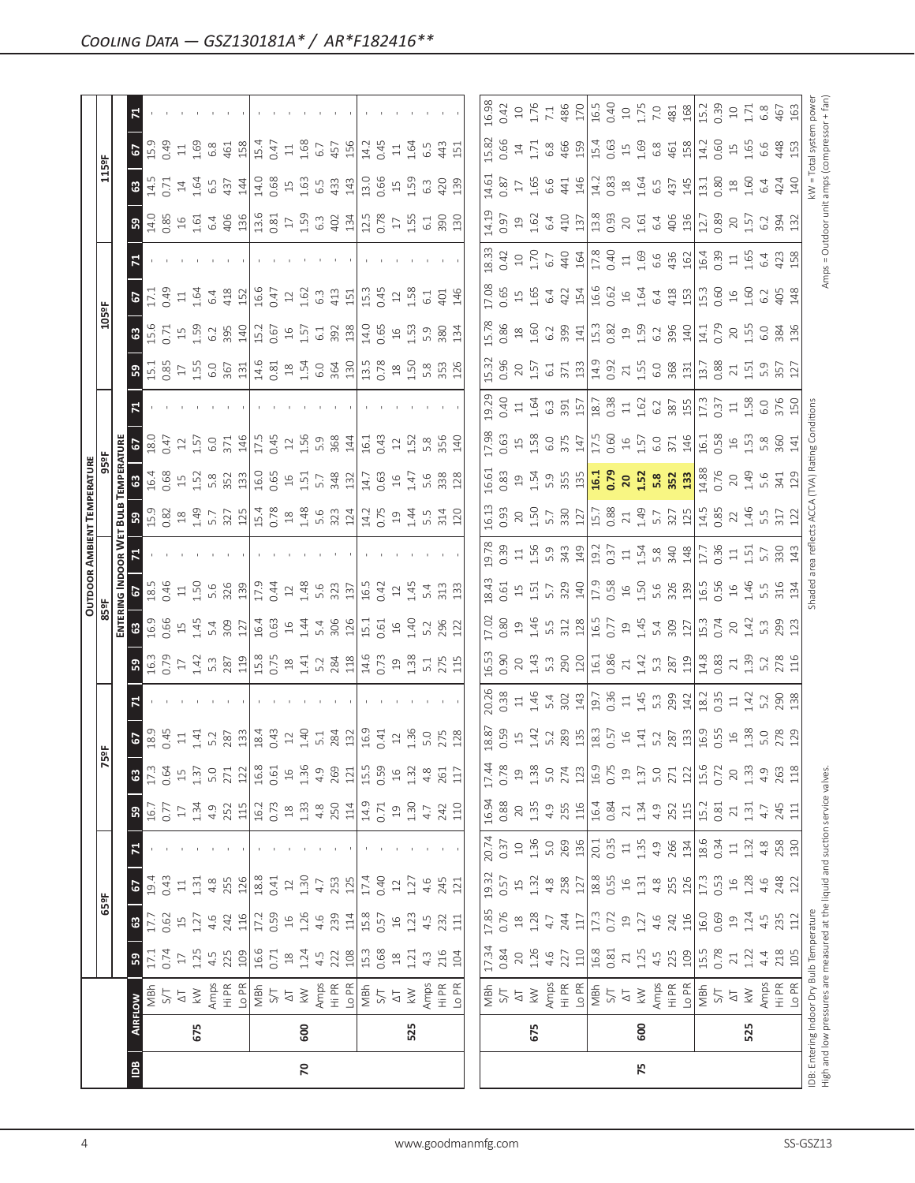## Cooling Data — GSZ130181A* / AR*F182416**

| IDB | Airflow | | Outdoor Ambient Temperature | | | | | | | | | | | | | | | | | | | | | | | |
|---|---|---|---|---|---|---|---|---|---|---|---|---|---|---|---|---|---|---|---|---|---|---|---|---|---|---|
| | | | 65ºF | | | | 75ºF | | | | 85ºF | | | | 95ºF | | | | 105ºF | | | | 115ºF | | | |
| | | | Entering Indoor Wet Bulb Temperature | | | | | | | | | | | | | | | | | | | | | | | |
| | | | 59 | 63 | 67 | 71 | 59 | 63 | 67 | 71 | 59 | 63 | 67 | 71 | 59 | 63 | 67 | 71 | 59 | 63 | 67 | 71 | 59 | 63 | 67 | 71 |
| 70 | 675 | MBh | 17.1 | 17.7 | 19.4 | - | 16.7 | 17.3 | 18.9 | - | 16.3 | 16.9 | 18.5 | - | 15.9 | 16.4 | 18.0 | - | 15.1 | 15.6 | 17.1 | - | 14.0 | 14.5 | 15.9 | - |
| | | S/T | 0.74 | 0.62 | 0.43 | - | 0.77 | 0.64 | 0.45 | - | 0.79 | 0.66 | 0.46 | - | 0.82 | 0.68 | 0.47 | - | 0.85 | 0.71 | 0.49 | - | 0.85 | 0.71 | 0.49 | - |
| | | ΔT | 17 | 15 | 11 | - | 17 | 15 | 11 | - | 17 | 15 | 11 | - | 18 | 15 | 12 | - | 17 | 15 | 11 | - | 16 | 14 | 11 | - |
| | | kW | 1.25 | 1.27 | 1.31 | - | 1.34 | 1.37 | 1.41 | - | 1.42 | 1.45 | 1.50 | - | 1.49 | 1.52 | 1.57 | - | 1.55 | 1.59 | 1.64 | - | 1.61 | 1.64 | 1.69 | - |
| | | Amps | 4.5 | 4.6 | 4.8 | - | 4.9 | 5.0 | 5.2 | - | 5.3 | 5.4 | 5.6 | - | 5.7 | 5.8 | 6.0 | - | 6.0 | 6.2 | 6.4 | - | 6.4 | 6.5 | 6.8 | - |
| | | Hi PR | 225 | 242 | 255 | - | 252 | 271 | 287 | - | 287 | 309 | 326 | - | 327 | 352 | 371 | - | 367 | 395 | 418 | - | 406 | 437 | 461 | - |
| | | Lo PR | 109 | 116 | 126 | - | 115 | 122 | 133 | - | 119 | 127 | 139 | - | 125 | 133 | 146 | - | 131 | 140 | 152 | - | 136 | 144 | 158 | - |
| | 600 | MBh | 16.6 | 17.2 | 18.8 | - | 16.2 | 16.8 | 18.4 | - | 15.8 | 16.4 | 17.9 | - | 15.4 | 16.0 | 17.5 | - | 14.6 | 15.2 | 16.6 | - | 13.6 | 14.0 | 15.4 | - |
| | | S/T | 0.71 | 0.59 | 0.41 | - | 0.73 | 0.61 | 0.43 | - | 0.75 | 0.63 | 0.44 | - | 0.78 | 0.65 | 0.45 | - | 0.81 | 0.67 | 0.47 | - | 0.81 | 0.68 | 0.47 | - |
| | | ΔT | 18 | 16 | 12 | - | 18 | 16 | 12 | - | 18 | 16 | 12 | - | 18 | 16 | 12 | - | 18 | 16 | 12 | - | 17 | 15 | 11 | - |
| | | kW | 1.24 | 1.26 | 1.30 | - | 1.33 | 1.36 | 1.40 | - | 1.41 | 1.44 | 1.48 | - | 1.48 | 1.51 | 1.56 | - | 1.54 | 1.57 | 1.62 | - | 1.59 | 1.63 | 1.68 | - |
| | | Amps | 4.5 | 4.6 | 4.7 | - | 4.8 | 4.9 | 5.1 | - | 5.2 | 5.4 | 5.6 | - | 5.6 | 5.7 | 5.9 | - | 6.0 | 6.1 | 6.3 | - | 6.3 | 6.5 | 6.7 | - |
| | | Hi PR | 222 | 239 | 253 | - | 250 | 269 | 284 | - | 284 | 306 | 323 | - | 323 | 348 | 368 | - | 364 | 392 | 413 | - | 402 | 433 | 457 | - |
| | | Lo PR | 108 | 114 | 125 | - | 114 | 121 | 132 | - | 118 | 126 | 137 | - | 124 | 132 | 144 | - | 130 | 138 | 151 | - | 134 | 143 | 156 | - |
| | 525 | MBh | 15.3 | 15.8 | 17.4 | - | 14.9 | 15.5 | 16.9 | - | 14.6 | 15.1 | 16.5 | - | 14.2 | 14.7 | 16.1 | - | 13.5 | 14.0 | 15.3 | - | 12.5 | 13.0 | 14.2 | - |
| | | S/T | 0.68 | 0.57 | 0.40 | - | 0.71 | 0.59 | 0.41 | - | 0.73 | 0.61 | 0.42 | - | 0.75 | 0.63 | 0.43 | - | 0.78 | 0.65 | 0.45 | - | 0.78 | 0.66 | 0.45 | - |
| | | ΔT | 18 | 16 | 12 | - | 19 | 16 | 12 | - | 19 | 16 | 12 | - | 19 | 16 | 12 | - | 18 | 16 | 12 | - | 17 | 15 | 11 | - |
| | | kW | 1.21 | 1.23 | 1.27 | - | 1.30 | 1.32 | 1.36 | - | 1.38 | 1.40 | 1.45 | - | 1.44 | 1.47 | 1.52 | - | 1.50 | 1.53 | 1.58 | - | 1.55 | 1.59 | 1.64 | - |
| | | Amps | 4.3 | 4.5 | 4.6 | - | 4.7 | 4.8 | 5.0 | - | 5.1 | 5.2 | 5.4 | - | 5.5 | 5.6 | 5.8 | - | 5.8 | 5.9 | 6.1 | - | 6.1 | 6.3 | 6.5 | - |
| | | Hi PR | 216 | 232 | 245 | - | 242 | 261 | 275 | - | 275 | 296 | 313 | - | 314 | 338 | 356 | - | 353 | 380 | 401 | - | 390 | 420 | 443 | - |
| | | Lo PR | 104 | 111 | 121 | - | 110 | 117 | 128 | - | 115 | 122 | 133 | - | 120 | 128 | 140 | - | 126 | 134 | 146 | - | 130 | 139 | 151 | - |
| 75 | 675 | MBh | 17.34 | 17.85 | 19.32 | 20.74 | 16.94 | 17.44 | 18.87 | 20.26 | 16.53 | 17.02 | 18.43 | 19.78 | 16.13 | 16.61 | 17.98 | 19.29 | 15.32 | 15.78 | 17.08 | 18.33 | 14.19 | 14.61 | 15.82 | 16.98 |
| | | S/T | 0.84 | 0.76 | 0.57 | 0.37 | 0.88 | 0.78 | 0.59 | 0.38 | 0.90 | 0.80 | 0.61 | 0.39 | 0.93 | 0.83 | 0.63 | 0.40 | 0.96 | 0.86 | 0.65 | 0.42 | 0.97 | 0.87 | 0.66 | 0.42 |
| | | ΔT | 20 | 18 | 15 | 10 | 20 | 19 | 15 | 11 | 20 | 19 | 15 | 11 | 20 | 19 | 15 | 11 | 20 | 18 | 15 | 10 | 19 | 17 | 14 | 10 |
| | | kW | 1.26 | 1.28 | 1.32 | 1.36 | 1.35 | 1.38 | 1.42 | 1.46 | 1.43 | 1.46 | 1.51 | 1.56 | 1.50 | 1.54 | 1.58 | 1.64 | 1.57 | 1.60 | 1.65 | 1.70 | 1.62 | 1.65 | 1.71 | 1.76 |
| | | Amps | 4.6 | 4.7 | 4.8 | 5.0 | 4.9 | 5.0 | 5.2 | 5.4 | 5.3 | 5.5 | 5.7 | 5.9 | 5.7 | 5.9 | 6.0 | 6.3 | 6.1 | 6.2 | 6.4 | 6.7 | 6.4 | 6.6 | 6.8 | 7.1 |
| | | Hi PR | 227 | 244 | 258 | 269 | 255 | 274 | 289 | 302 | 290 | 312 | 329 | 343 | 330 | 355 | 375 | 391 | 371 | 399 | 422 | 440 | 410 | 441 | 466 | 486 |
| | | Lo PR | 110 | 117 | 127 | 136 | 116 | 123 | 135 | 143 | 120 | 128 | 140 | 149 | 127 | 135 | 147 | 157 | 133 | 141 | 154 | 164 | 137 | 146 | 159 | 170 |
| | 600 | MBh | 16.8 | 17.3 | 18.8 | 20.1 | 16.4 | 16.9 | 18.3 | 19.7 | 16.1 | 16.5 | 17.9 | 19.2 | 15.7 | **16.1** | 17.5 | 18.7 | 14.9 | 15.3 | 16.6 | 17.8 | 13.8 | 14.2 | 15.4 | 16.5 |
| | | S/T | 0.81 | 0.72 | 0.55 | 0.35 | 0.84 | 0.75 | 0.57 | 0.36 | 0.86 | 0.77 | 0.58 | 0.37 | 0.88 | **0.79** | 0.60 | 0.38 | 0.92 | 0.82 | 0.62 | 0.40 | 0.93 | 0.83 | 0.63 | 0.40 |
| | | ΔT | 21 | 19 | 16 | 11 | 21 | 19 | 16 | 11 | 21 | 19 | 16 | 11 | 21 | **20** | 16 | 11 | 21 | 19 | 16 | 11 | 20 | 18 | 15 | 10 |
| | | kW | 1.25 | 1.27 | 1.31 | 1.35 | 1.34 | 1.37 | 1.41 | 1.45 | 1.42 | 1.45 | 1.50 | 1.54 | 1.49 | **1.52** | 1.57 | 1.62 | 1.55 | 1.59 | 1.64 | 1.69 | 1.61 | 1.64 | 1.69 | 1.75 |
| | | Amps | 4.5 | 4.6 | 4.8 | 4.9 | 4.9 | 5.0 | 5.2 | 5.3 | 5.3 | 5.4 | 5.6 | 5.8 | 5.7 | **5.8** | 6.0 | 6.2 | 6.0 | 6.2 | 6.4 | 6.6 | 6.4 | 6.5 | 6.8 | 7.0 |
| | | Hi PR | 225 | 242 | 255 | 266 | 252 | 271 | 287 | 299 | 287 | 309 | 326 | 340 | 327 | **352** | 371 | 387 | 368 | 396 | 418 | 436 | 406 | 437 | 461 | 481 |
| | | Lo PR | 109 | 116 | 126 | 134 | 115 | 122 | 133 | 142 | 119 | 127 | 139 | 148 | 125 | **133** | 146 | 155 | 131 | 140 | 153 | 162 | 136 | 145 | 158 | 168 |
| | 525 | MBh | 15.5 | 16.0 | 17.3 | 18.6 | 15.2 | 15.6 | 16.9 | 18.2 | 14.8 | 15.3 | 16.5 | 17.7 | 14.5 | 14.88 | 16.1 | 17.3 | 13.7 | 14.1 | 15.3 | 16.4 | 12.7 | 13.1 | 14.2 | 15.2 |
| | | S/T | 0.78 | 0.69 | 0.53 | 0.34 | 0.81 | 0.72 | 0.55 | 0.35 | 0.83 | 0.74 | 0.56 | 0.36 | 0.85 | 0.76 | 0.58 | 0.37 | 0.88 | 0.79 | 0.60 | 0.39 | 0.89 | 0.80 | 0.60 | 0.39 |
| | | ΔT | 21 | 19 | 16 | 11 | 21 | 20 | 16 | 11 | 21 | 20 | 16 | 11 | 22 | 20 | 16 | 11 | 21 | 20 | 16 | 11 | 20 | 18 | 15 | 10 |
| | | kW | 1.22 | 1.24 | 1.28 | 1.32 | 1.31 | 1.33 | 1.38 | 1.42 | 1.39 | 1.42 | 1.46 | 1.51 | 1.46 | 1.49 | 1.53 | 1.58 | 1.51 | 1.55 | 1.60 | 1.65 | 1.57 | 1.60 | 1.65 | 1.71 |
| | | Amps | 4.4 | 4.5 | 4.6 | 4.8 | 4.7 | 4.9 | 5.0 | 5.2 | 5.2 | 5.3 | 5.5 | 5.7 | 5.5 | 5.6 | 5.8 | 6.0 | 5.9 | 6.0 | 6.2 | 6.4 | 6.2 | 6.4 | 6.6 | 6.8 |
| | | Hi PR | 218 | 235 | 248 | 258 | 245 | 263 | 278 | 290 | 278 | 299 | 316 | 330 | 317 | 341 | 360 | 376 | 357 | 384 | 405 | 423 | 394 | 424 | 448 | 467 |
| | | Lo PR | 105 | 112 | 122 | 130 | 111 | 118 | 129 | 138 | 116 | 123 | 134 | 143 | 122 | 129 | 141 | 150 | 127 | 136 | 148 | 158 | 132 | 140 | 153 | 163 |

IDB: Entering Indoor Dry Bulb Temperature
High and low pressures are measured at the liquid and suction service valves.

Shaded area reflects ACCA (TVA) Rating Conditions

kW = Total system power
Amps = Outdoor unit amps (compressor + fan)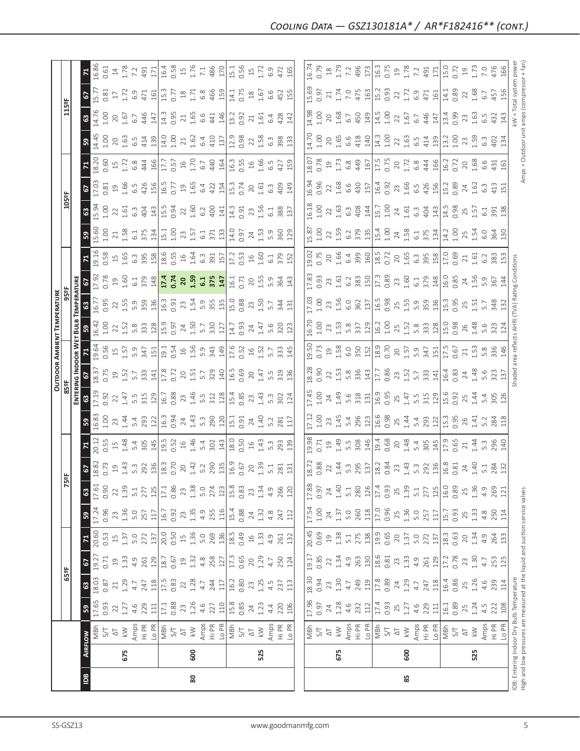## Cooling Data — GSZ130181A* / AR*F182416** (cont.)

| IDB | Airflow | | 65ºF | | | | 75ºF | | | | 85ºF | | | | 95ºF | | | | 105ºF | | | | 115ºF | | | |
|---|---|---|---|---|---|---|---|---|---|---|---|---|---|---|---|---|---|---|---|---|---|---|---|---|---|---|
| | | | Entering Indoor Wet Bulb Temperature | | | | | | | | | | | | | | | | | | | | | | | |
| | | | 59 | 63 | 67 | 71 | 59 | 63 | 67 | 71 | 59 | 63 | 67 | 71 | 59 | 63 | 67 | 71 | 59 | 63 | 67 | 71 | 59 | 63 | 67 | 71 |
| 80 | 675 | MBh | 17.65 | 18.03 | 19.27 | 20.60 | 17.24 | 17.61 | 18.82 | 20.12 | 16.83 | 17.19 | 18.37 | 19.64 | 16.42 | 16.77 | 17.92 | 19.16 | 15.60 | 15.94 | 17.03 | 18.20 | 14.45 | 14.76 | 15.77 | 16.86 |
| | | S/T | 0.93 | 0.87 | 0.71 | 0.53 | 0.96 | 0.90 | 0.73 | 0.55 | 1.00 | 0.92 | 0.75 | 0.56 | 1.00 | 0.95 | 0.78 | 0.58 | 1.00 | 1.00 | 0.81 | 0.60 | 1.00 | 1.00 | 0.81 | 0.61 |
| | | ΔT | 22 | 21 | 19 | 15 | 23 | 22 | 19 | 15 | 23 | 22 | 19 | 15 | 22 | 22 | 19 | 15 | 21 | 22 | 19 | 15 | 20 | 20 | 17 | 14 |
| | | kW | 1.27 | 1.29 | 1.33 | 1.37 | 1.36 | 1.39 | 1.43 | 1.48 | 1.44 | 1.47 | 1.52 | 1.57 | 1.52 | 1.55 | 1.60 | 1.65 | 1.58 | 1.61 | 1.66 | 1.72 | 1.63 | 1.67 | 1.72 | 1.78 |
| | | Amps | 4.6 | 4.7 | 4.9 | 5.0 | 5.0 | 5.1 | 5.3 | 5.4 | 5.4 | 5.5 | 5.7 | 5.9 | 5.8 | 5.9 | 6.1 | 6.3 | 6.1 | 6.3 | 6.5 | 6.8 | 6.5 | 6.7 | 6.9 | 7.2 |
| | | Hi PR | 229 | 247 | 261 | 272 | 257 | 277 | 292 | 305 | 293 | 315 | 333 | 347 | 333 | 359 | 379 | 395 | 375 | 404 | 426 | 444 | 414 | 446 | 471 | 491 |
| | | Lo PR | 111 | 118 | 129 | 137 | 117 | 125 | 136 | 145 | 122 | 129 | 141 | 151 | 128 | 136 | 148 | 158 | 134 | 143 | 156 | 166 | 139 | 147 | 161 | 171 |
| | 600 | MBh | 17.1 | 17.5 | 18.7 | 20.0 | 16.7 | 17.1 | 18.3 | 19.5 | 16.3 | 16.7 | 17.8 | 19.1 | 15.9 | 16.3 | **17.4** | 18.6 | 15.1 | 15.5 | 16.5 | 17.7 | 14.0 | 14.3 | 15.3 | 16.4 |
| | | S/T | 0.88 | 0.83 | 0.67 | 0.50 | 0.92 | 0.86 | 0.70 | 0.52 | 0.94 | 0.88 | 0.72 | 0.54 | 0.97 | 0.91 | **0.74** | 0.55 | 1.00 | 0.94 | 0.77 | 0.57 | 1.00 | 0.95 | 0.77 | 0.58 |
| | | ΔT | 23 | 22 | 19 | 15 | 23 | 23 | 20 | 16 | 24 | 23 | 20 | 16 | 24 | 23 | **20** | 16 | 23 | 22 | 19 | 16 | 21 | 21 | 18 | 15 |
| | | kW | 1.26 | 1.28 | 1.32 | 1.36 | 1.35 | 1.38 | 1.42 | 1.46 | 1.43 | 1.46 | 1.51 | 1.56 | 1.50 | 1.54 | **1.59** | 1.64 | 1.57 | 1.60 | 1.65 | 1.70 | 1.62 | 1.65 | 1.71 | 1.76 |
| | | Amps | 4.6 | 4.7 | 4.8 | 5.0 | 4.9 | 5.0 | 5.2 | 5.4 | 5.3 | 5.5 | 5.7 | 5.9 | 5.7 | 5.9 | **6.1** | 6.3 | 6.1 | 6.2 | 6.4 | 6.7 | 6.4 | 6.6 | 6.8 | 7.1 |
| | | Hi PR | 227 | 244 | 258 | 269 | 255 | 274 | 290 | 302 | 290 | 312 | 329 | 343 | 330 | 355 | **375** | 391 | 371 | 400 | 422 | 440 | 410 | 441 | 466 | 486 |
| | | Lo PR | 110 | 117 | 127 | 136 | 116 | 123 | 135 | 143 | 120 | 128 | 140 | 149 | 127 | 135 | **147** | 157 | 133 | 141 | 154 | 164 | 137 | 146 | 159 | 170 |
| | 525 | MBh | 15.8 | 16.2 | 17.3 | 18.5 | 15.4 | 15.8 | 16.9 | 18.0 | 15.1 | 15.4 | 16.5 | 17.6 | 14.7 | 15.0 | 16.1 | 17.2 | 14.0 | 14.3 | 15.3 | 16.3 | 12.9 | 13.2 | 14.1 | 15.1 |
| | | S/T | 0.85 | 0.80 | 0.65 | 0.49 | 0.88 | 0.83 | 0.67 | 0.50 | 0.91 | 0.85 | 0.69 | 0.52 | 0.93 | 0.88 | 0.71 | 0.53 | 0.97 | 0.91 | 0.74 | 0.55 | 0.98 | 0.92 | 0.75 | 0.56 |
| | | ΔT | 24 | 23 | 20 | 16 | 24 | 23 | 20 | 16 | 24 | 23 | 20 | 16 | 24 | 23 | 20 | 16 | 24 | 23 | 20 | 16 | 22 | 21 | 18 | 15 |
| | | kW | 1.23 | 1.25 | 1.29 | 1.33 | 1.32 | 1.34 | 1.39 | 1.43 | 1.40 | 1.43 | 1.47 | 1.52 | 1.47 | 1.50 | 1.55 | 1.60 | 1.53 | 1.56 | 1.61 | 1.66 | 1.58 | 1.61 | 1.67 | 1.72 |
| | | Amps | 4.4 | 4.5 | 4.7 | 4.9 | 4.8 | 4.9 | 5.1 | 5.3 | 5.2 | 5.3 | 5.5 | 5.7 | 5.6 | 5.7 | 5.9 | 6.1 | 5.9 | 6.1 | 6.3 | 6.5 | 6.3 | 6.4 | 6.6 | 6.9 |
| | | Hi PR | 220 | 237 | 250 | 261 | 247 | 266 | 281 | 293 | 281 | 302 | 319 | 333 | 320 | 344 | 364 | 379 | 360 | 388 | 409 | 427 | 398 | 428 | 452 | 472 |
| | | Lo PR | 106 | 113 | 124 | 132 | 112 | 120 | 131 | 139 | 117 | 124 | 136 | 145 | 123 | 131 | 143 | 152 | 129 | 137 | 149 | 159 | 133 | 142 | 155 | 165 |
| 85 | 675 | MBh | 17.96 | 18.30 | 19.17 | 20.45 | 17.54 | 17.88 | 18.72 | 19.98 | 17.12 | 17.45 | 18.28 | 19.50 | 16.70 | 17.03 | 17.83 | 19.02 | 15.87 | 16.18 | 16.94 | 18.07 | 14.70 | 14.98 | 15.69 | 16.74 |
| | | S/T | 0.97 | 0.94 | 0.85 | 0.69 | 1.00 | 0.97 | 0.88 | 0.71 | 1.00 | 1.00 | 0.90 | 0.73 | 1.00 | 1.00 | 0.93 | 0.75 | 1.00 | 1.00 | 0.96 | 0.78 | 1.00 | 1.00 | 0.97 | 0.79 |
| | | ΔT | 24 | 23 | 22 | 19 | 24 | 24 | 22 | 19 | 23 | 24 | 22 | 19 | 23 | 23 | 23 | 20 | 22 | 22 | 22 | 19 | 20 | 20 | 21 | 18 |
| | | kW | 1.28 | 1.30 | 1.34 | 1.38 | 1.37 | 1.40 | 1.44 | 1.49 | 1.45 | 1.49 | 1.53 | 1.58 | 1.53 | 1.56 | 1.61 | 1.66 | 1.59 | 1.63 | 1.68 | 1.73 | 1.65 | 1.68 | 1.74 | 1.79 |
| | | Amps | 4.6 | 4.7 | 4.9 | 5.1 | 5.0 | 5.1 | 5.3 | 5.5 | 5.4 | 5.6 | 5.8 | 6.0 | 5.8 | 6.0 | 6.2 | 6.4 | 6.2 | 6.3 | 6.6 | 6.8 | 6.6 | 6.7 | 7.0 | 7.2 |
| | | Hi PR | 232 | 249 | 263 | 275 | 260 | 280 | 295 | 308 | 296 | 318 | 336 | 350 | 337 | 362 | 383 | 399 | 379 | 408 | 430 | 449 | 418 | 450 | 475 | 496 |
| | | Lo PR | 112 | 119 | 130 | 138 | 118 | 126 | 137 | 146 | 123 | 131 | 143 | 152 | 129 | 137 | 150 | 160 | 135 | 144 | 157 | 167 | 140 | 149 | 163 | 173 |
| | 600 | MBh | 17.4 | 17.8 | 18.6 | 19.9 | 17.0 | 17.4 | 18.2 | 19.4 | 16.6 | 16.9 | 17.7 | 18.9 | 16.2 | 16.5 | 17.3 | 18.5 | 15.4 | 15.7 | 16.4 | 17.5 | 14.3 | 14.5 | 15.2 | 16.3 |
| | | S/T | 0.93 | 0.89 | 0.81 | 0.65 | 0.96 | 0.93 | 0.84 | 0.68 | 0.98 | 0.95 | 0.86 | 0.70 | 1.00 | 0.98 | 0.89 | 0.72 | 1.00 | 1.00 | 0.92 | 0.75 | 1.00 | 1.00 | 0.93 | 0.75 |
| | | ΔT | 25 | 24 | 23 | 20 | 25 | 25 | 23 | 20 | 25 | 25 | 23 | 20 | 25 | 25 | 23 | 20 | 24 | 24 | 23 | 20 | 22 | 22 | 22 | 19 |
| | | kW | 1.27 | 1.29 | 1.33 | 1.37 | 1.36 | 1.39 | 1.43 | 1.48 | 1.44 | 1.47 | 1.52 | 1.57 | 1.52 | 1.55 | 1.60 | 1.65 | 1.58 | 1.61 | 1.66 | 1.72 | 1.63 | 1.67 | 1.72 | 1.78 |
| | | Amps | 4.6 | 4.7 | 4.9 | 5.0 | 5.0 | 5.1 | 5.3 | 5.4 | 5.4 | 5.5 | 5.7 | 5.9 | 5.8 | 5.9 | 6.1 | 6.3 | 6.1 | 6.3 | 6.5 | 6.8 | 6.5 | 6.7 | 6.9 | 7.2 |
| | | Hi PR | 229 | 247 | 261 | 272 | 257 | 277 | 292 | 305 | 293 | 315 | 333 | 347 | 333 | 359 | 379 | 395 | 375 | 404 | 426 | 444 | 414 | 446 | 471 | 491 |
| | | Lo PR | 111 | 118 | 129 | 137 | 117 | 125 | 136 | 145 | 122 | 129 | 141 | 151 | 128 | 136 | 148 | 158 | 134 | 143 | 156 | 166 | 139 | 147 | 161 | 171 |
| | 525 | MBh | 16.1 | 16.4 | 17.2 | 18.3 | 15.7 | 16.0 | 16.8 | 17.9 | 15.3 | 15.6 | 16.4 | 17.5 | 15.0 | 15.3 | 16.0 | 17.0 | 14.2 | 14.5 | 15.2 | 16.2 | 13.2 | 13.4 | 14.1 | 15.0 |
| | | S/T | 0.89 | 0.86 | 0.78 | 0.63 | 0.93 | 0.89 | 0.81 | 0.65 | 0.95 | 0.92 | 0.83 | 0.67 | 0.98 | 0.95 | 0.85 | 0.69 | 1.00 | 0.98 | 0.89 | 0.72 | 1.00 | 0.99 | 0.89 | 0.72 |
| | | ΔT | 25 | 25 | 23 | 20 | 25 | 25 | 24 | 21 | 26 | 25 | 24 | 21 | 26 | 25 | 24 | 21 | 25 | 25 | 24 | 20 | 23 | 23 | 22 | 19 |
| | | kW | 1.24 | 1.26 | 1.30 | 1.34 | 1.33 | 1.36 | 1.40 | 1.44 | 1.41 | 1.44 | 1.48 | 1.53 | 1.48 | 1.51 | 1.56 | 1.61 | 1.54 | 1.57 | 1.62 | 1.68 | 1.59 | 1.63 | 1.68 | 1.73 |
| | | Amps | 4.5 | 4.6 | 4.7 | 4.9 | 4.8 | 4.9 | 5.1 | 5.3 | 5.2 | 5.4 | 5.6 | 5.8 | 5.6 | 5.7 | 5.9 | 6.2 | 6.0 | 6.1 | 6.3 | 6.6 | 6.3 | 6.5 | 6.7 | 7.0 |
| | | Hi PR | 222 | 239 | 253 | 264 | 250 | 269 | 284 | 296 | 284 | 305 | 323 | 336 | 323 | 348 | 367 | 383 | 364 | 391 | 413 | 431 | 402 | 432 | 457 | 476 |
| | | Lo PR | 108 | 114 | 125 | 133 | 114 | 121 | 132 | 140 | 118 | 126 | 137 | 146 | 124 | 132 | 144 | 153 | 130 | 138 | 151 | 161 | 134 | 143 | 156 | 166 |

IDB: Entering Indoor Dry Bulb Temperature
High and low pressures are measured at the liquid and suction service valves.

Shaded area reflects AHRI (TVA) Rating Conditions

kW = Total system power
Amps = Outdoor unit amps (compressor + fan)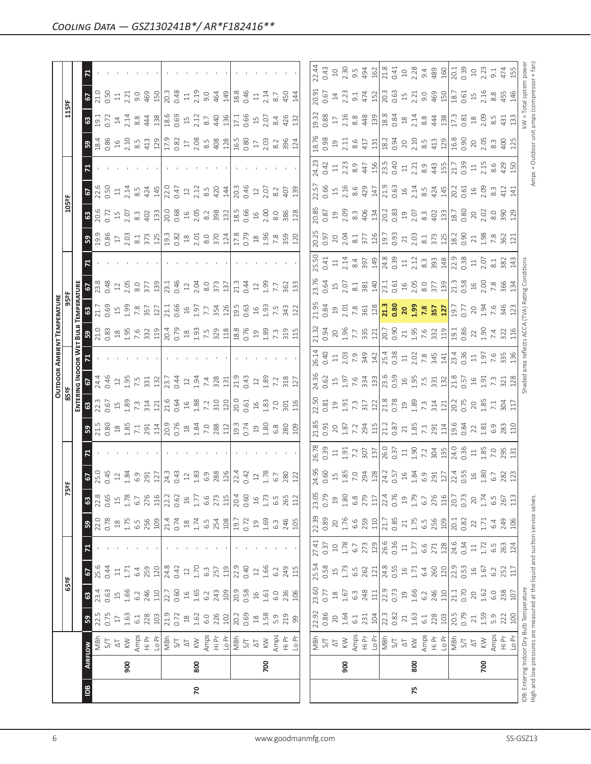## Cooling Data — GSZ130241B*/ AR*F182416**

| IDB | Airflow | | 65ºF | | | | 75ºF | | | | 85ºF | | | | 95ºF | | | | 105ºF | | | | 115ºF | | | |
|---|---|---|---|---|---|---|---|---|---|---|---|---|---|---|---|---|---|---|---|---|---|---|---|---|---|---|
| | | | Entering Indoor Wet Bulb Temperature | | | | | | | | | | | | | | | | | | | | | | | |
| | | | 59 | 63 | 67 | 71 | 59 | 63 | 67 | 71 | 59 | 63 | 67 | 71 | 59 | 63 | 67 | 71 | 59 | 63 | 67 | 71 | 59 | 63 | 67 | 71 |
| 70 | 900 | MBh | 22.5 | 23.4 | 25.6 | - | 22.0 | 22.8 | 25.0 | - | 21.5 | 22.3 | 24.4 | - | 21.0 | 21.7 | 23.8 | - | 19.9 | 20.6 | 22.6 | - | 18.4 | 19.1 | 21.0 | - |
| | | S/T | 0.75 | 0.63 | 0.44 | - | 0.78 | 0.65 | 0.45 | - | 0.80 | 0.67 | 0.46 | - | 0.83 | 0.69 | 0.48 | - | 0.86 | 0.72 | 0.50 | - | 0.86 | 0.72 | 0.50 | - |
| | | ΔT | 17 | 15 | 11 | - | 18 | 15 | 12 | - | 18 | 15 | 12 | - | 18 | 15 | 12 | - | 17 | 15 | 11 | - | 16 | 14 | 11 | - |
| | | KW | 1.63 | 1.66 | 1.71 | - | 1.75 | 1.78 | 1.84 | - | 1.85 | 1.89 | 1.95 | - | 1.95 | 1.99 | 2.05 | - | 2.03 | 2.07 | 2.14 | - | 2.10 | 2.14 | 2.21 | - |
| | | Amps | 6.1 | 6.2 | 6.4 | - | 6.5 | 6.7 | 6.9 | - | 7.1 | 7.3 | 7.5 | - | 7.6 | 7.8 | 8.0 | - | 8.1 | 8.3 | 8.5 | - | 8.5 | 8.8 | 9.0 | - |
| | | Hi Pr | 228 | 246 | 259 | - | 256 | 276 | 291 | - | 291 | 314 | 331 | - | 332 | 357 | 377 | - | 373 | 402 | 424 | - | 413 | 444 | 469 | - |
| | | Lo Pr | 103 | 110 | 120 | - | 109 | 116 | 127 | - | 114 | 121 | 132 | - | 119 | 127 | 139 | - | 125 | 133 | 145 | - | 129 | 138 | 150 | - |
| | 800 | MBh | 21.9 | 22.7 | 24.8 | - | 21.4 | 22.2 | 24.3 | - | 20.9 | 21.6 | 23.7 | - | 20.4 | 21.1 | 23.1 | - | 19.3 | 20.0 | 22.0 | - | 17.9 | 18.6 | 20.3 | - |
| | | S/T | 0.72 | 0.60 | 0.42 | - | 0.74 | 0.62 | 0.43 | - | 0.76 | 0.64 | 0.44 | - | 0.79 | 0.66 | 0.46 | - | 0.82 | 0.68 | 0.47 | - | 0.82 | 0.69 | 0.48 | - |
| | | ΔT | 18 | 16 | 12 | - | 18 | 16 | 12 | - | 18 | 16 | 12 | - | 18 | 16 | 12 | - | 18 | 16 | 12 | - | 17 | 15 | 11 | - |
| | | KW | 1.62 | 1.65 | 1.70 | - | 1.74 | 1.77 | 1.83 | - | 1.84 | 1.88 | 1.94 | - | 1.93 | 1.97 | 2.04 | - | 2.01 | 2.05 | 2.12 | - | 2.08 | 2.12 | 2.19 | - |
| | | Amps | 6.0 | 6.2 | 6.3 | - | 6.5 | 6.6 | 6.9 | - | 7.0 | 7.2 | 7.4 | - | 7.5 | 7.7 | 8.0 | - | 8.0 | 8.2 | 8.5 | - | 8.5 | 8.7 | 9.0 | - |
| | | Hi Pr | 226 | 243 | 257 | - | 254 | 273 | 288 | - | 288 | 310 | 328 | - | 329 | 354 | 373 | - | 370 | 398 | 420 | - | 408 | 440 | 464 | - |
| | | Lo Pr | 102 | 109 | 119 | - | 108 | 115 | 126 | - | 112 | 120 | 131 | - | 118 | 126 | 137 | - | 124 | 132 | 144 | - | 128 | 136 | 149 | - |
| | 700 | MBh | 20.2 | 20.9 | 22.9 | - | 19.7 | 20.4 | 22.4 | - | 19.3 | 20.0 | 21.9 | - | 18.8 | 19.5 | 21.3 | - | 17.8 | 18.5 | 20.3 | - | 16.5 | 17.1 | 18.8 | - |
| | | S/T | 0.69 | 0.58 | 0.40 | - | 0.72 | 0.60 | 0.42 | - | 0.74 | 0.61 | 0.43 | - | 0.76 | 0.63 | 0.44 | - | 0.79 | 0.66 | 0.46 | - | 0.80 | 0.66 | 0.46 | - |
| | | ΔT | 18 | 16 | 12 | - | 19 | 16 | 12 | - | 19 | 16 | 12 | - | 19 | 16 | 12 | - | 18 | 16 | 12 | - | 17 | 15 | 11 | - |
| | | KW | 1.58 | 1.61 | 1.66 | - | 1.69 | 1.73 | 1.78 | - | 1.80 | 1.83 | 1.89 | - | 1.89 | 1.93 | 1.99 | - | 1.96 | 2.00 | 2.07 | - | 2.03 | 2.07 | 2.14 | - |
| | | Amps | 5.9 | 6.0 | 6.2 | - | 6.3 | 6.5 | 6.7 | - | 6.8 | 7.0 | 7.2 | - | 7.3 | 7.5 | 7.7 | - | 7.8 | 8.0 | 8.2 | - | 8.2 | 8.4 | 8.7 | - |
| | | Hi Pr | 219 | 236 | 249 | - | 246 | 265 | 280 | - | 280 | 301 | 318 | - | 319 | 343 | 362 | - | 359 | 386 | 407 | - | 396 | 426 | 450 | - |
| | | Lo Pr | 99 | 106 | 115 | - | 105 | 112 | 122 | - | 109 | 116 | 127 | - | 115 | 122 | 133 | - | 120 | 128 | 139 | - | 124 | 132 | 144 | - |
| 75 | 900 | MBh | 22.92 | 23.60 | 25.54 | 27.41 | 22.39 | 23.05 | 24.95 | 26.78 | 21.85 | 22.50 | 24.36 | 26.14 | 21.32 | 21.95 | 23.76 | 25.50 | 20.25 | 20.85 | 22.57 | 24.23 | 18.76 | 19.32 | 20.91 | 22.44 |
| | | S/T | 0.86 | 0.77 | 0.58 | 0.37 | 0.89 | 0.79 | 0.60 | 0.39 | 0.91 | 0.81 | 0.62 | 0.40 | 0.94 | 0.84 | 0.64 | 0.41 | 0.97 | 0.87 | 0.66 | 0.42 | 0.98 | 0.88 | 0.67 | 0.43 |
| | | ΔT | 20 | 18 | 15 | 10 | 20 | 19 | 15 | 11 | 20 | 19 | 15 | 11 | 20 | 19 | 15 | 11 | 20 | 19 | 15 | 11 | 19 | 17 | 14 | 10 |
| | | KW | 1.64 | 1.67 | 1.73 | 1.78 | 1.76 | 1.80 | 1.85 | 1.91 | 1.87 | 1.91 | 1.97 | 2.03 | 1.96 | 2.01 | 2.07 | 2.14 | 2.04 | 2.09 | 2.16 | 2.23 | 2.11 | 2.16 | 2.23 | 2.30 |
| | | Amps | 6.1 | 6.3 | 6.5 | 6.7 | 6.6 | 6.8 | 7.0 | 7.2 | 7.2 | 7.3 | 7.6 | 7.9 | 7.7 | 7.8 | 8.1 | 8.4 | 8.1 | 8.3 | 8.6 | 8.9 | 8.6 | 8.8 | 9.1 | 9.5 |
| | | Hi Pr | 231 | 248 | 262 | 273 | 259 | 279 | 294 | 307 | 294 | 317 | 334 | 349 | 335 | 361 | 381 | 397 | 377 | 406 | 429 | 447 | 417 | 448 | 474 | 494 |
| | | Lo Pr | 104 | 111 | 121 | 129 | 110 | 117 | 128 | 137 | 115 | 122 | 133 | 142 | 121 | 128 | 140 | 149 | 126 | 134 | 147 | 156 | 131 | 139 | 152 | 162 |
| | 800 | MBh | 22.3 | 22.9 | 24.8 | 26.6 | 21.7 | 22.4 | 24.2 | 26.0 | 21.2 | 21.8 | 23.6 | 25.4 | 20.7 | **21.3** | 23.1 | 24.8 | 19.7 | 20.2 | 21.9 | 23.5 | 18.2 | 18.8 | 20.3 | 21.8 |
| | | S/T | 0.82 | 0.73 | 0.55 | 0.36 | 0.85 | 0.76 | 0.57 | 0.37 | 0.87 | 0.78 | 0.59 | 0.38 | 0.90 | **0.80** | 0.61 | 0.39 | 0.93 | 0.83 | 0.63 | 0.40 | 0.94 | 0.84 | 0.63 | 0.41 |
| | | ΔT | 21 | 19 | 16 | 11 | 21 | 19 | 16 | 11 | 21 | 19 | 16 | 11 | 21 | **20** | 16 | 11 | 21 | 19 | 16 | 11 | 20 | 18 | 15 | 10 |
| | | KW | 1.63 | 1.66 | 1.71 | 1.77 | 1.75 | 1.79 | 1.84 | 1.90 | 1.85 | 1.89 | 1.95 | 2.02 | 1.95 | **1.99** | 2.05 | 2.12 | 2.03 | 2.07 | 2.14 | 2.21 | 2.10 | 2.14 | 2.21 | 2.28 |
| | | Amps | 6.1 | 6.2 | 6.4 | 6.6 | 6.5 | 6.7 | 6.9 | 7.2 | 7.1 | 7.3 | 7.5 | 7.8 | 7.6 | **7.8** | 8.0 | 8.3 | 8.1 | 8.3 | 8.5 | 8.9 | 8.5 | 8.8 | 9.0 | 9.4 |
| | | Hi Pr | 228 | 246 | 260 | 271 | 256 | 276 | 291 | 304 | 291 | 314 | 331 | 345 | 332 | **357** | 377 | 393 | 373 | 402 | 424 | 443 | 413 | 444 | 469 | 489 |
| | | Lo Pr | 103 | 110 | 120 | 128 | 109 | 116 | 127 | 135 | 114 | 121 | 132 | 141 | 119 | **127** | 139 | 148 | 125 | 133 | 145 | 155 | 129 | 138 | 150 | 160 |
| | 700 | MBh | 20.5 | 21.1 | 22.9 | 24.6 | 20.1 | 20.7 | 22.4 | 24.0 | 19.6 | 20.2 | 21.8 | 23.4 | 19.1 | 19.7 | 21.3 | 22.9 | 18.2 | 18.7 | 20.2 | 21.7 | 16.8 | 17.3 | 18.7 | 20.1 |
| | | S/T | 0.79 | 0.70 | 0.53 | 0.34 | 0.82 | 0.73 | 0.55 | 0.36 | 0.84 | 0.75 | 0.57 | 0.36 | 0.86 | 0.77 | 0.58 | 0.38 | 0.90 | 0.80 | 0.61 | 0.39 | 0.90 | 0.81 | 0.61 | 0.39 |
| | | ΔT | 21 | 20 | 16 | 11 | 22 | 20 | 16 | 11 | 22 | 20 | 16 | 11 | 22 | 20 | 16 | 11 | 21 | 20 | 16 | 11 | 20 | 18 | 15 | 10 |
| | | KW | 1.59 | 1.62 | 1.67 | 1.72 | 1.71 | 1.74 | 1.80 | 1.85 | 1.81 | 1.85 | 1.91 | 1.97 | 1.90 | 1.94 | 2.00 | 2.07 | 1.98 | 2.02 | 2.09 | 2.15 | 2.05 | 2.09 | 2.16 | 2.23 |
| | | Amps | 5.9 | 6.0 | 6.2 | 6.5 | 6.4 | 6.5 | 6.7 | 7.0 | 6.9 | 7.1 | 7.3 | 7.6 | 7.4 | 7.6 | 7.8 | 8.1 | 7.8 | 8.0 | 8.3 | 8.6 | 8.3 | 8.5 | 8.8 | 9.1 |
| | | Hi Pr | 222 | 238 | 252 | 263 | 249 | 267 | 282 | 295 | 283 | 304 | 321 | 335 | 322 | 346 | 366 | 382 | 362 | 390 | 412 | 429 | 400 | 431 | 455 | 474 |
| | | Lo Pr | 100 | 107 | 117 | 124 | 106 | 113 | 123 | 131 | 110 | 117 | 128 | 136 | 116 | 123 | 134 | 143 | 121 | 129 | 141 | 150 | 125 | 133 | 146 | 155 |

IDB: Entering Indoor Dry Bulb Temperature
High and low pressures are measured at the liquid and suction service valves.

Shaded area reflects ACCA (TVA) Rating Conditions

kW = Total system power
Amps = Outdoor unit amps (compressor + fan)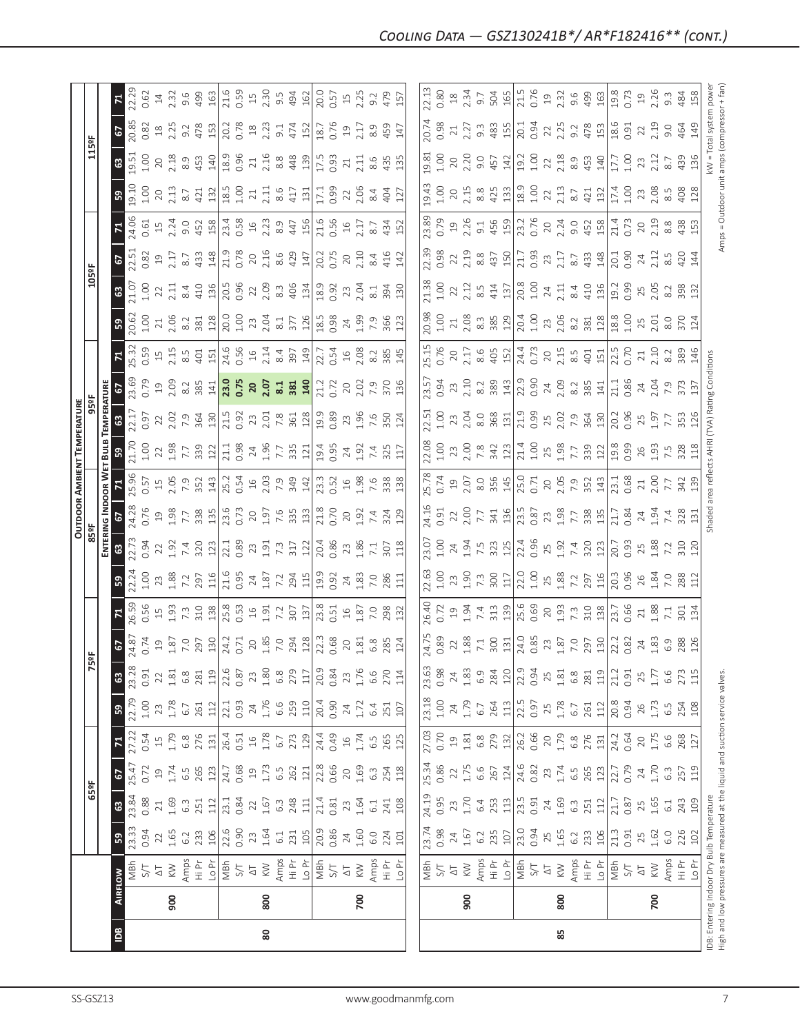## Cooling Data – GSZ130241B*/ AR*F182416** (cont.)

| IDB | Airflow | | Outdoor Ambient Temperature | | | | | | | | | | | | | | | | | | | |
|---|---|---|---|---|---|---|---|---|---|---|---|---|---|---|---|---|---|---|---|---|---|---|
| | | | 65ºF | | | | 75ºF | | | | 85ºF | | | | 95ºF | | | | 105ºF | | | | 115ºF | | | |
| | | | Entering Indoor Wet Bulb Temperature | | | | | | | | | | | | | | | | | | | | | | | |
| | | | 59 | 63 | 67 | 71 | 59 | 63 | 67 | 71 | 59 | 63 | 67 | 71 | 59 | 63 | 67 | 71 | 59 | 63 | 67 | 71 | 59 | 63 | 67 | 71 |
| 80 | 900 | MBh | 23.33 | 23.84 | 25.47 | 27.22 | 22.79 | 23.28 | 24.87 | 26.59 | 22.24 | 22.73 | 24.28 | 25.96 | 21.70 | 22.17 | 23.69 | 25.32 | 20.62 | 21.07 | 22.51 | 24.06 | 19.10 | 19.51 | 20.85 | 22.29 |
| | | S/T | 0.94 | 0.88 | 0.72 | 0.54 | 1.00 | 0.91 | 0.74 | 0.56 | 1.00 | 0.94 | 0.76 | 0.57 | 1.00 | 0.97 | 0.79 | 0.59 | 1.00 | 1.00 | 0.82 | 0.61 | 1.00 | 1.00 | 0.82 | 0.62 |
| | | ΔT | 22 | 21 | 19 | 15 | 23 | 22 | 19 | 15 | 23 | 22 | 19 | 15 | 22 | 22 | 19 | 15 | 21 | 22 | 19 | 15 | 20 | 20 | 18 | 14 |
| | | KW | 1.65 | 1.69 | 1.74 | 1.79 | 1.78 | 1.81 | 1.87 | 1.93 | 1.88 | 1.92 | 1.98 | 2.05 | 1.98 | 2.02 | 2.09 | 2.15 | 2.06 | 2.11 | 2.17 | 2.24 | 2.13 | 2.18 | 2.25 | 2.32 |
| | | Amps | 6.2 | 6.3 | 6.5 | 6.8 | 6.7 | 6.8 | 7.0 | 7.3 | 7.2 | 7.4 | 7.7 | 7.9 | 7.7 | 7.9 | 8.2 | 8.5 | 8.2 | 8.4 | 8.7 | 9.0 | 8.7 | 8.9 | 9.2 | 9.6 |
| | | Hi Pr | 233 | 251 | 265 | 276 | 261 | 281 | 297 | 310 | 297 | 320 | 338 | 352 | 339 | 364 | 385 | 401 | 381 | 410 | 433 | 452 | 421 | 453 | 478 | 499 |
| | | Lo Pr | 106 | 112 | 123 | 131 | 112 | 119 | 130 | 138 | 116 | 123 | 135 | 143 | 122 | 130 | 141 | 151 | 128 | 136 | 148 | 158 | 132 | 140 | 153 | 163 |
| | 800 | MBh | 22.6 | 23.1 | 24.7 | 26.4 | 22.1 | 22.6 | 24.2 | 25.8 | 21.6 | 22.1 | 23.6 | 25.2 | 21.1 | 21.5 | **23.0** | 24.6 | 20.0 | 20.5 | 21.9 | 23.4 | 18.5 | 18.9 | 20.2 | 21.6 |
| | | S/T | 0.90 | 0.84 | 0.68 | 0.51 | 0.93 | 0.87 | 0.71 | 0.53 | 0.95 | 0.89 | 0.73 | 0.54 | 0.98 | 0.92 | **0.75** | 0.56 | 1.00 | 0.96 | 0.78 | 0.58 | 1.00 | 0.96 | 0.78 | 0.59 |
| | | ΔT | 23 | 22 | 19 | 16 | 24 | 23 | 20 | 16 | 24 | 23 | 20 | 16 | 24 | 23 | **20** | 16 | 23 | 22 | 20 | 16 | 21 | 21 | 18 | 15 |
| | | KW | 1.64 | 1.67 | 1.73 | 1.78 | 1.76 | 1.80 | 1.85 | 1.91 | 1.87 | 1.91 | 1.97 | 2.03 | 1.96 | 2.01 | **2.07** | 2.14 | 2.04 | 2.09 | 2.16 | 2.23 | 2.11 | 2.16 | 2.23 | 2.30 |
| | | Amps | 6.1 | 6.3 | 6.5 | 6.7 | 6.6 | 6.8 | 7.0 | 7.2 | 7.2 | 7.3 | 7.6 | 7.9 | 7.7 | 7.8 | **8.1** | 8.4 | 8.1 | 8.3 | 8.6 | 8.9 | 8.6 | 8.8 | 9.1 | 9.5 |
| | | Hi Pr | 231 | 248 | 262 | 273 | 259 | 279 | 294 | 307 | 294 | 317 | 335 | 349 | 335 | 361 | **381** | 397 | 377 | 406 | 429 | 447 | 417 | 448 | 474 | 494 |
| | | Lo Pr | 105 | 111 | 121 | 129 | 110 | 117 | 128 | 137 | 115 | 122 | 133 | 142 | 121 | 128 | **140** | 149 | 126 | 134 | 147 | 156 | 131 | 139 | 152 | 162 |
| | 700 | MBh | 20.9 | 21.4 | 22.8 | 24.4 | 20.4 | 20.9 | 22.3 | 23.8 | 19.9 | 20.4 | 21.8 | 23.3 | 19.4 | 19.9 | 21.2 | 22.7 | 18.5 | 18.9 | 20.2 | 21.6 | 17.1 | 17.5 | 18.7 | 20.0 |
| | | S/T | 0.86 | 0.81 | 0.66 | 0.49 | 0.90 | 0.84 | 0.68 | 0.51 | 0.92 | 0.86 | 0.70 | 0.52 | 0.95 | 0.89 | 0.72 | 0.54 | 0.98 | 0.92 | 0.75 | 0.56 | 0.99 | 0.93 | 0.76 | 0.57 |
| | | ΔT | 24 | 23 | 20 | 16 | 24 | 23 | 20 | 16 | 24 | 23 | 20 | 16 | 24 | 23 | 20 | 16 | 24 | 23 | 20 | 16 | 22 | 21 | 19 | 15 |
| | | KW | 1.60 | 1.64 | 1.69 | 1.74 | 1.72 | 1.76 | 1.81 | 1.87 | 1.83 | 1.86 | 1.92 | 1.98 | 1.92 | 1.96 | 2.02 | 2.08 | 1.99 | 2.04 | 2.10 | 2.17 | 2.06 | 2.11 | 2.17 | 2.25 |
| | | Amps | 6.0 | 6.1 | 6.3 | 6.5 | 6.4 | 6.6 | 6.8 | 7.0 | 7.0 | 7.1 | 7.4 | 7.6 | 7.4 | 7.6 | 7.9 | 8.2 | 7.9 | 8.1 | 8.4 | 8.7 | 8.4 | 8.6 | 8.9 | 9.2 |
| | | Hi Pr | 224 | 241 | 254 | 265 | 251 | 270 | 285 | 298 | 286 | 307 | 324 | 338 | 325 | 350 | 370 | 385 | 366 | 394 | 416 | 434 | 404 | 435 | 459 | 479 |
| | | Lo Pr | 101 | 108 | 118 | 125 | 107 | 114 | 124 | 132 | 111 | 118 | 129 | 138 | 117 | 124 | 136 | 145 | 123 | 130 | 142 | 152 | 127 | 135 | 147 | 157 |
| 85 | 900 | MBh | 23.74 | 24.19 | 25.34 | 27.03 | 23.18 | 23.63 | 24.75 | 26.40 | 22.63 | 23.07 | 24.16 | 25.78 | 22.08 | 22.51 | 23.57 | 25.15 | 20.98 | 21.38 | 22.39 | 23.89 | 19.43 | 19.81 | 20.74 | 22.13 |
| | | S/T | 0.98 | 0.95 | 0.86 | 0.70 | 1.00 | 0.98 | 0.89 | 0.72 | 1.00 | 1.00 | 0.91 | 0.74 | 1.00 | 1.00 | 0.94 | 0.76 | 1.00 | 1.00 | 0.98 | 0.79 | 1.00 | 1.00 | 0.98 | 0.80 |
| | | ΔT | 24 | 23 | 22 | 19 | 24 | 24 | 22 | 19 | 23 | 24 | 22 | 19 | 23 | 23 | 23 | 20 | 21 | 22 | 22 | 19 | 20 | 20 | 21 | 18 |
| | | KW | 1.67 | 1.70 | 1.75 | 1.81 | 1.79 | 1.83 | 1.88 | 1.94 | 1.90 | 1.94 | 2.00 | 2.07 | 2.00 | 2.04 | 2.10 | 2.17 | 2.08 | 2.12 | 2.19 | 2.26 | 2.15 | 2.20 | 2.27 | 2.34 |
| | | Amps | 6.2 | 6.4 | 6.6 | 6.8 | 6.7 | 6.9 | 7.1 | 7.4 | 7.3 | 7.5 | 7.7 | 8.0 | 7.8 | 8.0 | 8.2 | 8.6 | 8.3 | 8.5 | 8.8 | 9.1 | 8.8 | 9.0 | 9.3 | 9.7 |
| | | Hi Pr | 235 | 253 | 267 | 279 | 264 | 284 | 300 | 313 | 300 | 323 | 341 | 356 | 342 | 368 | 389 | 405 | 385 | 414 | 437 | 456 | 425 | 457 | 483 | 504 |
| | | Lo Pr | 107 | 113 | 124 | 132 | 113 | 120 | 131 | 139 | 117 | 125 | 136 | 145 | 123 | 131 | 143 | 152 | 129 | 137 | 150 | 159 | 133 | 142 | 155 | 165 |
| | 800 | MBh | 23.0 | 23.5 | 24.6 | 26.2 | 22.5 | 22.9 | 24.0 | 25.6 | 22.0 | 22.4 | 23.5 | 25.0 | 21.4 | 21.9 | 22.9 | 24.4 | 20.4 | 20.8 | 21.7 | 23.2 | 18.9 | 19.2 | 20.1 | 21.5 |
| | | S/T | 0.94 | 0.91 | 0.82 | 0.66 | 0.97 | 0.94 | 0.85 | 0.69 | 1.00 | 0.96 | 0.87 | 0.71 | 1.00 | 0.99 | 0.90 | 0.73 | 1.00 | 1.00 | 0.93 | 0.76 | 1.00 | 1.00 | 0.94 | 0.76 |
| | | ΔT | 25 | 24 | 23 | 20 | 25 | 25 | 23 | 20 | 25 | 25 | 23 | 20 | 25 | 25 | 24 | 20 | 23 | 24 | 23 | 20 | 22 | 22 | 22 | 19 |
| | | KW | 1.65 | 1.69 | 1.74 | 1.79 | 1.78 | 1.81 | 1.87 | 1.93 | 1.88 | 1.92 | 1.98 | 2.05 | 1.98 | 2.02 | 2.09 | 2.15 | 2.06 | 2.11 | 2.17 | 2.24 | 2.13 | 2.18 | 2.25 | 2.32 |
| | | Amps | 6.2 | 6.3 | 6.5 | 6.8 | 6.7 | 6.8 | 7.0 | 7.3 | 7.2 | 7.4 | 7.7 | 7.9 | 7.7 | 7.9 | 8.2 | 8.5 | 8.2 | 8.4 | 8.7 | 9.0 | 8.7 | 8.9 | 9.2 | 9.6 |
| | | Hi Pr | 233 | 251 | 265 | 276 | 261 | 281 | 297 | 310 | 297 | 320 | 338 | 352 | 339 | 364 | 385 | 401 | 381 | 410 | 433 | 452 | 421 | 453 | 478 | 499 |
| | | Lo Pr | 106 | 112 | 123 | 131 | 112 | 119 | 130 | 138 | 116 | 123 | 135 | 143 | 122 | 130 | 141 | 151 | 128 | 136 | 148 | 158 | 132 | 140 | 153 | 163 |
| | 700 | MBh | 21.3 | 21.7 | 22.7 | 24.2 | 20.8 | 21.2 | 22.2 | 23.7 | 20.3 | 20.7 | 21.7 | 23.1 | 19.8 | 20.2 | 21.1 | 22.5 | 18.8 | 19.2 | 20.1 | 21.4 | 17.4 | 17.7 | 18.6 | 19.8 |
| | | S/T | 0.91 | 0.87 | 0.79 | 0.64 | 0.94 | 0.91 | 0.82 | 0.66 | 0.96 | 0.93 | 0.84 | 0.68 | 0.99 | 0.96 | 0.86 | 0.70 | 1.00 | 0.99 | 0.90 | 0.73 | 1.00 | 1.00 | 0.91 | 0.73 |
| | | ΔT | 25 | 25 | 24 | 20 | 26 | 25 | 24 | 21 | 26 | 25 | 24 | 21 | 26 | 25 | 24 | 21 | 25 | 25 | 24 | 20 | 23 | 23 | 22 | 19 |
| | | KW | 1.62 | 1.65 | 1.70 | 1.75 | 1.73 | 1.77 | 1.83 | 1.88 | 1.84 | 1.88 | 1.94 | 2.00 | 1.93 | 1.97 | 2.04 | 2.10 | 2.01 | 2.05 | 2.12 | 2.19 | 2.08 | 2.12 | 2.19 | 2.26 |
| | | Amps | 6.0 | 6.1 | 6.3 | 6.6 | 6.5 | 6.6 | 6.9 | 7.1 | 7.0 | 7.2 | 7.4 | 7.7 | 7.5 | 7.7 | 7.9 | 8.2 | 8.0 | 8.2 | 8.5 | 8.8 | 8.5 | 8.7 | 9.0 | 9.3 |
| | | Hi Pr | 226 | 243 | 257 | 268 | 254 | 273 | 288 | 301 | 288 | 310 | 328 | 342 | 328 | 353 | 373 | 389 | 370 | 398 | 420 | 438 | 408 | 439 | 464 | 484 |
| | | Lo Pr | 102 | 109 | 119 | 127 | 108 | 115 | 126 | 134 | 112 | 120 | 131 | 139 | 118 | 126 | 137 | 146 | 124 | 132 | 144 | 153 | 128 | 136 | 149 | 158 |

IDB: Entering Indoor Dry Bulb Temperature
High and low pressures are measured at the liquid and suction service valves.

Shaded area reflects AHRI (TVA) Rating Conditions

kW = Total system power
Amps = Outdoor unit amps (compressor + fan)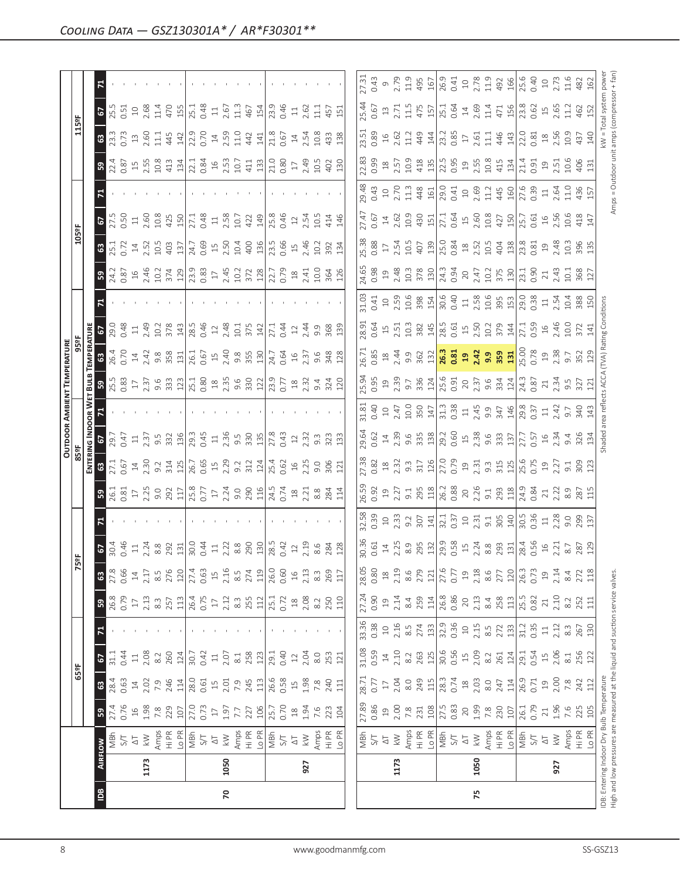## *Cooling Data — GSZ130301A* / AR*F30301***

| IDB | Airflow | | Outdoor Ambient Temperature | | | | | | | | | | | | | | | | | | | | | |
|---|---|---|---|---|---|---|---|---|---|---|---|---|---|---|---|---|---|---|---|---|---|---|---|---|
| | | | 65ºF | | | | 75ºF | | | | 85ºF | | | | 95ºF | | | | 105ºF | | | | 115ºF | | | |
| | | | Entering Indoor Wet Bulb Temperature | | | | | | | | | | | | | | | | | | | | | | | |
| | | | 59 | 63 | 67 | 71 | 59 | 63 | 67 | 71 | 59 | 63 | 67 | 71 | 59 | 63 | 67 | 71 | 59 | 63 | 67 | 71 | 59 | 63 | 67 | 71 |
| 70 | 1173 | MBh | 27.4 | 28.4 | 31.1 | - | 26.8 | 27.8 | 30.4 | - | 26.1 | 27.1 | 29.7 | - | 25.5 | 26.4 | 29.0 | - | 24.2 | 25.1 | 27.5 | - | 22.4 | 23.3 | 25.5 | - |
| | | S/T | 0.76 | 0.63 | 0.44 | - | 0.79 | 0.66 | 0.46 | - | 0.81 | 0.67 | 0.47 | - | 0.83 | 0.70 | 0.48 | - | 0.87 | 0.72 | 0.50 | - | 0.87 | 0.73 | 0.51 | - |
| | | ΔT | 16 | 14 | 11 | - | 17 | 14 | 11 | - | 17 | 14 | 11 | - | 17 | 14 | 11 | - | 16 | 14 | 11 | - | 15 | 13 | 10 | - |
| | | kW | 1.98 | 2.02 | 2.08 | - | 2.13 | 2.17 | 2.24 | - | 2.25 | 2.30 | 2.37 | - | 2.37 | 2.42 | 2.49 | - | 2.46 | 2.52 | 2.60 | - | 2.55 | 2.60 | 2.68 | - |
| | | Amps | 7.8 | 7.9 | 8.2 | - | 8.3 | 8.5 | 8.8 | - | 9.0 | 9.2 | 9.5 | - | 9.6 | 9.8 | 10.2 | - | 10.2 | 10.5 | 10.8 | - | 10.8 | 11.1 | 11.4 | - |
| | | Hi PR | 229 | 246 | 260 | - | 257 | 276 | 292 | - | 292 | 314 | 332 | - | 333 | 358 | 378 | - | 374 | 403 | 425 | - | 413 | 445 | 470 | - |
| | | Lo PR | 107 | 114 | 124 | - | 113 | 120 | 131 | - | 117 | 125 | 136 | - | 123 | 131 | 143 | - | 129 | 137 | 150 | - | 134 | 142 | 155 | - |
| | 1050 | MBh | 27.0 | 28.0 | 30.7 | - | 26.4 | 27.4 | 30.0 | - | 25.8 | 26.7 | 29.3 | - | 25.1 | 26.1 | 28.5 | - | 23.9 | 24.7 | 27.1 | - | 22.1 | 22.9 | 25.1 | - |
| | | S/T | 0.73 | 0.61 | 0.42 | - | 0.75 | 0.63 | 0.44 | - | 0.77 | 0.65 | 0.45 | - | 0.80 | 0.67 | 0.46 | - | 0.83 | 0.69 | 0.48 | - | 0.84 | 0.70 | 0.48 | - |
| | | ΔT | 17 | 15 | 11 | - | 17 | 15 | 11 | - | 17 | 15 | 11 | - | 18 | 15 | 12 | - | 17 | 15 | 11 | - | 16 | 14 | 11 | - |
| | | kW | 1.97 | 2.01 | 2.07 | - | 2.12 | 2.16 | 2.22 | - | 2.24 | 2.29 | 2.36 | - | 2.35 | 2.40 | 2.48 | - | 2.45 | 2.50 | 2.58 | - | 2.53 | 2.59 | 2.67 | - |
| | | Amps | 7.7 | 7.9 | 8.1 | - | 8.3 | 8.5 | 8.8 | - | 9.0 | 9.2 | 9.5 | - | 9.6 | 9.8 | 10.1 | - | 10.2 | 10.4 | 10.7 | - | 10.7 | 11.0 | 11.3 | - |
| | | Hi PR | 227 | 245 | 258 | - | 255 | 274 | 290 | - | 290 | 312 | 330 | - | 330 | 355 | 375 | - | 372 | 400 | 422 | - | 411 | 442 | 467 | - |
| | | Lo PR | 106 | 113 | 123 | - | 112 | 119 | 130 | - | 116 | 124 | 135 | - | 122 | 130 | 142 | - | 128 | 136 | 149 | - | 133 | 141 | 154 | - |
| | 927 | MBh | 25.7 | 26.6 | 29.1 | - | 25.1 | 26.0 | 28.5 | - | 24.5 | 25.4 | 27.8 | - | 23.9 | 24.7 | 27.1 | - | 22.7 | 23.5 | 25.8 | - | 21.0 | 21.8 | 23.9 | - |
| | | S/T | 0.70 | 0.58 | 0.40 | - | 0.72 | 0.60 | 0.42 | - | 0.74 | 0.62 | 0.43 | - | 0.77 | 0.64 | 0.44 | - | 0.79 | 0.66 | 0.46 | - | 0.80 | 0.67 | 0.46 | - |
| | | ΔT | 18 | 15 | 12 | - | 18 | 16 | 12 | - | 18 | 16 | 12 | - | 18 | 16 | 12 | - | 18 | 15 | 12 | - | 17 | 14 | 11 | - |
| | | kW | 1.94 | 1.98 | 2.04 | - | 2.08 | 2.13 | 2.19 | - | 2.21 | 2.25 | 2.32 | - | 2.32 | 2.37 | 2.44 | - | 2.41 | 2.46 | 2.54 | - | 2.49 | 2.54 | 2.62 | - |
| | | Amps | 7.6 | 7.8 | 8.0 | - | 8.2 | 8.3 | 8.6 | - | 8.8 | 9.0 | 9.3 | - | 9.4 | 9.6 | 9.9 | - | 10.0 | 10.2 | 10.5 | - | 10.5 | 10.8 | 11.1 | - |
| | | Hi PR | 223 | 240 | 253 | - | 250 | 269 | 284 | - | 284 | 306 | 323 | - | 324 | 348 | 368 | - | 364 | 392 | 414 | - | 402 | 433 | 457 | - |
| | | Lo PR | 104 | 111 | 121 | - | 110 | 117 | 128 | - | 114 | 121 | 133 | - | 120 | 128 | 139 | - | 126 | 134 | 146 | - | 130 | 138 | 151 | - |
| 75 | 1173 | MBh | 27.89 | 28.71 | 31.08 | 33.36 | 27.24 | 28.05 | 30.36 | 32.58 | 26.59 | 27.38 | 29.64 | 31.81 | 25.94 | 26.71 | 28.91 | 31.03 | 24.65 | 25.38 | 27.47 | 29.48 | 22.83 | 23.51 | 25.44 | 27.31 |
| | | S/T | 0.86 | 0.77 | 0.59 | 0.38 | 0.90 | 0.80 | 0.61 | 0.39 | 0.92 | 0.82 | 0.62 | 0.40 | 0.95 | 0.85 | 0.64 | 0.41 | 0.98 | 0.88 | 0.67 | 0.43 | 0.99 | 0.89 | 0.67 | 0.43 |
| | | ΔT | 19 | 17 | 14 | 10 | 19 | 18 | 14 | 10 | 19 | 18 | 14 | 10 | 19 | 18 | 15 | 10 | 19 | 17 | 14 | 10 | 18 | 16 | 13 | 9 |
| | | kW | 2.00 | 2.04 | 2.10 | 2.16 | 2.14 | 2.19 | 2.25 | 2.33 | 2.27 | 2.32 | 2.39 | 2.47 | 2.39 | 2.44 | 2.51 | 2.59 | 2.48 | 2.54 | 2.62 | 2.70 | 2.57 | 2.62 | 2.71 | 2.79 |
| | | Amps | 7.8 | 8.0 | 8.2 | 8.5 | 8.4 | 8.6 | 8.9 | 9.2 | 9.1 | 9.3 | 9.6 | 10.0 | 9.7 | 9.9 | 10.3 | 10.6 | 10.3 | 10.5 | 10.9 | 11.3 | 10.9 | 11.2 | 11.5 | 11.9 |
| | | Hi PR | 231 | 249 | 263 | 274 | 259 | 279 | 295 | 307 | 295 | 317 | 335 | 350 | 336 | 362 | 382 | 398 | 378 | 407 | 430 | 448 | 418 | 449 | 475 | 495 |
| | | Lo PR | 108 | 115 | 125 | 133 | 114 | 121 | 132 | 141 | 118 | 126 | 138 | 147 | 124 | 132 | 145 | 154 | 130 | 139 | 151 | 161 | 135 | 144 | 157 | 167 |
| | 1050 | MBh | 27.5 | 28.3 | 30.6 | 32.9 | 26.8 | 27.6 | 29.9 | 32.1 | 26.2 | 27.0 | 29.2 | 31.3 | 25.6 | **26.3** | 28.5 | 30.6 | 24.3 | 25.0 | 27.1 | 29.0 | 22.5 | 23.2 | 25.1 | 26.9 |
| | | S/T | 0.83 | 0.74 | 0.56 | 0.36 | 0.86 | 0.77 | 0.58 | 0.37 | 0.88 | 0.79 | 0.60 | 0.38 | 0.91 | **0.81** | 0.61 | 0.40 | 0.94 | 0.84 | 0.64 | 0.41 | 0.95 | 0.85 | 0.64 | 0.41 |
| | | ΔT | 20 | 18 | 15 | 10 | 20 | 19 | 15 | 10 | 20 | 19 | 15 | 11 | 20 | **19** | 15 | 11 | 20 | 18 | 15 | 10 | 19 | 17 | 14 | 10 |
| | | kW | 1.99 | 2.03 | 2.09 | 2.15 | 2.13 | 2.18 | 2.24 | 2.31 | 2.26 | 2.31 | 2.38 | 2.45 | 2.37 | **2.42** | 2.50 | 2.58 | 2.47 | 2.52 | 2.60 | 2.69 | 2.55 | 2.61 | 2.69 | 2.78 |
| | | Amps | 7.8 | 8.0 | 8.2 | 8.5 | 8.4 | 8.6 | 8.8 | 9.1 | 9.1 | 9.3 | 9.6 | 9.9 | 9.6 | **9.9** | 10.2 | 10.6 | 10.2 | 10.5 | 10.8 | 11.2 | 10.8 | 11.1 | 11.4 | 11.9 |
| | | Hi PR | 230 | 247 | 261 | 272 | 258 | 277 | 293 | 305 | 293 | 315 | 333 | 347 | 334 | **359** | 379 | 395 | 375 | 404 | 427 | 445 | 415 | 446 | 471 | 492 |
| | | Lo PR | 107 | 114 | 124 | 133 | 113 | 120 | 131 | 140 | 118 | 125 | 137 | 146 | 124 | **131** | 144 | 153 | 130 | 138 | 150 | 160 | 134 | 143 | 156 | 166 |
| | 927 | MBh | 26.1 | 26.9 | 29.1 | 31.2 | 25.5 | 26.3 | 28.4 | 30.5 | 24.9 | 25.6 | 27.7 | 29.8 | 24.3 | 25.00 | 27.1 | 29.0 | 23.1 | 23.8 | 25.7 | 27.6 | 21.4 | 22.0 | 23.8 | 25.6 |
| | | S/T | 0.79 | 0.71 | 0.54 | 0.35 | 0.82 | 0.73 | 0.56 | 0.36 | 0.84 | 0.75 | 0.57 | 0.37 | 0.87 | 0.78 | 0.59 | 0.38 | 0.90 | 0.81 | 0.61 | 0.39 | 0.91 | 0.81 | 0.62 | 0.40 |
| | | ΔT | 21 | 19 | 15 | 11 | 21 | 19 | 16 | 11 | 21 | 19 | 16 | 11 | 21 | 19 | 16 | 11 | 21 | 19 | 16 | 11 | 19 | 18 | 15 | 10 |
| | | kW | 1.96 | 2.00 | 2.06 | 2.12 | 2.10 | 2.14 | 2.21 | 2.28 | 2.22 | 2.27 | 2.34 | 2.42 | 2.34 | 2.38 | 2.46 | 2.54 | 2.43 | 2.48 | 2.56 | 2.64 | 2.51 | 2.56 | 2.65 | 2.73 |
| | | Amps | 7.6 | 7.8 | 8.1 | 8.3 | 8.2 | 8.4 | 8.7 | 9.0 | 8.9 | 9.1 | 9.4 | 9.7 | 9.5 | 9.7 | 10.0 | 10.4 | 10.1 | 10.3 | 10.6 | 11.0 | 10.6 | 10.9 | 11.2 | 11.6 |
| | | Hi PR | 225 | 242 | 256 | 267 | 252 | 272 | 287 | 299 | 287 | 309 | 326 | 340 | 327 | 352 | 372 | 388 | 368 | 396 | 418 | 436 | 406 | 437 | 462 | 482 |
| | | Lo PR | 105 | 112 | 122 | 130 | 111 | 118 | 129 | 137 | 115 | 123 | 134 | 143 | 122 | 129 | 141 | 150 | 127 | 135 | 147 | 157 | 131 | 140 | 152 | 162 |

IDB: Entering Indoor Dry Bulb Temperature
High and low pressures are measured at the liquid and suction service valves.

Shaded area reflects ACCA (TVA) Rating Conditions

kW = Total system power
Amps = Outdoor unit amps (compressor + fan)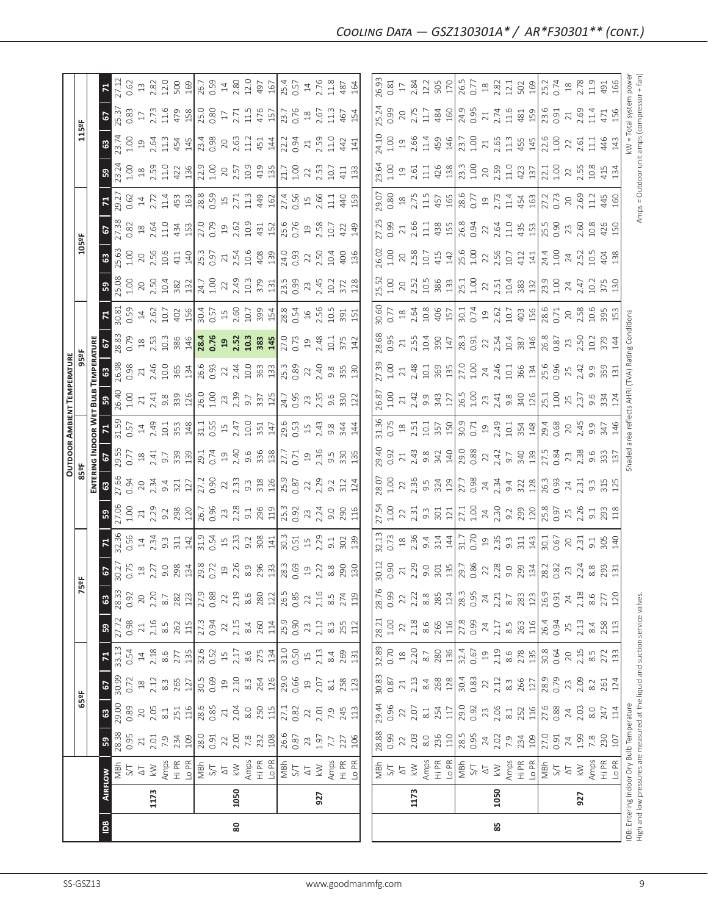# Cooling Data — GSZ130301A* / AR*F30301** (cont.)

| IDB | Airflow | | Outdoor Ambient Temperature | | | | | | | | | | | | | | | | | | | |
|---|---|---|---|---|---|---|---|---|---|---|---|---|---|---|---|---|---|---|---|---|---|---|
| | | | 65ºF | | | | 75ºF | | | | 85ºF | | | | 95ºF | | | | 105ºF | | | | 115ºF | | | |
| | | | Entering Indoor Wet Bulb Temperature | | | | | | | | | | | | | | | | | | | | | | | |
| | | | 59 | 63 | 67 | 71 | 59 | 63 | 67 | 71 | 59 | 63 | 67 | 71 | 59 | 63 | 67 | 71 | 59 | 63 | 67 | 71 | 59 | 63 | 67 | 71 |
| 80 | 1173 | MBh | 28.38 | 29.00 | 30.99 | 33.13 | 27.72 | 28.33 | 30.27 | 32.36 | 27.06 | 27.66 | 29.55 | 31.59 | 26.40 | 26.98 | 28.83 | 30.81 | 25.08 | 25.63 | 27.38 | 29.27 | 23.24 | 23.74 | 25.37 | 27.12 |
| | | S/T | 0.95 | 0.89 | 0.72 | 0.54 | 0.98 | 0.92 | 0.75 | 0.56 | 1.00 | 0.94 | 0.77 | 0.57 | 1.00 | 0.98 | 0.79 | 0.59 | 1.00 | 1.00 | 0.82 | 0.62 | 1.00 | 1.00 | 0.83 | 0.62 |
| | | ΔT | 21 | 20 | 18 | 14 | 21 | 20 | 18 | 14 | 21 | 20 | 18 | 14 | 21 | 21 | 18 | 14 | 20 | 20 | 18 | 14 | 18 | 19 | 17 | 13 |
| | | kW | 2.01 | 2.05 | 2.12 | 2.18 | 2.16 | 2.20 | 2.27 | 2.34 | 2.29 | 2.34 | 2.41 | 2.49 | 2.41 | 2.46 | 2.53 | 2.62 | 2.50 | 2.56 | 2.64 | 2.72 | 2.59 | 2.64 | 2.73 | 2.82 |
| | | Amps | 7.9 | 8.1 | 8.3 | 8.6 | 8.5 | 8.7 | 9.0 | 9.3 | 9.2 | 9.4 | 9.7 | 10.1 | 9.8 | 10.0 | 10.3 | 10.7 | 10.4 | 10.6 | 11.0 | 11.4 | 11.0 | 11.3 | 11.6 | 12.0 |
| | | Hi PR | 234 | 251 | 265 | 277 | 262 | 282 | 298 | 311 | 298 | 321 | 339 | 353 | 339 | 365 | 386 | 402 | 382 | 411 | 434 | 453 | 422 | 454 | 479 | 500 |
| | | Lo PR | 109 | 116 | 127 | 135 | 115 | 123 | 134 | 142 | 120 | 127 | 139 | 148 | 126 | 134 | 146 | 156 | 132 | 140 | 153 | 163 | 136 | 145 | 158 | 169 |
| | 1050 | MBh | 28.0 | 28.6 | 30.5 | 32.6 | 27.3 | 27.9 | 29.8 | 31.9 | 26.7 | 27.2 | 29.1 | 31.1 | 26.0 | 26.6 | **28.4** | 30.4 | 24.7 | 25.3 | 27.0 | 28.8 | 22.9 | 23.4 | 25.0 | 26.7 |
| | | S/T | 0.91 | 0.85 | 0.69 | 0.52 | 0.94 | 0.88 | 0.72 | 0.54 | 0.96 | 0.90 | 0.74 | 0.55 | 1.00 | 0.93 | **0.76** | 0.57 | 1.00 | 0.97 | 0.79 | 0.59 | 1.00 | 0.98 | 0.80 | 0.59 |
| | | ΔT | 22 | 21 | 19 | 15 | 22 | 22 | 19 | 15 | 23 | 22 | 19 | 15 | 23 | 22 | **19** | 15 | 22 | 21 | 19 | 15 | 20 | 20 | 17 | 14 |
| | | kW | 2.00 | 2.04 | 2.10 | 2.17 | 2.15 | 2.19 | 2.26 | 2.33 | 2.28 | 2.33 | 2.40 | 2.47 | 2.39 | 2.44 | **2.52** | 2.60 | 2.49 | 2.54 | 2.62 | 2.71 | 2.57 | 2.63 | 2.71 | 2.80 |
| | | Amps | 7.8 | 8.0 | 8.3 | 8.6 | 8.4 | 8.6 | 8.9 | 9.2 | 9.1 | 9.3 | 9.6 | 10.0 | 9.7 | 10.0 | **10.3** | 10.7 | 10.3 | 10.6 | 10.9 | 11.3 | 10.9 | 11.2 | 11.5 | 12.0 |
| | | Hi PR | 233 | 250 | 264 | 275 | 260 | 280 | 296 | 308 | 296 | 318 | 336 | 351 | 337 | 363 | **383** | 399 | 379 | 408 | 431 | 449 | 419 | 451 | 476 | 497 |
| | | Lo PR | 108 | 115 | 126 | 134 | 114 | 122 | 133 | 141 | 119 | 126 | 138 | 147 | 125 | 133 | **145** | 154 | 131 | 139 | 152 | 162 | 135 | 144 | 157 | 167 |
| | 927 | MBh | 26.6 | 27.1 | 29.0 | 31.0 | 25.9 | 26.5 | 28.3 | 30.3 | 25.3 | 25.9 | 27.7 | 29.6 | 24.7 | 25.3 | 27.0 | 28.8 | 23.5 | 24.0 | 25.6 | 27.4 | 21.7 | 22.2 | 23.7 | 25.4 |
| | | S/T | 0.87 | 0.82 | 0.66 | 0.50 | 0.90 | 0.85 | 0.69 | 0.51 | 0.92 | 0.87 | 0.71 | 0.53 | 0.95 | 0.89 | 0.73 | 0.54 | 0.99 | 0.93 | 0.76 | 0.56 | 1.00 | 0.94 | 0.76 | 0.57 |
| | | ΔT | 23 | 22 | 19 | 15 | 23 | 22 | 19 | 15 | 23 | 22 | 19 | 15 | 23 | 22 | 19 | 16 | 23 | 22 | 19 | 15 | 22 | 21 | 18 | 14 |
| | | kW | 1.97 | 2.01 | 2.07 | 2.13 | 2.12 | 2.16 | 2.22 | 2.29 | 2.24 | 2.29 | 2.36 | 2.43 | 2.35 | 2.40 | 2.48 | 2.56 | 2.45 | 2.50 | 2.58 | 2.66 | 2.53 | 2.59 | 2.67 | 2.76 |
| | | Amps | 7.7 | 7.9 | 8.1 | 8.4 | 8.3 | 8.5 | 8.8 | 9.1 | 9.0 | 9.2 | 9.5 | 9.8 | 9.6 | 9.8 | 10.1 | 10.5 | 10.2 | 10.4 | 10.7 | 11.1 | 10.7 | 11.0 | 11.3 | 11.8 |
| | | Hi PR | 227 | 245 | 258 | 269 | 255 | 274 | 290 | 302 | 290 | 312 | 330 | 344 | 330 | 355 | 375 | 391 | 372 | 400 | 422 | 440 | 411 | 442 | 467 | 487 |
| | | Lo PR | 106 | 113 | 123 | 131 | 112 | 119 | 130 | 139 | 116 | 124 | 135 | 144 | 122 | 130 | 142 | 151 | 128 | 136 | 149 | 159 | 133 | 141 | 154 | 164 |
| 85 | 1173 | MBh | 28.88 | 29.44 | 30.83 | 32.89 | 28.21 | 28.76 | 30.12 | 32.13 | 27.54 | 28.07 | 29.40 | 31.36 | 26.87 | 27.39 | 28.68 | 30.60 | 25.52 | 26.02 | 27.25 | 29.07 | 23.64 | 24.10 | 25.24 | 26.93 |
| | | S/T | 0.99 | 0.96 | 0.87 | 0.70 | 1.00 | 0.99 | 0.90 | 0.73 | 1.00 | 1.00 | 0.92 | 0.75 | 1.00 | 1.00 | 0.95 | 0.77 | 1.00 | 1.00 | 0.99 | 0.80 | 1.00 | 1.00 | 0.99 | 0.81 |
| | | ΔT | 22 | 22 | 21 | 18 | 22 | 22 | 21 | 18 | 22 | 22 | 21 | 18 | 21 | 21 | 21 | 18 | 20 | 20 | 21 | 18 | 19 | 19 | 20 | 17 |
| | | kW | 2.03 | 2.07 | 2.13 | 2.20 | 2.18 | 2.22 | 2.29 | 2.36 | 2.31 | 2.36 | 2.43 | 2.51 | 2.42 | 2.48 | 2.55 | 2.64 | 2.52 | 2.58 | 2.66 | 2.75 | 2.61 | 2.66 | 2.75 | 2.84 |
| | | Amps | 8.0 | 8.1 | 8.4 | 8.7 | 8.6 | 8.8 | 9.0 | 9.4 | 9.3 | 9.5 | 9.8 | 10.1 | 9.9 | 10.1 | 10.4 | 10.8 | 10.5 | 10.7 | 11.1 | 11.5 | 11.1 | 11.4 | 11.7 | 12.2 |
| | | Hi PR | 236 | 254 | 268 | 280 | 265 | 285 | 301 | 314 | 301 | 324 | 342 | 357 | 343 | 369 | 390 | 406 | 386 | 415 | 438 | 457 | 426 | 459 | 484 | 505 |
| | | Lo PR | 110 | 117 | 128 | 136 | 116 | 124 | 135 | 144 | 121 | 129 | 140 | 150 | 127 | 135 | 147 | 157 | 133 | 142 | 155 | 165 | 138 | 146 | 160 | 170 |
| | 1050 | MBh | 28.5 | 29.0 | 30.4 | 32.4 | 27.8 | 28.3 | 29.7 | 31.7 | 27.1 | 27.7 | 29.0 | 30.9 | 26.5 | 27.0 | 28.3 | 30.1 | 25.1 | 25.6 | 26.8 | 28.6 | 23.3 | 23.7 | 24.9 | 26.5 |
| | | S/T | 0.95 | 0.92 | 0.83 | 0.67 | 0.99 | 0.95 | 0.86 | 0.70 | 1.00 | 0.98 | 0.88 | 0.71 | 1.00 | 1.00 | 0.91 | 0.74 | 1.00 | 1.00 | 0.94 | 0.77 | 1.00 | 1.00 | 0.95 | 0.77 |
| | | ΔT | 24 | 23 | 22 | 19 | 24 | 24 | 22 | 19 | 24 | 24 | 22 | 19 | 23 | 24 | 22 | 19 | 22 | 22 | 22 | 19 | 20 | 21 | 21 | 18 |
| | | kW | 2.02 | 2.06 | 2.12 | 2.19 | 2.17 | 2.21 | 2.28 | 2.35 | 2.30 | 2.34 | 2.42 | 2.49 | 2.41 | 2.46 | 2.54 | 2.62 | 2.51 | 2.56 | 2.64 | 2.73 | 2.59 | 2.65 | 2.74 | 2.82 |
| | | Amps | 7.9 | 8.1 | 8.3 | 8.6 | 8.5 | 8.7 | 9.0 | 9.3 | 9.2 | 9.4 | 9.7 | 10.1 | 9.8 | 10.1 | 10.4 | 10.7 | 10.4 | 10.7 | 11.0 | 11.4 | 11.0 | 11.3 | 11.6 | 12.1 |
| | | Hi PR | 234 | 252 | 266 | 278 | 263 | 283 | 299 | 311 | 299 | 322 | 340 | 354 | 340 | 366 | 387 | 403 | 383 | 412 | 435 | 454 | 423 | 455 | 481 | 502 |
| | | Lo PR | 109 | 116 | 127 | 135 | 116 | 123 | 134 | 143 | 120 | 128 | 139 | 148 | 126 | 134 | 146 | 156 | 132 | 141 | 153 | 163 | 137 | 145 | 159 | 169 |
| | 927 | MBh | 27.0 | 27.6 | 28.9 | 30.8 | 26.4 | 26.9 | 28.2 | 30.1 | 25.8 | 26.3 | 27.5 | 29.4 | 25.1 | 25.6 | 26.8 | 28.6 | 23.9 | 24.4 | 25.5 | 27.2 | 22.1 | 22.6 | 23.6 | 25.2 |
| | | S/T | 0.91 | 0.88 | 0.79 | 0.64 | 0.94 | 0.91 | 0.82 | 0.67 | 0.97 | 0.93 | 0.84 | 0.68 | 1.00 | 0.96 | 0.87 | 0.71 | 1.00 | 1.00 | 0.90 | 0.73 | 1.00 | 1.00 | 0.91 | 0.74 |
| | | ΔT | 24 | 24 | 23 | 20 | 25 | 24 | 23 | 20 | 25 | 24 | 23 | 20 | 25 | 25 | 23 | 20 | 24 | 24 | 23 | 20 | 22 | 22 | 21 | 18 |
| | | kW | 1.99 | 2.03 | 2.09 | 2.15 | 2.13 | 2.18 | 2.24 | 2.31 | 2.26 | 2.31 | 2.38 | 2.45 | 2.37 | 2.42 | 2.50 | 2.58 | 2.47 | 2.52 | 2.60 | 2.69 | 2.55 | 2.61 | 2.69 | 2.78 |
| | | Amps | 7.8 | 8.0 | 8.2 | 8.5 | 8.4 | 8.6 | 8.8 | 9.1 | 9.1 | 9.3 | 9.6 | 9.9 | 9.6 | 9.9 | 10.2 | 10.6 | 10.2 | 10.5 | 10.8 | 11.2 | 10.8 | 11.1 | 11.4 | 11.9 |
| | | Hi PR | 230 | 247 | 261 | 272 | 258 | 277 | 293 | 305 | 293 | 315 | 333 | 347 | 334 | 359 | 379 | 395 | 375 | 404 | 426 | 445 | 415 | 446 | 471 | 491 |
| | | Lo PR | 107 | 114 | 124 | 133 | 113 | 120 | 131 | 140 | 118 | 125 | 137 | 146 | 124 | 131 | 144 | 153 | 130 | 138 | 150 | 160 | 134 | 143 | 156 | 166 |

IDB: Entering Indoor Dry Bulb Temperature
High and low pressures are measured at the liquid and suction service valves.

Shaded area reflects AHRI (TVA) Rating Conditions

kW = Total system power
Amps = Outdoor unit amps (compressor + fan)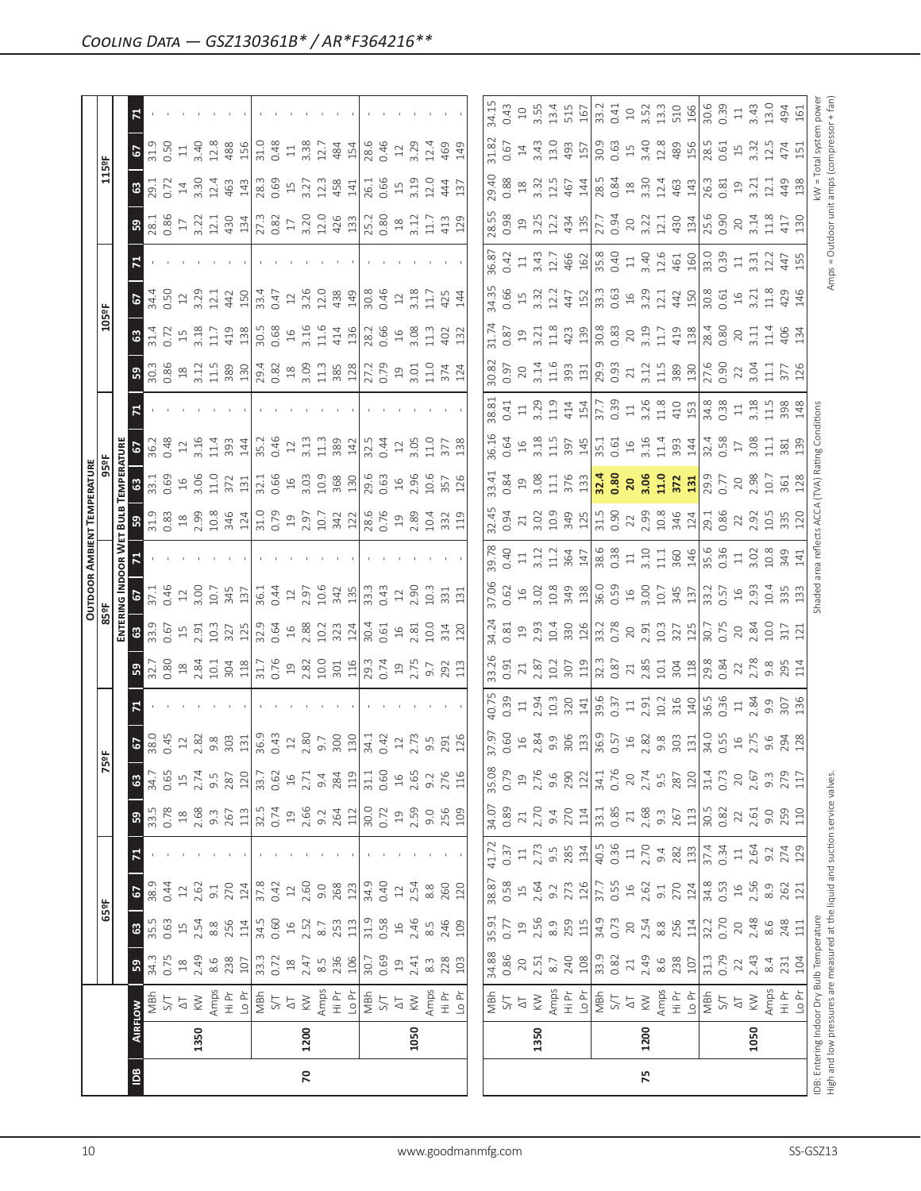## Cooling Data — GSZ130361B* / AR*F364216**

| IDB | Airflow | | Outdoor Ambient Temperature | | | | | | | | | | | | | | | | | | | | | | | |
|---|---|---|---|---|---|---|---|---|---|---|---|---|---|---|---|---|---|---|---|---|---|---|---|---|---|---|
| | | | 65ºF | | | | 75ºF | | | | 85ºF | | | | 95ºF | | | | 105ºF | | | | 115ºF | | | |
| | | | Entering Indoor Wet Bulb Temperature | | | | | | | | | | | | | | | | | | | | | | | |
| | | | 59 | 63 | 67 | 71 | 59 | 63 | 67 | 71 | 59 | 63 | 67 | 71 | 59 | 63 | 67 | 71 | 59 | 63 | 67 | 71 | 59 | 63 | 67 | 71 |
| 70 | 1350 | MBh | 34.3 | 35.5 | 38.9 | - | 33.5 | 34.7 | 38.0 | - | 32.7 | 33.9 | 37.1 | - | 31.9 | 33.1 | 36.2 | - | 30.3 | 31.4 | 34.4 | - | 28.1 | 29.1 | 31.9 | - |
| | | S/T | 0.75 | 0.63 | 0.44 | - | 0.78 | 0.65 | 0.45 | - | 0.80 | 0.67 | 0.46 | - | 0.83 | 0.69 | 0.48 | - | 0.86 | 0.72 | 0.50 | - | 0.86 | 0.72 | 0.50 | - |
| | | ΔT | 18 | 15 | 12 | - | 18 | 15 | 12 | - | 18 | 15 | 12 | - | 18 | 16 | 12 | - | 18 | 15 | 12 | - | 17 | 14 | 11 | - |
| | | KW | 2.49 | 2.54 | 2.62 | - | 2.68 | 2.74 | 2.82 | - | 2.84 | 2.91 | 3.00 | - | 2.99 | 3.06 | 3.16 | - | 3.12 | 3.18 | 3.29 | - | 3.22 | 3.30 | 3.40 | - |
| | | Amps | 8.6 | 8.8 | 9.1 | - | 9.3 | 9.5 | 9.8 | - | 10.1 | 10.3 | 10.7 | - | 10.8 | 11.0 | 11.4 | - | 11.5 | 11.7 | 12.1 | - | 12.1 | 12.4 | 12.8 | - |
| | | Hi Pr | 238 | 256 | 270 | - | 267 | 287 | 303 | - | 304 | 327 | 345 | - | 346 | 372 | 393 | - | 389 | 419 | 442 | - | 430 | 463 | 488 | - |
| | | Lo Pr | 107 | 114 | 124 | - | 113 | 120 | 131 | - | 118 | 125 | 137 | - | 124 | 131 | 144 | - | 130 | 138 | 150 | - | 134 | 143 | 156 | - |
| | 1200 | MBh | 33.3 | 34.5 | 37.8 | - | 32.5 | 33.7 | 36.9 | - | 31.7 | 32.9 | 36.1 | - | 31.0 | 32.1 | 35.2 | - | 29.4 | 30.5 | 33.4 | - | 27.3 | 28.3 | 31.0 | - |
| | | S/T | 0.72 | 0.60 | 0.42 | - | 0.74 | 0.62 | 0.43 | - | 0.76 | 0.64 | 0.44 | - | 0.79 | 0.66 | 0.46 | - | 0.82 | 0.68 | 0.47 | - | 0.82 | 0.69 | 0.48 | - |
| | | ΔT | 18 | 16 | 12 | - | 19 | 16 | 12 | - | 19 | 16 | 12 | - | 19 | 16 | 12 | - | 18 | 16 | 12 | - | 17 | 15 | 11 | - |
| | | KW | 2.47 | 2.52 | 2.60 | - | 2.66 | 2.71 | 2.80 | - | 2.82 | 2.88 | 2.97 | - | 2.97 | 3.03 | 3.13 | - | 3.09 | 3.16 | 3.26 | - | 3.20 | 3.27 | 3.38 | - |
| | | Amps | 8.5 | 8.7 | 9.0 | - | 9.2 | 9.4 | 9.7 | - | 10.0 | 10.2 | 10.6 | - | 10.7 | 10.9 | 11.3 | - | 11.3 | 11.6 | 12.0 | - | 12.0 | 12.3 | 12.7 | - |
| | | Hi Pr | 236 | 253 | 268 | - | 264 | 284 | 300 | - | 301 | 323 | 342 | - | 342 | 368 | 389 | - | 385 | 414 | 438 | - | 426 | 458 | 484 | - |
| | | Lo Pr | 106 | 113 | 123 | - | 112 | 119 | 130 | - | 116 | 124 | 135 | - | 122 | 130 | 142 | - | 128 | 136 | 149 | - | 133 | 141 | 154 | - |
| | 1050 | MBh | 30.7 | 31.9 | 34.9 | - | 30.0 | 31.1 | 34.1 | - | 29.3 | 30.4 | 33.3 | - | 28.6 | 29.6 | 32.5 | - | 27.2 | 28.2 | 30.8 | - | 25.2 | 26.1 | 28.6 | - |
| | | S/T | 0.69 | 0.58 | 0.40 | - | 0.72 | 0.60 | 0.42 | - | 0.74 | 0.61 | 0.43 | - | 0.76 | 0.63 | 0.44 | - | 0.79 | 0.66 | 0.46 | - | 0.80 | 0.66 | 0.46 | - |
| | | ΔT | 19 | 16 | 12 | - | 19 | 16 | 12 | - | 19 | 16 | 12 | - | 19 | 16 | 12 | - | 19 | 16 | 12 | - | 18 | 15 | 12 | - |
| | | KW | 2.41 | 2.46 | 2.54 | - | 2.59 | 2.65 | 2.73 | - | 2.75 | 2.81 | 2.90 | - | 2.89 | 2.96 | 3.05 | - | 3.01 | 3.08 | 3.18 | - | 3.12 | 3.19 | 3.29 | - |
| | | Amps | 8.3 | 8.5 | 8.8 | - | 9.0 | 9.2 | 9.5 | - | 9.7 | 10.0 | 10.3 | - | 10.4 | 10.6 | 11.0 | - | 11.0 | 11.3 | 11.7 | - | 11.7 | 12.0 | 12.4 | - |
| | | Hi Pr | 228 | 246 | 260 | - | 256 | 276 | 291 | - | 292 | 314 | 331 | - | 332 | 357 | 377 | - | 374 | 402 | 425 | - | 413 | 444 | 469 | - |
| | | Lo Pr | 103 | 109 | 120 | - | 109 | 116 | 126 | - | 113 | 120 | 131 | - | 119 | 126 | 138 | - | 124 | 132 | 144 | - | 129 | 137 | 149 | - |
| 75 | 1350 | MBh | 34.88 | 35.91 | 38.87 | 41.72 | 34.07 | 35.08 | 37.97 | 40.75 | 33.26 | 34.24 | 37.06 | 39.78 | 32.45 | 33.41 | 36.16 | 38.81 | 30.82 | 31.74 | 34.35 | 36.87 | 28.55 | 29.40 | 31.82 | 34.15 |
| | | S/T | 0.86 | 0.77 | 0.58 | 0.37 | 0.89 | 0.79 | 0.60 | 0.39 | 0.91 | 0.81 | 0.62 | 0.40 | 0.94 | 0.84 | 0.64 | 0.41 | 0.97 | 0.87 | 0.66 | 0.42 | 0.98 | 0.88 | 0.67 | 0.43 |
| | | ΔT | 20 | 19 | 15 | 11 | 21 | 19 | 16 | 11 | 21 | 19 | 16 | 11 | 21 | 19 | 16 | 11 | 20 | 19 | 15 | 11 | 19 | 18 | 14 | 10 |
| | | KW | 2.51 | 2.56 | 2.64 | 2.73 | 2.70 | 2.76 | 2.84 | 2.94 | 2.87 | 2.93 | 3.02 | 3.12 | 3.02 | 3.08 | 3.18 | 3.29 | 3.14 | 3.21 | 3.32 | 3.43 | 3.25 | 3.32 | 3.43 | 3.55 |
| | | Amps | 8.7 | 8.9 | 9.2 | 9.5 | 9.4 | 9.6 | 9.9 | 10.3 | 10.2 | 10.4 | 10.8 | 11.2 | 10.9 | 11.1 | 11.5 | 11.9 | 11.6 | 11.8 | 12.2 | 12.7 | 12.2 | 12.5 | 13.0 | 13.4 |
| | | Hi Pr | 240 | 259 | 273 | 285 | 270 | 290 | 306 | 320 | 307 | 330 | 349 | 364 | 349 | 376 | 397 | 414 | 393 | 423 | 447 | 466 | 434 | 467 | 493 | 515 |
| | | Lo Pr | 108 | 115 | 126 | 134 | 114 | 122 | 133 | 141 | 119 | 126 | 138 | 147 | 125 | 133 | 145 | 154 | 131 | 139 | 152 | 162 | 135 | 144 | 157 | 167 |
| | 1200 | MBh | 33.9 | 34.9 | 37.7 | 40.5 | 33.1 | 34.1 | 36.9 | 39.6 | 32.3 | 33.2 | 36.0 | 38.6 | 31.5 | **32.4** | 35.1 | 37.7 | 29.9 | 30.8 | 33.3 | 35.8 | 27.7 | 28.5 | 30.9 | 33.2 |
| | | S/T | 0.82 | 0.73 | 0.55 | 0.36 | 0.85 | 0.76 | 0.57 | 0.37 | 0.87 | 0.78 | 0.59 | 0.38 | 0.90 | **0.80** | 0.61 | 0.39 | 0.93 | 0.83 | 0.63 | 0.40 | 0.94 | 0.84 | 0.63 | 0.41 |
| | | ΔT | 21 | 20 | 16 | 11 | 21 | 20 | 16 | 11 | 21 | 20 | 16 | 11 | 22 | **20** | 16 | 11 | 21 | 20 | 16 | 11 | 20 | 18 | 15 | 10 |
| | | KW | 2.49 | 2.54 | 2.62 | 2.70 | 2.68 | 2.74 | 2.82 | 2.91 | 2.85 | 2.91 | 3.00 | 3.10 | 2.99 | **3.06** | 3.16 | 3.26 | 3.12 | 3.19 | 3.29 | 3.40 | 3.22 | 3.30 | 3.40 | 3.52 |
| | | Amps | 8.6 | 8.8 | 9.1 | 9.4 | 9.3 | 9.5 | 9.8 | 10.2 | 10.1 | 10.3 | 10.7 | 11.1 | 10.8 | **11.0** | 11.4 | 11.8 | 11.5 | 11.7 | 12.1 | 12.6 | 12.1 | 12.4 | 12.8 | 13.3 |
| | | Hi Pr | 238 | 256 | 270 | 282 | 267 | 287 | 303 | 316 | 304 | 327 | 345 | 360 | 346 | **372** | 393 | 410 | 389 | 419 | 442 | 461 | 430 | 463 | 489 | 510 |
| | | Lo Pr | 107 | 114 | 124 | 133 | 113 | 120 | 131 | 140 | 118 | 125 | 137 | 146 | 124 | **131** | 144 | 153 | 130 | 138 | 150 | 160 | 134 | 143 | 156 | 166 |
| | 1050 | MBh | 31.3 | 32.2 | 34.8 | 37.4 | 30.5 | 31.4 | 34.0 | 36.5 | 29.8 | 30.7 | 33.2 | 35.6 | 29.1 | 29.9 | 32.4 | 34.8 | 27.6 | 28.4 | 30.8 | 33.0 | 25.6 | 26.3 | 28.5 | 30.6 |
| | | S/T | 0.79 | 0.70 | 0.53 | 0.34 | 0.82 | 0.73 | 0.55 | 0.36 | 0.84 | 0.75 | 0.57 | 0.36 | 0.86 | 0.77 | 0.58 | 0.38 | 0.90 | 0.80 | 0.61 | 0.39 | 0.90 | 0.81 | 0.61 | 0.39 |
| | | ΔT | 22 | 20 | 16 | 11 | 22 | 20 | 16 | 11 | 22 | 20 | 16 | 11 | 22 | 20 | 17 | 11 | 22 | 20 | 16 | 11 | 20 | 19 | 15 | 11 |
| | | KW | 2.43 | 2.48 | 2.56 | 2.64 | 2.61 | 2.67 | 2.75 | 2.84 | 2.78 | 2.84 | 2.93 | 3.02 | 2.92 | 2.98 | 3.08 | 3.18 | 3.04 | 3.11 | 3.21 | 3.31 | 3.14 | 3.21 | 3.32 | 3.43 |
| | | Amps | 8.4 | 8.6 | 8.9 | 9.2 | 9.0 | 9.3 | 9.6 | 9.9 | 9.8 | 10.0 | 10.4 | 10.8 | 10.5 | 10.7 | 11.1 | 11.5 | 11.1 | 11.4 | 11.8 | 12.2 | 11.8 | 12.1 | 12.5 | 13.0 |
| | | Hi Pr | 231 | 248 | 262 | 274 | 259 | 279 | 294 | 307 | 295 | 317 | 335 | 349 | 335 | 361 | 381 | 398 | 377 | 406 | 429 | 447 | 417 | 449 | 474 | 494 |
| | | Lo Pr | 104 | 111 | 121 | 129 | 110 | 117 | 128 | 136 | 114 | 121 | 133 | 141 | 120 | 128 | 139 | 148 | 126 | 134 | 146 | 155 | 130 | 138 | 151 | 161 |

IDB: Entering Indoor Dry Bulb Temperature
High and low pressures are measured at the liquid and suction service valves.

Shaded area reflects ACCA (TVA) Rating Conditions

kW = Total system power
Amps = Outdoor unit amps (compressor + fan)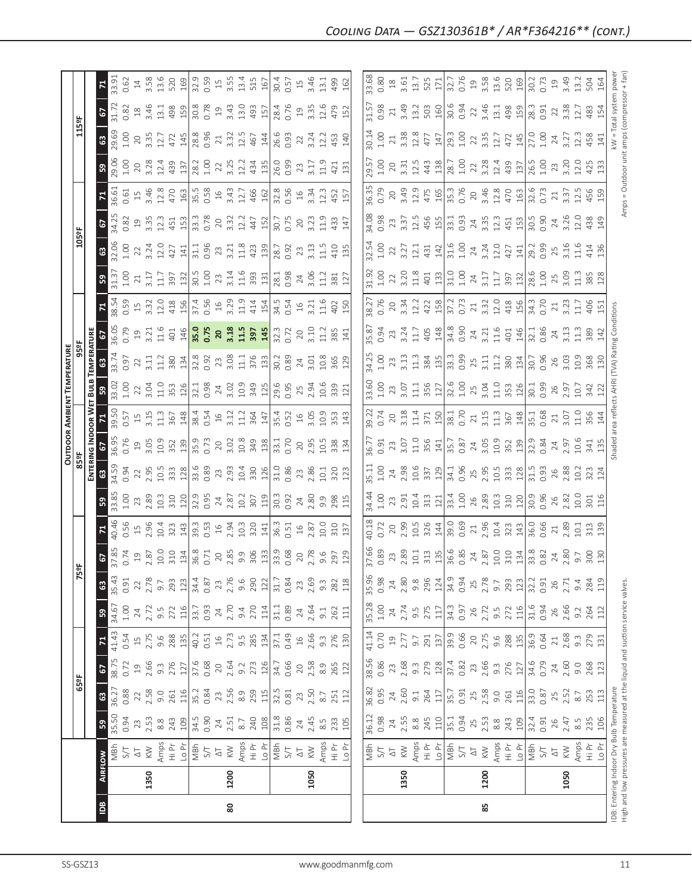# *Cooling Data — GSZ130361B* / AR*F364216** (cont.)*

| IDB | Airflow | | Outdoor Ambient Temperature | | | | | | | | | | | | | | | | | | | | | |
|---|---|---|---|---|---|---|---|---|---|---|---|---|---|---|---|---|---|---|---|---|---|---|---|---|
| | | | 65ºF | | | | 75ºF | | | | 85ºF | | | | 95ºF | | | | 105ºF | | | | 115ºF | | | |
| | | | Entering Indoor Wet Bulb Temperature | | | | | | | | | | | | | | | | | | | | | | | | |
| | | | 59 | 63 | 67 | 71 | 59 | 63 | 67 | 71 | 59 | 63 | 67 | 71 | 59 | 63 | 67 | 71 | 59 | 63 | 67 | 71 | 59 | 63 | 67 | 71 |
| 80 | 1350 | MBh | 35.50 | 36.27 | 38.75 | 41.43 | 34.67 | 35.43 | 37.85 | 40.46 | 33.85 | 34.59 | 36.95 | 39.50 | 33.02 | 33.74 | 36.05 | 38.54 | 31.37 | 32.06 | 34.25 | 36.61 | 29.06 | 29.69 | 31.72 | 33.91 |
| | | S/T | 0.94 | 0.88 | 0.72 | 0.54 | 1.00 | 0.91 | 0.74 | 0.56 | 1.00 | 0.94 | 0.76 | 0.57 | 1.00 | 0.97 | 0.79 | 0.59 | 1.00 | 1.00 | 0.82 | 0.61 | 1.00 | 1.00 | 0.82 | 0.62 |
| | | ΔT | 23 | 22 | 19 | 15 | 24 | 22 | 19 | 15 | 23 | 22 | 19 | 15 | 22 | 22 | 19 | 15 | 21 | 22 | 19 | 15 | 20 | 20 | 18 | 14 |
| | | KW | 2.53 | 2.58 | 2.66 | 2.75 | 2.72 | 2.78 | 2.87 | 2.96 | 2.89 | 2.95 | 3.05 | 3.15 | 3.04 | 3.11 | 3.21 | 3.32 | 3.17 | 3.24 | 3.35 | 3.46 | 3.28 | 3.35 | 3.46 | 3.58 |
| | | Amps | 8.8 | 9.0 | 9.3 | 9.6 | 9.5 | 9.7 | 10.0 | 10.4 | 10.3 | 10.5 | 10.9 | 11.3 | 11.0 | 11.2 | 11.6 | 12.0 | 11.7 | 12.0 | 12.3 | 12.8 | 12.4 | 12.7 | 13.1 | 13.6 |
| | | Hi Pr | 243 | 261 | 276 | 288 | 272 | 293 | 310 | 323 | 310 | 333 | 352 | 367 | 353 | 380 | 401 | 418 | 397 | 427 | 451 | 470 | 439 | 472 | 498 | 520 |
| | | Lo Pr | 109 | 116 | 127 | 135 | 116 | 123 | 134 | 143 | 120 | 128 | 139 | 148 | 126 | 134 | 146 | 156 | 132 | 141 | 153 | 163 | 137 | 145 | 159 | 169 |
| | 1200 | MBh | 34.5 | 35.2 | 37.6 | 40.2 | 33.7 | 34.4 | 36.8 | 39.3 | 32.9 | 33.6 | 35.9 | 38.4 | 32.1 | 32.8 | **35.0** | 37.4 | 30.5 | 31.1 | 33.3 | 35.5 | 28.2 | 28.8 | 30.8 | 32.9 |
| | | S/T | 0.90 | 0.84 | 0.68 | 0.51 | 0.93 | 0.87 | 0.71 | 0.53 | 0.95 | 0.89 | 0.73 | 0.54 | 0.98 | 0.92 | **0.75** | 0.56 | 1.00 | 0.96 | 0.78 | 0.58 | 1.00 | 0.96 | 0.78 | 0.59 |
| | | ΔT | 24 | 23 | 20 | 16 | 24 | 23 | 20 | 16 | 24 | 23 | 20 | 16 | 24 | 23 | **20** | 16 | 23 | 23 | 20 | 16 | 22 | 21 | 19 | 15 |
| | | KW | 2.51 | 2.56 | 2.64 | 2.73 | 2.70 | 2.76 | 2.85 | 2.94 | 2.87 | 2.93 | 3.02 | 3.12 | 3.02 | 3.08 | **3.18** | 3.29 | 3.14 | 3.21 | 3.32 | 3.43 | 3.25 | 3.32 | 3.43 | 3.55 |
| | | Amps | 8.7 | 8.9 | 9.2 | 9.5 | 9.4 | 9.6 | 9.9 | 10.3 | 10.2 | 10.4 | 10.8 | 11.2 | 10.9 | 11.1 | **11.5** | 11.9 | 11.6 | 11.8 | 12.2 | 12.7 | 12.2 | 12.5 | 13.0 | 13.4 |
| | | Hi Pr | 240 | 259 | 273 | 285 | 270 | 290 | 306 | 320 | 307 | 330 | 349 | 364 | 349 | 376 | **397** | 414 | 393 | 423 | 447 | 466 | 434 | 467 | 493 | 515 |
| | | Lo Pr | 108 | 115 | 126 | 134 | 114 | 122 | 133 | 141 | 119 | 126 | 138 | 147 | 125 | 133 | **145** | 154 | 131 | 139 | 152 | 162 | 135 | 144 | 157 | 167 |
| | 1050 | MBh | 31.8 | 32.5 | 34.7 | 37.1 | 31.1 | 31.7 | 33.9 | 36.3 | 30.3 | 31.0 | 33.1 | 35.4 | 29.6 | 30.2 | 32.3 | 34.5 | 28.1 | 28.7 | 30.7 | 32.8 | 26.0 | 26.6 | 28.4 | 30.4 |
| | | S/T | 0.86 | 0.81 | 0.66 | 0.49 | 0.89 | 0.84 | 0.68 | 0.51 | 0.92 | 0.86 | 0.70 | 0.52 | 0.95 | 0.89 | 0.72 | 0.54 | 0.98 | 0.92 | 0.75 | 0.56 | 0.99 | 0.93 | 0.76 | 0.57 |
| | | ΔT | 24 | 23 | 20 | 16 | 24 | 23 | 20 | 16 | 24 | 23 | 20 | 16 | 25 | 24 | 20 | 16 | 24 | 23 | 20 | 16 | 23 | 22 | 19 | 15 |
| | | KW | 2.45 | 2.50 | 2.58 | 2.66 | 2.64 | 2.69 | 2.78 | 2.87 | 2.80 | 2.86 | 2.95 | 3.05 | 2.94 | 3.01 | 3.10 | 3.21 | 3.06 | 3.13 | 3.23 | 3.34 | 3.17 | 3.24 | 3.35 | 3.46 |
| | | Amps | 8.5 | 8.7 | 8.9 | 9.3 | 9.1 | 9.3 | 9.6 | 10.0 | 9.9 | 10.1 | 10.5 | 10.9 | 10.6 | 10.8 | 11.2 | 11.6 | 11.2 | 11.5 | 11.9 | 12.3 | 11.9 | 12.2 | 12.6 | 13.1 |
| | | Hi Pr | 233 | 251 | 265 | 276 | 262 | 282 | 297 | 310 | 298 | 320 | 338 | 353 | 339 | 365 | 385 | 402 | 381 | 410 | 433 | 452 | 421 | 453 | 479 | 499 |
| | | Lo Pr | 105 | 112 | 122 | 130 | 111 | 118 | 129 | 137 | 115 | 123 | 134 | 143 | 121 | 129 | 141 | 150 | 127 | 135 | 147 | 157 | 131 | 140 | 152 | 162 |
| 85 | 1350 | MBh | 36.12 | 36.82 | 38.56 | 41.14 | 35.28 | 35.96 | 37.66 | 40.18 | 34.44 | 35.11 | 36.77 | 39.22 | 33.60 | 34.25 | 35.87 | 38.27 | 31.92 | 32.54 | 34.08 | 36.35 | 29.57 | 30.14 | 31.57 | 33.68 |
| | | S/T | 0.98 | 0.95 | 0.86 | 0.70 | 1.00 | 0.98 | 0.89 | 0.72 | 1.00 | 1.00 | 0.91 | 0.74 | 1.00 | 1.00 | 0.94 | 0.76 | 1.00 | 1.00 | 0.98 | 0.79 | 1.00 | 1.00 | 0.98 | 0.80 |
| | | ΔT | 24 | 24 | 23 | 19 | 24 | 24 | 23 | 20 | 23 | 24 | 23 | 20 | 23 | 23 | 23 | 20 | 22 | 22 | 23 | 20 | 20 | 21 | 21 | 18 |
| | | KW | 2.55 | 2.60 | 2.68 | 2.77 | 2.74 | 2.80 | 2.89 | 2.99 | 2.91 | 2.98 | 3.07 | 3.18 | 3.07 | 3.13 | 3.24 | 3.34 | 3.20 | 3.27 | 3.37 | 3.49 | 3.31 | 3.38 | 3.49 | 3.61 |
| | | Amps | 8.8 | 9.1 | 9.3 | 9.7 | 9.5 | 9.8 | 10.1 | 10.5 | 10.4 | 10.6 | 11.0 | 11.4 | 11.1 | 11.3 | 11.7 | 12.2 | 11.8 | 12.1 | 12.5 | 12.9 | 12.5 | 12.8 | 13.2 | 13.7 |
| | | Hi Pr | 245 | 264 | 279 | 291 | 275 | 296 | 313 | 326 | 313 | 337 | 356 | 371 | 356 | 384 | 405 | 422 | 401 | 431 | 456 | 475 | 443 | 477 | 503 | 525 |
| | | Lo Pr | 110 | 117 | 128 | 137 | 117 | 124 | 135 | 144 | 121 | 129 | 141 | 150 | 127 | 135 | 148 | 158 | 133 | 142 | 155 | 165 | 138 | 147 | 160 | 171 |
| | 1200 | MBh | 35.1 | 35.7 | 37.4 | 39.9 | 34.3 | 34.9 | 36.6 | 39.0 | 33.4 | 34.1 | 35.7 | 38.1 | 32.6 | 33.3 | 34.8 | 37.2 | 31.0 | 31.6 | 33.1 | 35.3 | 28.7 | 29.3 | 30.6 | 32.7 |
| | | S/T | 0.94 | 0.91 | 0.82 | 0.66 | 0.97 | 0.94 | 0.85 | 0.69 | 1.00 | 0.96 | 0.87 | 0.70 | 1.00 | 0.99 | 0.90 | 0.73 | 1.00 | 1.00 | 0.93 | 0.76 | 1.00 | 1.00 | 0.94 | 0.76 |
| | | ΔT | 25 | 25 | 23 | 20 | 26 | 25 | 24 | 21 | 26 | 25 | 24 | 21 | 25 | 25 | 24 | 21 | 24 | 24 | 24 | 20 | 22 | 22 | 22 | 19 |
| | | KW | 2.53 | 2.58 | 2.66 | 2.75 | 2.72 | 2.78 | 2.87 | 2.96 | 2.89 | 2.95 | 3.05 | 3.15 | 3.04 | 3.11 | 3.21 | 3.32 | 3.17 | 3.24 | 3.35 | 3.46 | 3.28 | 3.35 | 3.46 | 3.58 |
| | | Amps | 8.8 | 9.0 | 9.3 | 9.6 | 9.5 | 9.7 | 10.0 | 10.4 | 10.3 | 10.5 | 10.9 | 11.3 | 11.0 | 11.2 | 11.6 | 12.0 | 11.7 | 12.0 | 12.3 | 12.8 | 12.4 | 12.7 | 13.1 | 13.6 |
| | | Hi Pr | 243 | 261 | 276 | 288 | 272 | 293 | 310 | 323 | 310 | 333 | 352 | 367 | 353 | 380 | 401 | 418 | 397 | 427 | 451 | 470 | 439 | 472 | 498 | 520 |
| | | Lo Pr | 109 | 116 | 127 | 135 | 116 | 123 | 134 | 143 | 120 | 128 | 139 | 148 | 126 | 134 | 146 | 156 | 132 | 141 | 153 | 163 | 137 | 145 | 159 | 169 |
| | 1050 | MBh | 32.4 | 33.0 | 34.6 | 36.9 | 31.6 | 32.2 | 33.8 | 36.0 | 30.9 | 31.5 | 32.9 | 35.1 | 30.1 | 30.7 | 32.1 | 34.3 | 28.6 | 29.2 | 30.5 | 32.6 | 26.5 | 27.0 | 28.3 | 30.2 |
| | | S/T | 0.91 | 0.87 | 0.79 | 0.64 | 0.94 | 0.91 | 0.82 | 0.66 | 0.96 | 0.93 | 0.84 | 0.68 | 0.99 | 0.96 | 0.86 | 0.70 | 1.00 | 0.99 | 0.90 | 0.73 | 1.00 | 1.00 | 0.91 | 0.73 |
| | | ΔT | 26 | 25 | 24 | 21 | 26 | 26 | 24 | 21 | 26 | 26 | 24 | 21 | 26 | 26 | 24 | 21 | 25 | 25 | 24 | 21 | 23 | 24 | 22 | 19 |
| | | KW | 2.47 | 2.52 | 2.60 | 2.68 | 2.66 | 2.71 | 2.80 | 2.89 | 2.82 | 2.88 | 2.97 | 3.07 | 2.97 | 3.03 | 3.13 | 3.23 | 3.09 | 3.16 | 3.26 | 3.37 | 3.20 | 3.27 | 3.38 | 3.49 |
| | | Amps | 8.5 | 8.7 | 9.0 | 9.3 | 9.2 | 9.4 | 9.7 | 10.1 | 10.0 | 10.2 | 10.6 | 11.0 | 10.7 | 10.9 | 11.3 | 11.7 | 11.3 | 11.6 | 12.0 | 12.5 | 12.0 | 12.3 | 12.7 | 13.2 |
| | | Hi Pr | 235 | 253 | 268 | 279 | 264 | 284 | 300 | 313 | 301 | 323 | 341 | 356 | 342 | 368 | 389 | 406 | 385 | 414 | 438 | 456 | 425 | 458 | 483 | 504 |
| | | Lo Pr | 106 | 113 | 123 | 131 | 112 | 119 | 130 | 139 | 116 | 124 | 135 | 144 | 122 | 130 | 142 | 151 | 128 | 136 | 149 | 159 | 133 | 141 | 154 | 164 |

IDB: Entering Indoor Dry Bulb Temperature
High and low pressures are measured at the liquid and suction service valves.

Shaded area reflects AHRI (TVA) Rating Conditions

kW = Total system power
Amps = Outdoor unit amps (compressor + fan)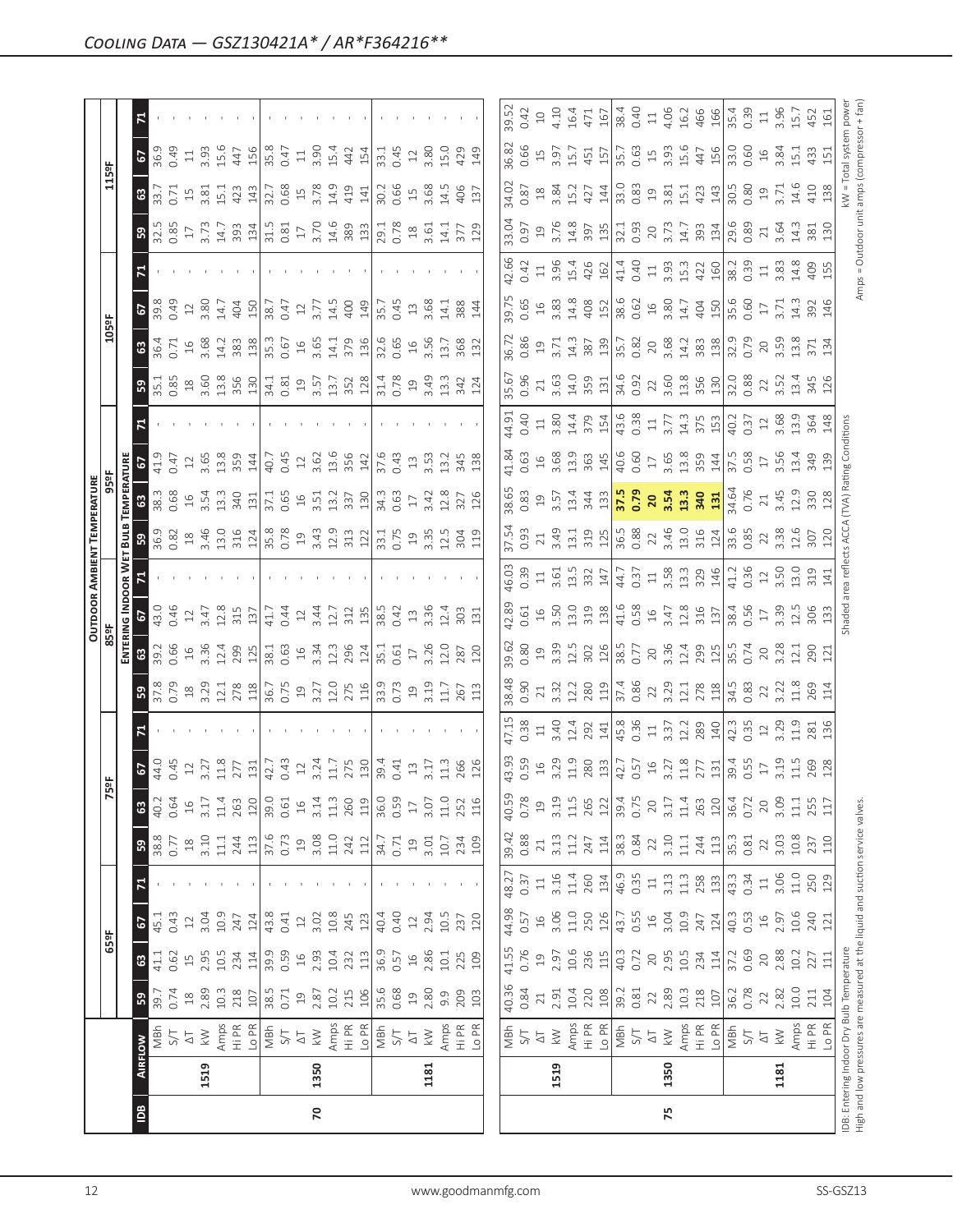## Cooling Data — GSZ130421A* / AR*F364216**

| IDB | Airflow | | Outdoor Ambient Temperature | | | | | | | | | | | | | | | | | | | | | |
|---|---|---|---|---|---|---|---|---|---|---|---|---|---|---|---|---|---|---|---|---|---|---|---|---|
| | | | 65ºF | | | | 75ºF | | | | 85ºF | | | | 95ºF | | | | 105ºF | | | | 115ºF | | | |
| | | | Entering Indoor Wet Bulb Temperature | | | | | | | | | | | | | | | | | | | | | | | |
| | | | 59 | 63 | 67 | 71 | 59 | 63 | 67 | 71 | 59 | 63 | 67 | 71 | 59 | 63 | 67 | 71 | 59 | 63 | 67 | 71 | 59 | 63 | 67 | 71 |
| 70 | 1519 | MBh | 39.7 | 41.1 | 45.1 | - | 38.8 | 40.2 | 44.0 | - | 37.8 | 39.2 | 43.0 | - | 36.9 | 38.3 | 41.9 | - | 35.1 | 36.4 | 39.8 | - | 32.5 | 33.7 | 36.9 | - |
| | | S/T | 0.74 | 0.62 | 0.43 | - | 0.77 | 0.64 | 0.45 | - | 0.79 | 0.66 | 0.46 | - | 0.82 | 0.68 | 0.47 | - | 0.85 | 0.71 | 0.49 | - | 0.85 | 0.71 | 0.49 | - |
| | | ΔT | 18 | 15 | 12 | - | 18 | 16 | 12 | - | 18 | 16 | 12 | - | 18 | 16 | 12 | - | 18 | 16 | 12 | - | 17 | 15 | 11 | - |
| | | kW | 2.89 | 2.95 | 3.04 | - | 3.10 | 3.17 | 3.27 | - | 3.29 | 3.36 | 3.47 | - | 3.46 | 3.54 | 3.65 | - | 3.60 | 3.68 | 3.80 | - | 3.73 | 3.81 | 3.93 | - |
| | | Amps | 10.3 | 10.5 | 10.9 | - | 11.1 | 11.4 | 11.8 | - | 12.1 | 12.4 | 12.8 | - | 13.0 | 13.3 | 13.8 | - | 13.8 | 14.2 | 14.7 | - | 14.7 | 15.1 | 15.6 | - |
| | | Hi PR | 218 | 234 | 247 | - | 244 | 263 | 277 | - | 278 | 299 | 315 | - | 316 | 340 | 359 | - | 356 | 383 | 404 | - | 393 | 423 | 447 | - |
| | | Lo PR | 107 | 114 | 124 | - | 113 | 120 | 131 | - | 118 | 125 | 137 | - | 124 | 131 | 144 | - | 130 | 138 | 150 | - | 134 | 143 | 156 | - |
| | 1350 | MBh | 38.5 | 39.9 | 43.8 | - | 37.6 | 39.0 | 42.7 | - | 36.7 | 38.1 | 41.7 | - | 35.8 | 37.1 | 40.7 | - | 34.1 | 35.3 | 38.7 | - | 31.5 | 32.7 | 35.8 | - |
| | | S/T | 0.71 | 0.59 | 0.41 | - | 0.73 | 0.61 | 0.43 | - | 0.75 | 0.63 | 0.44 | - | 0.78 | 0.65 | 0.45 | - | 0.81 | 0.67 | 0.47 | - | 0.81 | 0.68 | 0.47 | - |
| | | ΔT | 19 | 16 | 12 | - | 19 | 16 | 12 | - | 19 | 16 | 12 | - | 19 | 16 | 12 | - | 19 | 16 | 12 | - | 17 | 15 | 11 | - |
| | | kW | 2.87 | 2.93 | 3.02 | - | 3.08 | 3.14 | 3.24 | - | 3.27 | 3.34 | 3.44 | - | 3.43 | 3.51 | 3.62 | - | 3.57 | 3.65 | 3.77 | - | 3.70 | 3.78 | 3.90 | - |
| | | Amps | 10.2 | 10.4 | 10.8 | - | 11.0 | 11.3 | 11.7 | - | 12.0 | 12.3 | 12.7 | - | 12.9 | 13.2 | 13.6 | - | 13.7 | 14.1 | 14.5 | - | 14.6 | 14.9 | 15.4 | - |
| | | Hi PR | 215 | 232 | 245 | - | 242 | 260 | 275 | - | 275 | 296 | 312 | - | 313 | 337 | 356 | - | 352 | 379 | 400 | - | 389 | 419 | 442 | - |
| | | Lo PR | 106 | 113 | 123 | - | 112 | 119 | 130 | - | 116 | 124 | 135 | - | 122 | 130 | 142 | - | 128 | 136 | 149 | - | 133 | 141 | 154 | - |
| | 1181 | MBh | 35.6 | 36.9 | 40.4 | - | 34.7 | 36.0 | 39.4 | - | 33.9 | 35.1 | 38.5 | - | 33.1 | 34.3 | 37.6 | - | 31.4 | 32.6 | 35.7 | - | 29.1 | 30.2 | 33.1 | - |
| | | S/T | 0.68 | 0.57 | 0.40 | - | 0.71 | 0.59 | 0.41 | - | 0.73 | 0.61 | 0.42 | - | 0.75 | 0.63 | 0.43 | - | 0.78 | 0.65 | 0.45 | - | 0.78 | 0.66 | 0.45 | - |
| | | ΔT | 19 | 16 | 12 | - | 19 | 17 | 13 | - | 19 | 17 | 13 | - | 19 | 17 | 13 | - | 19 | 16 | 13 | - | 18 | 15 | 12 | - |
| | | kW | 2.80 | 2.86 | 2.94 | - | 3.01 | 3.07 | 3.17 | - | 3.19 | 3.26 | 3.36 | - | 3.35 | 3.42 | 3.53 | - | 3.49 | 3.56 | 3.68 | - | 3.61 | 3.68 | 3.80 | - |
| | | Amps | 9.9 | 10.1 | 10.5 | - | 10.7 | 11.0 | 11.3 | - | 11.7 | 12.0 | 12.4 | - | 12.5 | 12.8 | 13.2 | - | 13.3 | 13.7 | 14.1 | - | 14.1 | 14.5 | 15.0 | - |
| | | Hi PR | 209 | 225 | 237 | - | 234 | 252 | 266 | - | 267 | 287 | 303 | - | 304 | 327 | 345 | - | 342 | 368 | 388 | - | 377 | 406 | 429 | - |
| | | Lo PR | 103 | 109 | 120 | - | 109 | 116 | 126 | - | 113 | 120 | 131 | - | 119 | 126 | 138 | - | 124 | 132 | 144 | - | 129 | 137 | 149 | - |
| 75 | 1519 | MBh | 40.36 | 41.55 | 44.98 | 48.27 | 39.42 | 40.59 | 43.93 | 47.15 | 38.48 | 39.62 | 42.89 | 46.03 | 37.54 | 38.65 | 41.84 | 44.91 | 35.67 | 36.72 | 39.75 | 42.66 | 33.04 | 34.02 | 36.82 | 39.52 |
| | | S/T | 0.84 | 0.76 | 0.57 | 0.37 | 0.88 | 0.78 | 0.59 | 0.38 | 0.90 | 0.80 | 0.61 | 0.39 | 0.93 | 0.83 | 0.63 | 0.40 | 0.96 | 0.86 | 0.65 | 0.42 | 0.97 | 0.87 | 0.66 | 0.42 |
| | | ΔT | 21 | 19 | 16 | 11 | 21 | 19 | 16 | 11 | 21 | 19 | 16 | 11 | 21 | 19 | 16 | 11 | 21 | 19 | 16 | 11 | 19 | 18 | 15 | 10 |
| | | kW | 2.91 | 2.97 | 3.06 | 3.16 | 3.13 | 3.19 | 3.29 | 3.40 | 3.32 | 3.39 | 3.50 | 3.61 | 3.49 | 3.57 | 3.68 | 3.80 | 3.63 | 3.71 | 3.83 | 3.96 | 3.76 | 3.84 | 3.97 | 4.10 |
| | | Amps | 10.4 | 10.6 | 11.0 | 11.4 | 11.2 | 11.5 | 11.9 | 12.4 | 12.2 | 12.5 | 13.0 | 13.5 | 13.1 | 13.4 | 13.9 | 14.4 | 14.0 | 14.3 | 14.8 | 15.4 | 14.8 | 15.2 | 15.7 | 16.4 |
| | | Hi PR | 220 | 236 | 250 | 260 | 247 | 265 | 280 | 292 | 280 | 302 | 319 | 332 | 319 | 344 | 363 | 379 | 359 | 387 | 408 | 426 | 397 | 427 | 451 | 471 |
| | | Lo PR | 108 | 115 | 126 | 134 | 114 | 122 | 133 | 141 | 119 | 126 | 138 | 147 | 125 | 133 | 145 | 154 | 131 | 139 | 152 | 162 | 135 | 144 | 157 | 167 |
| | 1350 | MBh | 39.2 | 40.3 | 43.7 | 46.9 | 38.3 | 39.4 | 42.7 | 45.8 | 37.4 | 38.5 | 41.6 | 44.7 | 36.5 | **37.5** | 40.6 | 43.6 | 34.6 | 35.7 | 38.6 | 41.4 | 32.1 | 33.0 | 35.7 | 38.4 |
| | | S/T | 0.81 | 0.72 | 0.55 | 0.35 | 0.84 | 0.75 | 0.57 | 0.36 | 0.86 | 0.77 | 0.58 | 0.37 | 0.88 | **0.79** | 0.60 | 0.38 | 0.92 | 0.82 | 0.62 | 0.40 | 0.93 | 0.83 | 0.63 | 0.40 |
| | | ΔT | 22 | 20 | 16 | 11 | 22 | 20 | 16 | 11 | 22 | 20 | 16 | 11 | 22 | **20** | 17 | 11 | 22 | 20 | 16 | 11 | 20 | 19 | 15 | 11 |
| | | kW | 2.89 | 2.95 | 3.04 | 3.13 | 3.10 | 3.17 | 3.27 | 3.37 | 3.29 | 3.36 | 3.47 | 3.58 | 3.46 | **3.54** | 3.65 | 3.77 | 3.60 | 3.68 | 3.80 | 3.93 | 3.73 | 3.81 | 3.93 | 4.06 |
| | | Amps | 10.3 | 10.5 | 10.9 | 11.3 | 11.1 | 11.4 | 11.8 | 12.2 | 12.1 | 12.4 | 12.8 | 13.3 | 13.0 | **13.3** | 13.8 | 14.3 | 13.8 | 14.2 | 14.7 | 15.3 | 14.7 | 15.1 | 15.6 | 16.2 |
| | | Hi PR | 218 | 234 | 247 | 258 | 244 | 263 | 277 | 289 | 278 | 299 | 316 | 329 | 316 | **340** | 359 | 375 | 356 | 383 | 404 | 422 | 393 | 423 | 447 | 466 |
| | | Lo PR | 107 | 114 | 124 | 133 | 113 | 120 | 131 | 140 | 118 | 125 | 137 | 146 | 124 | **131** | 144 | 153 | 130 | 138 | 150 | 160 | 134 | 143 | 156 | 166 |
| | 1181 | MBh | 36.2 | 37.2 | 40.3 | 43.3 | 35.3 | 36.4 | 39.4 | 42.3 | 34.5 | 35.5 | 38.4 | 41.2 | 33.6 | 34.64 | 37.5 | 40.2 | 32.0 | 32.9 | 35.6 | 38.2 | 29.6 | 30.5 | 33.0 | 35.4 |
| | | S/T | 0.78 | 0.69 | 0.53 | 0.34 | 0.81 | 0.72 | 0.55 | 0.35 | 0.83 | 0.74 | 0.56 | 0.36 | 0.85 | 0.76 | 0.58 | 0.37 | 0.88 | 0.79 | 0.60 | 0.39 | 0.89 | 0.80 | 0.60 | 0.39 |
| | | ΔT | 22 | 20 | 16 | 11 | 22 | 20 | 17 | 12 | 22 | 20 | 17 | 12 | 22 | 21 | 17 | 12 | 22 | 20 | 17 | 11 | 21 | 19 | 16 | 11 |
| | | kW | 2.82 | 2.88 | 2.97 | 3.06 | 3.03 | 3.09 | 3.19 | 3.29 | 3.22 | 3.28 | 3.39 | 3.50 | 3.38 | 3.45 | 3.56 | 3.68 | 3.52 | 3.59 | 3.71 | 3.83 | 3.64 | 3.71 | 3.84 | 3.96 |
| | | Amps | 10.0 | 10.2 | 10.6 | 11.0 | 10.8 | 11.1 | 11.5 | 11.9 | 11.8 | 12.1 | 12.5 | 13.0 | 12.6 | 12.9 | 13.4 | 13.9 | 13.4 | 13.8 | 14.3 | 14.8 | 14.3 | 14.6 | 15.1 | 15.7 |
| | | Hi PR | 211 | 227 | 240 | 250 | 237 | 255 | 269 | 281 | 269 | 290 | 306 | 319 | 307 | 330 | 349 | 364 | 345 | 371 | 392 | 409 | 381 | 410 | 433 | 452 |
| | | Lo PR | 104 | 111 | 121 | 129 | 110 | 117 | 128 | 136 | 114 | 121 | 133 | 141 | 120 | 128 | 139 | 148 | 126 | 134 | 146 | 155 | 130 | 138 | 151 | 161 |

IDB: Entering Indoor Dry Bulb Temperature
High and low pressures are measured at the liquid and suction service valves.

Shaded area reflects ACCA (TVA) Rating Conditions

kW = Total system power
Amps = Outdoor unit amps (compressor + fan)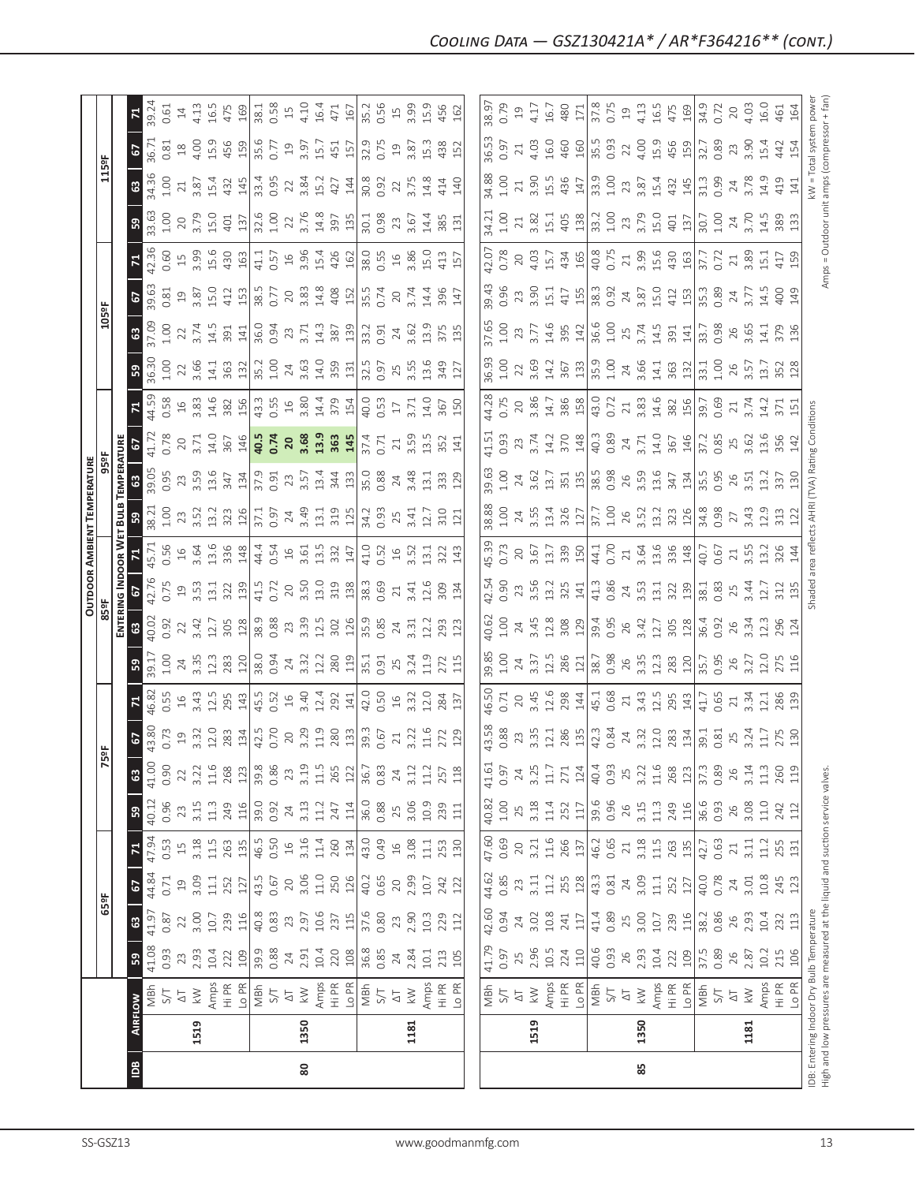## Cooling Data — GSZ130421A* / AR*F364216** (cont.)

| IDB | Airflow | | Outdoor Ambient Temperature | | | | | | | | | | | | | | | | | | | |
|---|---|---|---|---|---|---|---|---|---|---|---|---|---|---|---|---|---|---|---|---|---|---|
| | | | 65ºF | | | | 75ºF | | | | 85ºF | | | | 95ºF | | | | 105ºF | | | | 115ºF | | | |
| | | | Entering Indoor Wet Bulb Temperature | | | | | | | | | | | | | | | | | | | | | | | |
| | | | 59 | 63 | 67 | 71 | 59 | 63 | 67 | 71 | 59 | 63 | 67 | 71 | 59 | 63 | 67 | 71 | 59 | 63 | 67 | 71 | 59 | 63 | 67 | 71 |
| 80 | 1519 | MBh | 41.08 | 41.97 | 44.84 | 47.94 | 40.12 | 41.00 | 43.80 | 46.82 | 39.17 | 40.02 | 42.76 | 45.71 | 38.21 | 39.05 | 41.72 | 44.59 | 36.30 | 37.09 | 39.63 | 42.36 | 33.63 | 34.36 | 36.71 | 39.24 |
| | | S/T | 0.93 | 0.87 | 0.71 | 0.53 | 0.96 | 0.90 | 0.73 | 0.55 | 1.00 | 0.92 | 0.75 | 0.56 | 1.00 | 0.95 | 0.78 | 0.58 | 1.00 | 1.00 | 0.81 | 0.60 | 1.00 | 1.00 | 0.81 | 0.61 |
| | | ΔT | 23 | 22 | 19 | 15 | 23 | 22 | 19 | 16 | 24 | 22 | 19 | 16 | 23 | 23 | 20 | 16 | 22 | 22 | 19 | 15 | 20 | 21 | 18 | 14 |
| | | kW | 2.93 | 3.00 | 3.09 | 3.18 | 3.15 | 3.22 | 3.32 | 3.43 | 3.35 | 3.42 | 3.53 | 3.64 | 3.52 | 3.59 | 3.71 | 3.83 | 3.66 | 3.74 | 3.87 | 3.99 | 3.79 | 3.87 | 4.00 | 4.13 |
| | | Amps | 10.4 | 10.7 | 11.1 | 11.5 | 11.3 | 11.6 | 12.0 | 12.5 | 12.3 | 12.7 | 13.1 | 13.6 | 13.2 | 13.6 | 14.0 | 14.6 | 14.1 | 14.5 | 15.0 | 15.6 | 15.0 | 15.4 | 15.9 | 16.5 |
| | | Hi PR | 222 | 239 | 252 | 263 | 249 | 268 | 283 | 295 | 283 | 305 | 322 | 336 | 323 | 347 | 367 | 382 | 363 | 391 | 412 | 430 | 401 | 432 | 456 | 475 |
| | | Lo PR | 109 | 116 | 127 | 135 | 116 | 123 | 134 | 143 | 120 | 128 | 139 | 148 | 126 | 134 | 146 | 156 | 132 | 141 | 153 | 163 | 137 | 145 | 159 | 169 |
| | 1350 | MBh | 39.9 | 40.8 | 43.5 | 46.5 | 39.0 | 39.8 | 42.5 | 45.5 | 38.0 | 38.9 | 41.5 | 44.4 | 37.1 | 37.9 | **40.5** | 43.3 | 35.2 | 36.0 | 38.5 | 41.1 | 32.6 | 33.4 | 35.6 | 38.1 |
| | | S/T | 0.88 | 0.83 | 0.67 | 0.50 | 0.92 | 0.86 | 0.70 | 0.52 | 0.94 | 0.88 | 0.72 | 0.54 | 0.97 | 0.91 | **0.74** | 0.55 | 1.00 | 0.94 | 0.77 | 0.57 | 1.00 | 0.95 | 0.77 | 0.58 |
| | | ΔT | 24 | 23 | 20 | 16 | 24 | 23 | 20 | 16 | 24 | 23 | 20 | 16 | 24 | 23 | **20** | 16 | 24 | 23 | 20 | 16 | 22 | 22 | 19 | 15 |
| | | kW | 2.91 | 2.97 | 3.06 | 3.16 | 3.13 | 3.19 | 3.29 | 3.40 | 3.32 | 3.39 | 3.50 | 3.61 | 3.49 | 3.57 | **3.68** | 3.80 | 3.63 | 3.71 | 3.83 | 3.96 | 3.76 | 3.84 | 3.97 | 4.10 |
| | | Amps | 10.4 | 10.6 | 11.0 | 11.4 | 11.2 | 11.5 | 11.9 | 12.4 | 12.2 | 12.5 | 13.0 | 13.5 | 13.1 | 13.4 | **13.9** | 14.4 | 14.0 | 14.3 | 14.8 | 15.4 | 14.8 | 15.2 | 15.7 | 16.4 |
| | | Hi PR | 220 | 237 | 250 | 260 | 247 | 265 | 280 | 292 | 280 | 302 | 319 | 332 | 319 | 344 | **363** | 379 | 359 | 387 | 408 | 426 | 397 | 427 | 451 | 471 |
| | | Lo PR | 108 | 115 | 126 | 134 | 114 | 122 | 133 | 141 | 119 | 126 | 138 | 147 | 125 | 133 | **145** | 154 | 131 | 139 | 152 | 162 | 135 | 144 | 157 | 167 |
| | 1181 | MBh | 36.8 | 37.6 | 40.2 | 43.0 | 36.0 | 36.7 | 39.3 | 42.0 | 35.1 | 35.9 | 38.3 | 41.0 | 34.2 | 35.0 | 37.4 | 40.0 | 32.5 | 33.2 | 35.5 | 38.0 | 30.1 | 30.8 | 32.9 | 35.2 |
| | | S/T | 0.85 | 0.80 | 0.65 | 0.49 | 0.88 | 0.83 | 0.67 | 0.50 | 0.91 | 0.85 | 0.69 | 0.52 | 0.93 | 0.88 | 0.71 | 0.53 | 0.97 | 0.91 | 0.74 | 0.55 | 0.98 | 0.92 | 0.75 | 0.56 |
| | | ΔT | 24 | 23 | 20 | 16 | 25 | 24 | 21 | 16 | 25 | 24 | 21 | 16 | 25 | 24 | 21 | 17 | 25 | 24 | 20 | 16 | 23 | 22 | 19 | 15 |
| | | kW | 2.84 | 2.90 | 2.99 | 3.08 | 3.06 | 3.12 | 3.22 | 3.32 | 3.24 | 3.31 | 3.41 | 3.52 | 3.41 | 3.48 | 3.59 | 3.71 | 3.55 | 3.62 | 3.74 | 3.86 | 3.67 | 3.75 | 3.87 | 3.99 |
| | | Amps | 10.1 | 10.3 | 10.7 | 11.1 | 10.9 | 11.2 | 11.6 | 12.0 | 11.9 | 12.2 | 12.6 | 13.1 | 12.7 | 13.1 | 13.5 | 14.0 | 13.6 | 13.9 | 14.4 | 15.0 | 14.4 | 14.8 | 15.3 | 15.9 |
| | | Hi PR | 213 | 229 | 242 | 253 | 239 | 257 | 272 | 284 | 272 | 293 | 309 | 322 | 310 | 333 | 352 | 367 | 349 | 375 | 396 | 413 | 385 | 414 | 438 | 456 |
| | | Lo PR | 105 | 112 | 122 | 130 | 111 | 118 | 129 | 137 | 115 | 123 | 134 | 143 | 121 | 129 | 141 | 150 | 127 | 135 | 147 | 157 | 131 | 140 | 152 | 162 |
| 85 | 1519 | MBh | 41.79 | 42.60 | 44.62 | 47.60 | 40.82 | 41.61 | 43.58 | 46.50 | 39.85 | 40.62 | 42.54 | 45.39 | 38.88 | 39.63 | 41.51 | 44.28 | 36.93 | 37.65 | 39.43 | 42.07 | 34.21 | 34.88 | 36.53 | 38.97 |
| | | S/T | 0.97 | 0.94 | 0.85 | 0.69 | 1.00 | 0.97 | 0.88 | 0.71 | 1.00 | 1.00 | 0.90 | 0.73 | 1.00 | 1.00 | 0.93 | 0.75 | 1.00 | 1.00 | 0.96 | 0.78 | 1.00 | 1.00 | 0.97 | 0.79 |
| | | ΔT | 25 | 24 | 23 | 20 | 25 | 24 | 23 | 20 | 24 | 24 | 23 | 20 | 24 | 24 | 23 | 20 | 22 | 23 | 23 | 20 | 21 | 21 | 21 | 19 |
| | | kW | 2.96 | 3.02 | 3.11 | 3.21 | 3.18 | 3.25 | 3.35 | 3.45 | 3.37 | 3.45 | 3.56 | 3.67 | 3.55 | 3.62 | 3.74 | 3.86 | 3.69 | 3.77 | 3.90 | 4.03 | 3.82 | 3.90 | 4.03 | 4.17 |
| | | Amps | 10.5 | 10.8 | 11.2 | 11.6 | 11.4 | 11.7 | 12.1 | 12.6 | 12.5 | 12.8 | 13.2 | 13.7 | 13.4 | 13.7 | 14.2 | 14.7 | 14.2 | 14.6 | 15.1 | 15.7 | 15.1 | 15.5 | 16.0 | 16.7 |
| | | Hi PR | 224 | 241 | 255 | 266 | 252 | 271 | 286 | 298 | 286 | 308 | 325 | 339 | 326 | 351 | 370 | 386 | 367 | 395 | 417 | 434 | 405 | 436 | 460 | 480 |
| | | Lo PR | 110 | 117 | 128 | 137 | 117 | 124 | 135 | 144 | 121 | 129 | 141 | 150 | 127 | 135 | 148 | 158 | 133 | 142 | 155 | 165 | 138 | 147 | 160 | 171 |
| | 1350 | MBh | 40.6 | 41.4 | 43.3 | 46.2 | 39.6 | 40.4 | 42.3 | 45.1 | 38.7 | 39.4 | 41.3 | 44.1 | 37.7 | 38.5 | 40.3 | 43.0 | 35.9 | 36.6 | 38.3 | 40.8 | 33.2 | 33.9 | 35.5 | 37.8 |
| | | S/T | 0.93 | 0.89 | 0.81 | 0.65 | 0.96 | 0.93 | 0.84 | 0.68 | 0.98 | 0.95 | 0.86 | 0.70 | 1.00 | 0.98 | 0.89 | 0.72 | 1.00 | 1.00 | 0.92 | 0.75 | 1.00 | 1.00 | 0.93 | 0.75 |
| | | ΔT | 26 | 25 | 24 | 21 | 26 | 25 | 24 | 21 | 26 | 26 | 24 | 21 | 26 | 26 | 24 | 21 | 24 | 25 | 24 | 21 | 23 | 23 | 22 | 19 |
| | | kW | 2.93 | 3.00 | 3.09 | 3.18 | 3.15 | 3.22 | 3.32 | 3.43 | 3.35 | 3.42 | 3.53 | 3.64 | 3.52 | 3.59 | 3.71 | 3.83 | 3.66 | 3.74 | 3.87 | 3.99 | 3.79 | 3.87 | 4.00 | 4.13 |
| | | Amps | 10.4 | 10.7 | 11.1 | 11.5 | 11.3 | 11.6 | 12.0 | 12.5 | 12.3 | 12.7 | 13.1 | 13.6 | 13.2 | 13.6 | 14.0 | 14.6 | 14.1 | 14.5 | 15.0 | 15.6 | 15.0 | 15.4 | 15.9 | 16.5 |
| | | Hi PR | 222 | 239 | 252 | 263 | 249 | 268 | 283 | 295 | 283 | 305 | 322 | 336 | 323 | 347 | 367 | 382 | 363 | 391 | 412 | 430 | 401 | 432 | 456 | 475 |
| | | Lo PR | 109 | 116 | 127 | 135 | 116 | 123 | 134 | 143 | 120 | 128 | 139 | 148 | 126 | 134 | 146 | 156 | 132 | 141 | 153 | 163 | 137 | 145 | 159 | 169 |
| | 1181 | MBh | 37.5 | 38.2 | 40.0 | 42.7 | 36.6 | 37.3 | 39.1 | 41.7 | 35.7 | 36.4 | 38.1 | 40.7 | 34.8 | 35.5 | 37.2 | 39.7 | 33.1 | 33.7 | 35.3 | 37.7 | 30.7 | 31.3 | 32.7 | 34.9 |
| | | S/T | 0.89 | 0.86 | 0.78 | 0.63 | 0.93 | 0.89 | 0.81 | 0.65 | 0.95 | 0.92 | 0.83 | 0.67 | 0.98 | 0.95 | 0.85 | 0.69 | 1.00 | 0.98 | 0.89 | 0.72 | 1.00 | 0.99 | 0.89 | 0.72 |
| | | ΔT | 26 | 26 | 24 | 21 | 26 | 26 | 25 | 21 | 26 | 26 | 25 | 21 | 27 | 26 | 25 | 21 | 26 | 26 | 24 | 21 | 24 | 24 | 23 | 20 |
| | | kW | 2.87 | 2.93 | 3.01 | 3.11 | 3.08 | 3.14 | 3.24 | 3.34 | 3.27 | 3.34 | 3.44 | 3.55 | 3.43 | 3.51 | 3.62 | 3.74 | 3.57 | 3.65 | 3.77 | 3.89 | 3.70 | 3.78 | 3.90 | 4.03 |
| | | Amps | 10.2 | 10.4 | 10.8 | 11.2 | 11.0 | 11.3 | 11.7 | 12.1 | 12.0 | 12.3 | 12.7 | 13.2 | 12.9 | 13.2 | 13.6 | 14.2 | 13.7 | 14.1 | 14.5 | 15.1 | 14.5 | 14.9 | 15.4 | 16.0 |
| | | Hi PR | 215 | 232 | 245 | 255 | 242 | 260 | 275 | 286 | 275 | 296 | 312 | 326 | 313 | 337 | 356 | 371 | 352 | 379 | 400 | 417 | 389 | 419 | 442 | 461 |
| | | Lo PR | 106 | 113 | 123 | 131 | 112 | 119 | 130 | 139 | 116 | 124 | 135 | 144 | 122 | 130 | 142 | 151 | 128 | 136 | 149 | 159 | 133 | 141 | 154 | 164 |

IDB: Entering Indoor Dry Bulb Temperature
High and low pressures are measured at the liquid and suction service valves.

Shaded area reflects AHRI (TVA) Rating Conditions

kW = Total system power
Amps = Outdoor unit amps (compressor + fan)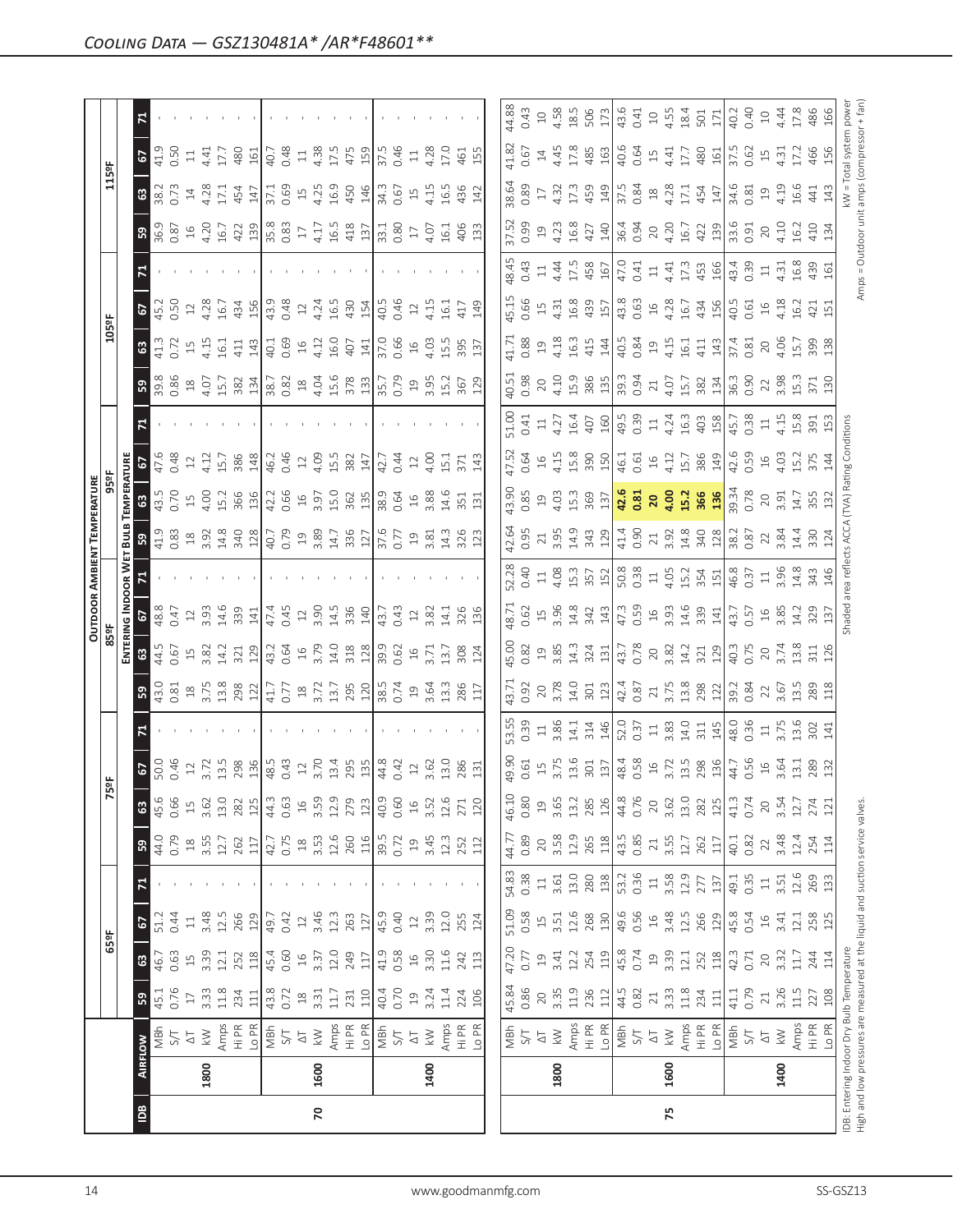## Cooling Data — GSZ130481A* /AR*F48601**

| IDB | Airflow | | 65ºF | | | | 75ºF | | | | 85ºF | | | | 95ºF | | | | 105ºF | | | | 115ºF | | | |
|---|---|---|---|---|---|---|---|---|---|---|---|---|---|---|---|---|---|---|---|---|---|---|---|---|---|---|
| | | | **Entering Indoor Wet Bulb Temperature** | | | | | | | | | | | | | | | | | | | | | | | |
| | | | 59 | 63 | 67 | 71 | 59 | 63 | 67 | 71 | 59 | 63 | 67 | 71 | 59 | 63 | 67 | 71 | 59 | 63 | 67 | 71 | 59 | 63 | 67 | 71 |
| 70 | 1800 | MBh | 45.1 | 46.7 | 51.2 | - | 44.0 | 45.6 | 50.0 | - | 43.0 | 44.5 | 48.8 | - | 41.9 | 43.5 | 47.6 | - | 39.8 | 41.3 | 45.2 | - | 36.9 | 38.2 | 41.9 | - |
| | | S/T | 0.76 | 0.63 | 0.44 | - | 0.79 | 0.66 | 0.46 | - | 0.81 | 0.67 | 0.47 | - | 0.83 | 0.70 | 0.48 | - | 0.86 | 0.72 | 0.50 | - | 0.87 | 0.73 | 0.50 | - |
| | | ΔT | 17 | 15 | 11 | - | 18 | 15 | 12 | - | 18 | 15 | 12 | - | 18 | 15 | 12 | - | 18 | 15 | 12 | - | 16 | 14 | 11 | - |
| | | kW | 3.33 | 3.39 | 3.48 | - | 3.55 | 3.62 | 3.72 | - | 3.75 | 3.82 | 3.93 | - | 3.92 | 4.00 | 4.12 | - | 4.07 | 4.15 | 4.28 | - | 4.20 | 4.28 | 4.41 | - |
| | | Amps | 11.8 | 12.1 | 12.5 | - | 12.7 | 13.0 | 13.5 | - | 13.8 | 14.2 | 14.6 | - | 14.8 | 15.2 | 15.7 | - | 15.7 | 16.1 | 16.7 | - | 16.7 | 17.1 | 17.7 | - |
| | | Hi PR | 234 | 252 | 266 | - | 262 | 282 | 298 | - | 298 | 321 | 339 | - | 340 | 366 | 386 | - | 382 | 411 | 434 | - | 422 | 454 | 480 | - |
| | | Lo PR | 111 | 118 | 129 | - | 117 | 125 | 136 | - | 122 | 129 | 141 | - | 128 | 136 | 148 | - | 134 | 143 | 156 | - | 139 | 147 | 161 | - |
| | 1600 | MBh | 43.8 | 45.4 | 49.7 | - | 42.7 | 44.3 | 48.5 | - | 41.7 | 43.2 | 47.4 | - | 40.7 | 42.2 | 46.2 | - | 38.7 | 40.1 | 43.9 | - | 35.8 | 37.1 | 40.7 | - |
| | | S/T | 0.72 | 0.60 | 0.42 | - | 0.75 | 0.63 | 0.43 | - | 0.77 | 0.64 | 0.45 | - | 0.79 | 0.66 | 0.46 | - | 0.82 | 0.69 | 0.48 | - | 0.83 | 0.69 | 0.48 | - |
| | | ΔT | 18 | 16 | 12 | - | 18 | 16 | 12 | - | 18 | 16 | 12 | - | 19 | 16 | 12 | - | 18 | 16 | 12 | - | 17 | 15 | 11 | - |
| | | kW | 3.31 | 3.37 | 3.46 | - | 3.53 | 3.59 | 3.70 | - | 3.72 | 3.79 | 3.90 | - | 3.89 | 3.97 | 4.09 | - | 4.04 | 4.12 | 4.24 | - | 4.17 | 4.25 | 4.38 | - |
| | | Amps | 11.7 | 12.0 | 12.3 | - | 12.6 | 12.9 | 13.4 | - | 13.7 | 14.0 | 14.5 | - | 14.7 | 15.0 | 15.5 | - | 15.6 | 16.0 | 16.5 | - | 16.5 | 16.9 | 17.5 | - |
| | | Hi PR | 231 | 249 | 263 | - | 260 | 279 | 295 | - | 295 | 318 | 336 | - | 336 | 362 | 382 | - | 378 | 407 | 430 | - | 418 | 450 | 475 | - |
| | | Lo PR | 110 | 117 | 127 | - | 116 | 123 | 135 | - | 120 | 128 | 140 | - | 127 | 135 | 147 | - | 133 | 141 | 154 | - | 137 | 146 | 159 | - |
| | 1400 | MBh | 40.4 | 41.9 | 45.9 | - | 39.5 | 40.9 | 44.8 | - | 38.5 | 39.9 | 43.7 | - | 37.6 | 38.9 | 42.7 | - | 35.7 | 37.0 | 40.5 | - | 33.1 | 34.3 | 37.5 | - |
| | | S/T | 0.70 | 0.58 | 0.40 | - | 0.72 | 0.60 | 0.42 | - | 0.74 | 0.62 | 0.43 | - | 0.77 | 0.64 | 0.44 | - | 0.79 | 0.66 | 0.46 | - | 0.80 | 0.67 | 0.46 | - |
| | | ΔT | 19 | 16 | 12 | - | 19 | 16 | 12 | - | 19 | 16 | 12 | - | 19 | 16 | 12 | - | 19 | 16 | 12 | - | 17 | 15 | 11 | - |
| | | kW | 3.24 | 3.30 | 3.39 | - | 3.45 | 3.52 | 3.62 | - | 3.64 | 3.71 | 3.82 | - | 3.81 | 3.88 | 4.00 | - | 3.95 | 4.03 | 4.15 | - | 4.07 | 4.15 | 4.28 | - |
| | | Amps | 11.4 | 11.6 | 12.0 | - | 12.3 | 12.6 | 13.0 | - | 13.3 | 13.7 | 14.1 | - | 14.3 | 14.6 | 15.1 | - | 15.2 | 15.5 | 16.1 | - | 16.1 | 16.5 | 17.0 | - |
| | | Hi PR | 224 | 242 | 255 | - | 252 | 271 | 286 | - | 286 | 308 | 326 | - | 326 | 351 | 371 | - | 367 | 395 | 417 | - | 406 | 436 | 461 | - |
| | | Lo PR | 106 | 113 | 124 | - | 112 | 120 | 131 | - | 117 | 124 | 136 | - | 123 | 131 | 143 | - | 129 | 137 | 149 | - | 133 | 142 | 155 | - |
| 75 | 1800 | MBh | 45.84 | 47.20 | 51.09 | 54.83 | 44.77 | 46.10 | 49.90 | 53.55 | 43.71 | 45.00 | 48.71 | 52.28 | 42.64 | 43.90 | 47.52 | 51.00 | 40.51 | 41.71 | 45.15 | 48.45 | 37.52 | 38.64 | 41.82 | 44.88 |
| | | S/T | 0.86 | 0.77 | 0.58 | 0.38 | 0.89 | 0.80 | 0.61 | 0.39 | 0.92 | 0.82 | 0.62 | 0.40 | 0.95 | 0.85 | 0.64 | 0.41 | 0.98 | 0.88 | 0.66 | 0.43 | 0.99 | 0.89 | 0.67 | 0.43 |
| | | ΔT | 20 | 19 | 15 | 11 | 20 | 19 | 15 | 11 | 20 | 19 | 15 | 11 | 21 | 19 | 16 | 11 | 20 | 19 | 15 | 11 | 19 | 17 | 14 | 10 |
| | | kW | 3.35 | 3.41 | 3.51 | 3.61 | 3.58 | 3.65 | 3.75 | 3.86 | 3.78 | 3.85 | 3.96 | 4.08 | 3.95 | 4.03 | 4.15 | 4.27 | 4.10 | 4.18 | 4.31 | 4.44 | 4.23 | 4.32 | 4.45 | 4.58 |
| | | Amps | 11.9 | 12.2 | 12.6 | 13.0 | 12.9 | 13.2 | 13.6 | 14.1 | 14.0 | 14.3 | 14.8 | 15.3 | 14.9 | 15.3 | 15.8 | 16.4 | 15.9 | 16.3 | 16.8 | 17.5 | 16.8 | 17.3 | 17.8 | 18.5 |
| | | Hi PR | 236 | 254 | 268 | 280 | 265 | 285 | 301 | 314 | 301 | 324 | 342 | 357 | 343 | 369 | 390 | 407 | 386 | 415 | 439 | 458 | 427 | 459 | 485 | 506 |
| | | Lo PR | 112 | 119 | 130 | 138 | 118 | 126 | 137 | 146 | 123 | 131 | 143 | 152 | 129 | 137 | 150 | 160 | 135 | 144 | 157 | 167 | 140 | 149 | 163 | 173 |
| | 1600 | MBh | 44.5 | 45.8 | 49.6 | 53.2 | 43.5 | 44.8 | 48.4 | 52.0 | 42.4 | 43.7 | 47.3 | 50.8 | 41.4 | **42.6** | 46.1 | 49.5 | 39.3 | 40.5 | 43.8 | 47.0 | 36.4 | 37.5 | 40.6 | 43.6 |
| | | S/T | 0.82 | 0.74 | 0.56 | 0.36 | 0.85 | 0.76 | 0.58 | 0.37 | 0.87 | 0.78 | 0.59 | 0.38 | 0.90 | **0.81** | 0.61 | 0.39 | 0.94 | 0.84 | 0.63 | 0.41 | 0.94 | 0.84 | 0.64 | 0.41 |
| | | ΔT | 21 | 19 | 16 | 11 | 21 | 20 | 16 | 11 | 21 | 20 | 16 | 11 | 21 | **20** | 16 | 11 | 21 | 19 | 16 | 11 | 20 | 18 | 15 | 10 |
| | | kW | 3.33 | 3.39 | 3.48 | 3.58 | 3.55 | 3.62 | 3.72 | 3.83 | 3.75 | 3.82 | 3.93 | 4.05 | 3.92 | **4.00** | 4.12 | 4.24 | 4.07 | 4.15 | 4.28 | 4.41 | 4.20 | 4.28 | 4.41 | 4.55 |
| | | Amps | 11.8 | 12.1 | 12.5 | 12.9 | 12.7 | 13.0 | 13.5 | 14.0 | 13.8 | 14.2 | 14.6 | 15.2 | 14.8 | **15.2** | 15.7 | 16.3 | 15.7 | 16.1 | 16.7 | 17.3 | 16.7 | 17.1 | 17.7 | 18.4 |
| | | Hi PR | 234 | 252 | 266 | 277 | 262 | 282 | 298 | 311 | 298 | 321 | 339 | 354 | 340 | **366** | 386 | 403 | 382 | 411 | 434 | 453 | 422 | 454 | 480 | 501 |
| | | Lo PR | 111 | 118 | 129 | 137 | 117 | 125 | 136 | 145 | 122 | 129 | 141 | 151 | 128 | **136** | 149 | 158 | 134 | 143 | 156 | 166 | 139 | 147 | 161 | 171 |
| | 1400 | MBh | 41.1 | 42.3 | 45.8 | 49.1 | 40.1 | 41.3 | 44.7 | 48.0 | 39.2 | 40.3 | 43.7 | 46.8 | 38.2 | 39.34 | 42.6 | 45.7 | 36.3 | 37.4 | 40.5 | 43.4 | 33.6 | 34.6 | 37.5 | 40.2 |
| | | S/T | 0.79 | 0.71 | 0.54 | 0.35 | 0.82 | 0.74 | 0.56 | 0.36 | 0.84 | 0.75 | 0.57 | 0.37 | 0.87 | 0.78 | 0.59 | 0.38 | 0.90 | 0.81 | 0.61 | 0.39 | 0.91 | 0.81 | 0.62 | 0.40 |
| | | ΔT | 21 | 20 | 16 | 11 | 22 | 20 | 16 | 11 | 22 | 20 | 16 | 11 | 22 | 20 | 16 | 11 | 22 | 20 | 16 | 11 | 20 | 19 | 15 | 10 |
| | | kW | 3.26 | 3.32 | 3.41 | 3.51 | 3.48 | 3.54 | 3.64 | 3.75 | 3.67 | 3.74 | 3.85 | 3.96 | 3.84 | 3.91 | 4.03 | 4.15 | 3.98 | 4.06 | 4.18 | 4.31 | 4.10 | 4.19 | 4.31 | 4.44 |
| | | Amps | 11.5 | 11.7 | 12.1 | 12.6 | 12.4 | 12.7 | 13.1 | 13.6 | 13.5 | 13.8 | 14.2 | 14.8 | 14.4 | 14.7 | 15.2 | 15.8 | 15.3 | 15.7 | 16.2 | 16.8 | 16.2 | 16.6 | 17.2 | 17.8 |
| | | Hi PR | 227 | 244 | 258 | 269 | 254 | 274 | 289 | 302 | 289 | 311 | 329 | 343 | 330 | 355 | 375 | 391 | 371 | 399 | 421 | 439 | 410 | 441 | 466 | 486 |
| | | Lo PR | 108 | 114 | 125 | 133 | 114 | 121 | 132 | 141 | 118 | 126 | 137 | 146 | 124 | 132 | 144 | 153 | 130 | 138 | 151 | 161 | 134 | 143 | 156 | 166 |

IDB: Entering Indoor Dry Bulb Temperature
High and low pressures are measured at the liquid and suction service valves.

Shaded area reflects ACCA (TVA) Rating Conditions

kW = Total system power
Amps = Outdoor unit amps (compressor + fan)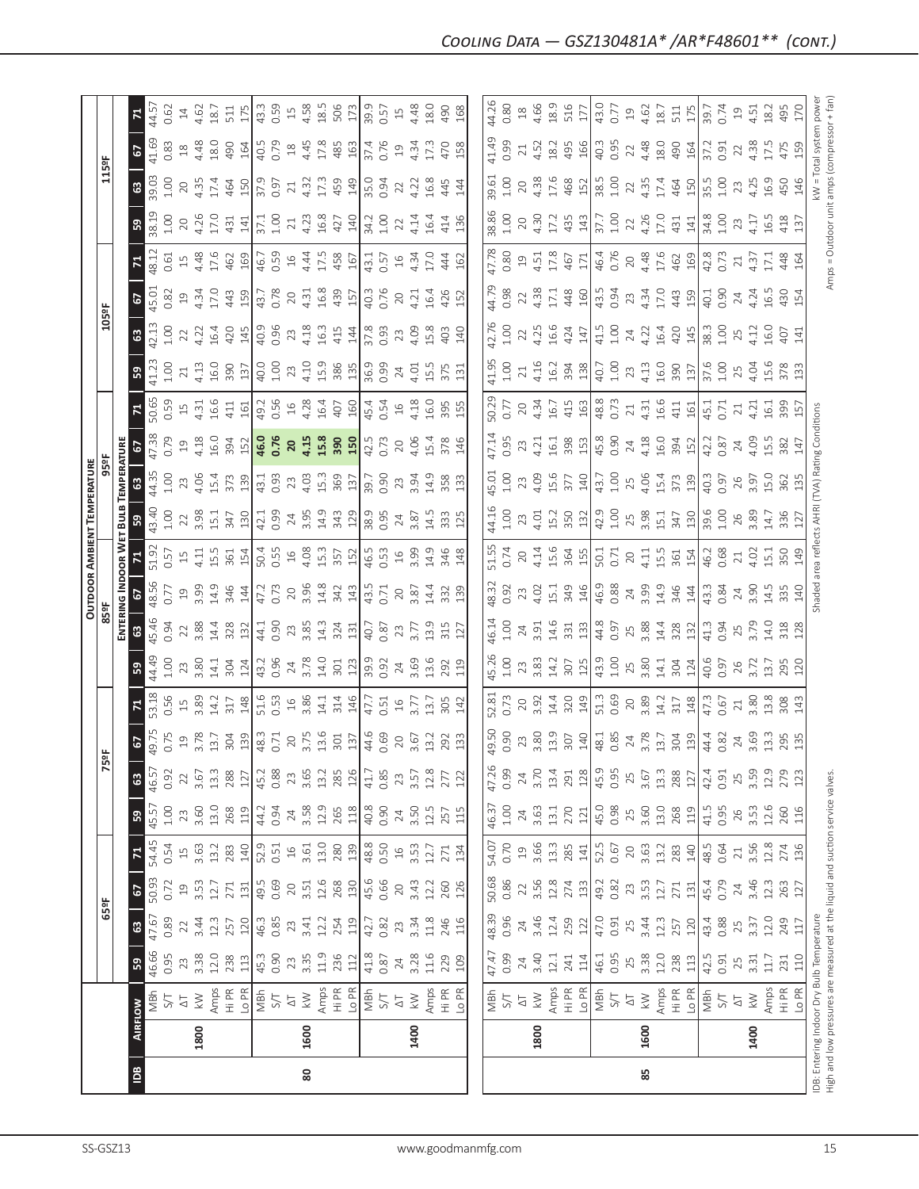## Cooling Data — GSZ130481A* /AR*F48601** (cont.)

| IDB | Airflow | | 65ºF | | | | 75ºF | | | | 85ºF | | | | 95ºF | | | | 105ºF | | | | 115ºF | | | |
|---|---|---|---|---|---|---|---|---|---|---|---|---|---|---|---|---|---|---|---|---|---|---|---|---|---|---|
| | | | **Outdoor Ambient Temperature** | | | | | | | | | | | | | | | | | | | | | | | |
| | | | **Entering Indoor Wet Bulb Temperature** | | | | | | | | | | | | | | | | | | | | | | | |
| | | | 59 | 63 | 67 | 71 | 59 | 63 | 67 | 71 | 59 | 63 | 67 | 71 | 59 | 63 | 67 | 71 | 59 | 63 | 67 | 71 | 59 | 63 | 67 | 71 |
| 80 | 1800 | MBh | 46.66 | 47.67 | 50.93 | 54.45 | 45.57 | 46.57 | 49.75 | 53.18 | 44.49 | 45.46 | 48.56 | 51.92 | 43.40 | 44.35 | 47.38 | 50.65 | 41.23 | 42.13 | 45.01 | 48.12 | 38.19 | 39.03 | 41.69 | 44.57 |
| | | S/T | 0.95 | 0.89 | 0.72 | 0.54 | 1.00 | 0.92 | 0.75 | 0.56 | 1.00 | 0.94 | 0.77 | 0.57 | 1.00 | 1.00 | 0.79 | 0.59 | 1.00 | 1.00 | 0.82 | 0.61 | 1.00 | 1.00 | 0.83 | 0.62 |
| | | ΔT | 23 | 22 | 19 | 15 | 23 | 22 | 19 | 15 | 23 | 22 | 19 | 15 | 22 | 23 | 19 | 15 | 21 | 22 | 19 | 15 | 20 | 20 | 18 | 14 |
| | | kW | 3.38 | 3.44 | 3.53 | 3.63 | 3.60 | 3.67 | 3.78 | 3.89 | 3.80 | 3.88 | 3.99 | 4.11 | 3.98 | 4.06 | 4.18 | 4.31 | 4.13 | 4.22 | 4.34 | 4.48 | 4.26 | 4.35 | 4.48 | 4.62 |
| | | Amps | 12.0 | 12.3 | 12.7 | 13.2 | 13.0 | 13.3 | 13.7 | 14.2 | 14.1 | 14.4 | 14.9 | 15.5 | 15.1 | 15.4 | 16.0 | 16.6 | 16.0 | 16.4 | 17.0 | 17.6 | 17.0 | 17.4 | 18.0 | 18.7 |
| | | Hi PR | 238 | 257 | 271 | 283 | 268 | 288 | 304 | 317 | 304 | 328 | 346 | 361 | 347 | 373 | 394 | 411 | 390 | 420 | 443 | 462 | 431 | 464 | 490 | 511 |
| | | Lo PR | 113 | 120 | 131 | 140 | 119 | 127 | 139 | 148 | 124 | 132 | 144 | 154 | 130 | 139 | 152 | 161 | 137 | 145 | 159 | 169 | 141 | 150 | 164 | 175 |
| | 1600 | MBh | 45.3 | 46.3 | 49.5 | 52.9 | 44.2 | 45.2 | 48.3 | 51.6 | 43.2 | 44.1 | 47.2 | 50.4 | 42.1 | 43.1 | **46.0** | 49.2 | 40.0 | 40.9 | 43.7 | 46.7 | 37.1 | 37.9 | 40.5 | 43.3 |
| | | S/T | 0.90 | 0.85 | 0.69 | 0.51 | 0.94 | 0.88 | 0.71 | 0.53 | 0.96 | 0.90 | 0.73 | 0.55 | 0.99 | 0.93 | **0.76** | 0.56 | 1.00 | 0.96 | 0.78 | 0.59 | 1.00 | 0.97 | 0.79 | 0.59 |
| | | ΔT | 23 | 23 | 20 | 16 | 24 | 23 | 20 | 16 | 24 | 23 | 20 | 16 | 24 | 23 | **20** | 16 | 23 | 23 | 20 | 16 | 21 | 21 | 18 | 15 |
| | | kW | 3.35 | 3.41 | 3.51 | 3.61 | 3.58 | 3.65 | 3.75 | 3.86 | 3.78 | 3.85 | 3.96 | 4.08 | 3.95 | 4.03 | **4.15** | 4.28 | 4.10 | 4.18 | 4.31 | 4.44 | 4.23 | 4.32 | 4.45 | 4.58 |
| | | Amps | 11.9 | 12.2 | 12.6 | 13.0 | 12.9 | 13.2 | 13.6 | 14.1 | 14.0 | 14.3 | 14.8 | 15.3 | 14.9 | 15.3 | **15.8** | 16.4 | 15.9 | 16.3 | 16.8 | 17.5 | 16.8 | 17.3 | 17.8 | 18.5 |
| | | Hi PR | 236 | 254 | 268 | 280 | 265 | 285 | 301 | 314 | 301 | 324 | 342 | 357 | 343 | 369 | **390** | 407 | 386 | 415 | 439 | 458 | 427 | 459 | 485 | 506 |
| | | Lo PR | 112 | 119 | 130 | 139 | 118 | 126 | 137 | 146 | 123 | 131 | 143 | 152 | 129 | 137 | **150** | 160 | 135 | 144 | 157 | 167 | 140 | 149 | 163 | 173 |
| | 1400 | MBh | 41.8 | 42.7 | 45.6 | 48.8 | 40.8 | 41.7 | 44.6 | 47.7 | 39.9 | 40.7 | 43.5 | 46.5 | 38.9 | 39.7 | 42.5 | 45.4 | 36.9 | 37.8 | 40.3 | 43.1 | 34.2 | 35.0 | 37.4 | 39.9 |
| | | S/T | 0.87 | 0.82 | 0.66 | 0.50 | 0.90 | 0.85 | 0.69 | 0.51 | 0.92 | 0.87 | 0.71 | 0.53 | 0.95 | 0.90 | 0.73 | 0.54 | 0.99 | 0.93 | 0.76 | 0.57 | 1.00 | 0.94 | 0.76 | 0.57 |
| | | ΔT | 24 | 23 | 20 | 16 | 24 | 23 | 20 | 16 | 24 | 23 | 20 | 16 | 24 | 23 | 20 | 16 | 24 | 23 | 20 | 16 | 22 | 22 | 19 | 15 |
| | | kW | 3.28 | 3.34 | 3.43 | 3.53 | 3.50 | 3.57 | 3.67 | 3.77 | 3.69 | 3.77 | 3.87 | 3.99 | 3.87 | 3.94 | 4.06 | 4.18 | 4.01 | 4.09 | 4.21 | 4.34 | 4.14 | 4.22 | 4.34 | 4.48 |
| | | Amps | 11.6 | 11.8 | 12.2 | 12.7 | 12.5 | 12.8 | 13.2 | 13.7 | 13.6 | 13.9 | 14.4 | 14.9 | 14.5 | 14.9 | 15.4 | 16.0 | 15.5 | 15.8 | 16.4 | 17.0 | 16.4 | 16.8 | 17.3 | 18.0 |
| | | Hi PR | 229 | 246 | 260 | 271 | 257 | 277 | 292 | 305 | 292 | 315 | 332 | 346 | 333 | 358 | 378 | 395 | 375 | 403 | 426 | 444 | 414 | 445 | 470 | 490 |
| | | Lo PR | 109 | 116 | 126 | 134 | 115 | 122 | 133 | 142 | 119 | 127 | 139 | 148 | 125 | 133 | 146 | 155 | 131 | 140 | 152 | 162 | 136 | 144 | 158 | 168 |
| 85 | 1800 | MBh | 47.47 | 48.39 | 50.68 | 54.07 | 46.37 | 47.26 | 49.50 | 52.81 | 45.26 | 46.14 | 48.32 | 51.55 | 44.16 | 45.01 | 47.14 | 50.29 | 41.95 | 42.76 | 44.79 | 47.78 | 38.86 | 39.61 | 41.49 | 44.26 |
| | | S/T | 0.99 | 0.96 | 0.86 | 0.70 | 1.00 | 0.99 | 0.90 | 0.73 | 1.00 | 1.00 | 0.92 | 0.74 | 1.00 | 1.00 | 0.95 | 0.77 | 1.00 | 1.00 | 0.98 | 0.80 | 1.00 | 1.00 | 0.99 | 0.80 |
| | | ΔT | 24 | 24 | 22 | 19 | 24 | 24 | 23 | 20 | 23 | 24 | 23 | 20 | 23 | 23 | 23 | 20 | 21 | 22 | 22 | 19 | 20 | 20 | 21 | 18 |
| | | kW | 3.40 | 3.46 | 3.56 | 3.66 | 3.63 | 3.70 | 3.80 | 3.92 | 3.83 | 3.91 | 4.02 | 4.14 | 4.01 | 4.09 | 4.21 | 4.34 | 4.16 | 4.25 | 4.38 | 4.51 | 4.30 | 4.38 | 4.52 | 4.66 |
| | | Amps | 12.1 | 12.4 | 12.8 | 13.3 | 13.1 | 13.4 | 13.9 | 14.4 | 14.2 | 14.6 | 15.1 | 15.6 | 15.2 | 15.6 | 16.1 | 16.7 | 16.2 | 16.6 | 17.1 | 17.8 | 17.2 | 17.6 | 18.2 | 18.9 |
| | | Hi PR | 241 | 259 | 274 | 285 | 270 | 291 | 307 | 320 | 307 | 331 | 349 | 364 | 350 | 377 | 398 | 415 | 394 | 424 | 448 | 467 | 435 | 468 | 495 | 516 |
| | | Lo PR | 114 | 122 | 133 | 141 | 121 | 128 | 140 | 149 | 125 | 133 | 146 | 155 | 132 | 140 | 153 | 163 | 138 | 147 | 160 | 171 | 143 | 152 | 166 | 177 |
| | 1600 | MBh | 46.1 | 47.0 | 49.2 | 52.5 | 45.0 | 45.9 | 48.1 | 51.3 | 43.9 | 44.8 | 46.9 | 50.1 | 42.9 | 43.7 | 45.8 | 48.8 | 40.7 | 41.5 | 43.5 | 46.4 | 37.7 | 38.5 | 40.3 | 43.0 |
| | | S/T | 0.95 | 0.91 | 0.82 | 0.67 | 0.98 | 0.95 | 0.85 | 0.69 | 1.00 | 0.97 | 0.88 | 0.71 | 1.00 | 1.00 | 0.90 | 0.73 | 1.00 | 1.00 | 0.94 | 0.76 | 1.00 | 1.00 | 0.95 | 0.77 |
| | | ΔT | 25 | 25 | 23 | 20 | 25 | 25 | 24 | 20 | 25 | 25 | 24 | 20 | 25 | 25 | 24 | 21 | 23 | 24 | 23 | 20 | 22 | 22 | 22 | 19 |
| | | kW | 3.38 | 3.44 | 3.53 | 3.63 | 3.60 | 3.67 | 3.78 | 3.89 | 3.80 | 3.88 | 3.99 | 4.11 | 3.98 | 4.06 | 4.18 | 4.31 | 4.13 | 4.22 | 4.34 | 4.48 | 4.26 | 4.35 | 4.48 | 4.62 |
| | | Amps | 12.0 | 12.3 | 12.7 | 13.2 | 13.0 | 13.3 | 13.7 | 14.2 | 14.1 | 14.4 | 14.9 | 15.5 | 15.1 | 15.4 | 16.0 | 16.6 | 16.0 | 16.4 | 17.0 | 17.6 | 17.0 | 17.4 | 18.0 | 18.7 |
| | | Hi PR | 238 | 257 | 271 | 283 | 268 | 288 | 304 | 317 | 304 | 328 | 346 | 361 | 347 | 373 | 394 | 411 | 390 | 420 | 443 | 462 | 431 | 464 | 490 | 511 |
| | | Lo PR | 113 | 120 | 131 | 140 | 119 | 127 | 139 | 148 | 124 | 132 | 144 | 154 | 130 | 139 | 152 | 161 | 137 | 145 | 159 | 169 | 141 | 150 | 164 | 175 |
| | 1400 | MBh | 42.5 | 43.4 | 45.4 | 48.5 | 41.5 | 42.4 | 44.4 | 47.3 | 40.6 | 41.3 | 43.3 | 46.2 | 39.6 | 40.3 | 42.2 | 45.1 | 37.6 | 38.3 | 40.1 | 42.8 | 34.8 | 35.5 | 37.2 | 39.7 |
| | | S/T | 0.91 | 0.88 | 0.79 | 0.64 | 0.95 | 0.91 | 0.82 | 0.67 | 0.97 | 0.94 | 0.84 | 0.68 | 1.00 | 0.97 | 0.87 | 0.71 | 1.00 | 1.00 | 0.90 | 0.73 | 1.00 | 1.00 | 0.91 | 0.74 |
| | | ΔT | 25 | 25 | 24 | 21 | 26 | 25 | 24 | 21 | 26 | 25 | 24 | 21 | 26 | 26 | 24 | 21 | 25 | 25 | 24 | 21 | 23 | 23 | 22 | 19 |
| | | kW | 3.31 | 3.37 | 3.46 | 3.56 | 3.53 | 3.59 | 3.69 | 3.80 | 3.72 | 3.79 | 3.90 | 4.02 | 3.89 | 3.97 | 4.09 | 4.21 | 4.04 | 4.12 | 4.24 | 4.37 | 4.17 | 4.25 | 4.38 | 4.51 |
| | | Amps | 11.7 | 12.0 | 12.3 | 12.8 | 12.6 | 12.9 | 13.3 | 13.8 | 13.7 | 14.0 | 14.5 | 15.1 | 14.7 | 15.0 | 15.5 | 16.1 | 15.6 | 16.0 | 16.5 | 17.1 | 16.5 | 16.9 | 17.5 | 18.2 |
| | | Hi PR | 231 | 249 | 263 | 274 | 260 | 279 | 295 | 308 | 295 | 318 | 335 | 350 | 336 | 362 | 382 | 399 | 378 | 407 | 430 | 448 | 418 | 450 | 475 | 495 |
| | | Lo PR | 110 | 117 | 127 | 136 | 116 | 123 | 135 | 143 | 120 | 128 | 140 | 149 | 127 | 135 | 147 | 157 | 133 | 141 | 154 | 164 | 137 | 146 | 159 | 170 |

IDB: Entering Indoor Dry Bulb Temperature
High and low pressures are measured at the liquid and suction service valves.

Shaded area reflects AHRI (TVA) Rating Conditions

kW = Total system power
Amps = Outdoor unit amps (compressor + fan)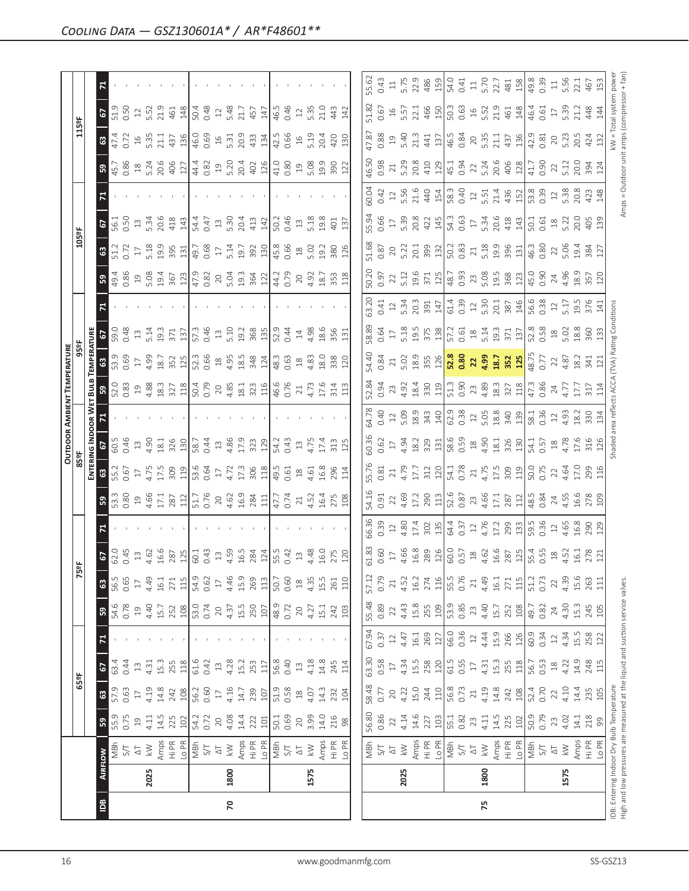## Cooling Data — GSZ130601A* / AR*F48601**

| IDB | Airflow | | 65ºF | | | | 75ºF | | | | 85ºF | | | | 95ºF | | | | 105ºF | | | | 115ºF | | | |
|---|---|---|---|---|---|---|---|---|---|---|---|---|---|---|---|---|---|---|---|---|---|---|---|---|---|---|
| | | | **Entering Indoor Wet Bulb Temperature** | | | | | | | | | | | | | | | | | | | | | | | |
| | | | 59 | 63 | 67 | 71 | 59 | 63 | 67 | 71 | 59 | 63 | 67 | 71 | 59 | 63 | 67 | 71 | 59 | 63 | 67 | 71 | 59 | 63 | 67 | 71 |
| 70 | 2025 | MBh | 55.9 | 57.9 | 63.4 | - | 54.6 | 56.5 | 62.0 | - | 53.3 | 55.2 | 60.5 | - | 52.0 | 53.9 | 59.0 | - | 49.4 | 51.2 | 56.1 | - | 45.7 | 47.4 | 51.9 | - |
| | | S/T | 0.75 | 0.63 | 0.44 | - | 0.78 | 0.65 | 0.45 | - | 0.80 | 0.67 | 0.46 | - | 0.83 | 0.69 | 0.48 | - | 0.86 | 0.72 | 0.50 | - | 0.86 | 0.72 | 0.50 | - |
| | | ΔT | 19 | 17 | 13 | - | 19 | 17 | 13 | - | 19 | 17 | 13 | - | 19 | 17 | 13 | - | 19 | 17 | 13 | - | 18 | 16 | 12 | - |
| | | kW | 4.11 | 4.19 | 4.31 | - | 4.40 | 4.49 | 4.62 | - | 4.66 | 4.75 | 4.90 | - | 4.88 | 4.99 | 5.14 | - | 5.08 | 5.18 | 5.34 | - | 5.24 | 5.35 | 5.52 | - |
| | | Amps | 14.5 | 14.8 | 15.3 | - | 15.7 | 16.1 | 16.6 | - | 17.1 | 17.5 | 18.1 | - | 18.3 | 18.7 | 19.3 | - | 19.4 | 19.9 | 20.6 | - | 20.6 | 21.1 | 21.9 | - |
| | | Hi PR | 225 | 242 | 255 | - | 252 | 271 | 287 | - | 287 | 309 | 326 | - | 327 | 352 | 371 | - | 367 | 395 | 418 | - | 406 | 437 | 461 | - |
| | | Lo PR | 102 | 108 | 118 | - | 108 | 115 | 125 | - | 112 | 119 | 130 | - | 118 | 125 | 137 | - | 123 | 131 | 143 | - | 127 | 136 | 148 | - |
| | 1800 | MBh | 54.2 | 56.2 | 61.6 | - | 53.0 | 54.9 | 60.1 | - | 51.7 | 53.6 | 58.7 | - | 50.4 | 52.3 | 57.3 | - | 47.9 | 49.7 | 54.4 | - | 44.4 | 46.0 | 50.4 | - |
| | | S/T | 0.72 | 0.60 | 0.42 | - | 0.74 | 0.62 | 0.43 | - | 0.76 | 0.64 | 0.44 | - | 0.79 | 0.66 | 0.46 | - | 0.82 | 0.68 | 0.47 | - | 0.82 | 0.69 | 0.48 | - |
| | | ΔT | 20 | 17 | 13 | - | 20 | 17 | 13 | - | 20 | 17 | 13 | - | 20 | 18 | 13 | - | 20 | 17 | 13 | - | 19 | 16 | 12 | - |
| | | kW | 4.08 | 4.16 | 4.28 | - | 4.37 | 4.46 | 4.59 | - | 4.62 | 4.72 | 4.86 | - | 4.85 | 4.95 | 5.10 | - | 5.04 | 5.14 | 5.30 | - | 5.20 | 5.31 | 5.48 | - |
| | | Amps | 14.4 | 14.7 | 15.2 | - | 15.5 | 15.9 | 16.5 | - | 16.9 | 17.3 | 17.9 | - | 18.1 | 18.5 | 19.2 | - | 19.3 | 19.7 | 20.4 | - | 20.4 | 20.9 | 21.7 | - |
| | | Hi PR | 222 | 239 | 253 | - | 250 | 269 | 284 | - | 284 | 306 | 323 | - | 323 | 348 | 368 | - | 364 | 392 | 413 | - | 402 | 433 | 457 | - |
| | | Lo PR | 101 | 107 | 117 | - | 107 | 113 | 124 | - | 111 | 118 | 129 | - | 116 | 124 | 135 | - | 122 | 130 | 142 | - | 126 | 134 | 147 | - |
| | 1575 | MBh | 50.1 | 51.9 | 56.8 | - | 48.9 | 50.7 | 55.5 | - | 47.7 | 49.5 | 54.2 | - | 46.6 | 48.3 | 52.9 | - | 44.2 | 45.8 | 50.2 | - | 41.0 | 42.5 | 46.5 | - |
| | | S/T | 0.69 | 0.58 | 0.40 | - | 0.72 | 0.60 | 0.42 | - | 0.74 | 0.61 | 0.43 | - | 0.76 | 0.63 | 0.44 | - | 0.79 | 0.66 | 0.46 | - | 0.80 | 0.66 | 0.46 | - |
| | | ΔT | 20 | 18 | 13 | - | 20 | 18 | 13 | - | 21 | 18 | 13 | - | 21 | 18 | 14 | - | 20 | 18 | 13 | - | 19 | 16 | 12 | - |
| | | kW | 3.99 | 4.07 | 4.18 | - | 4.27 | 4.35 | 4.48 | - | 4.52 | 4.61 | 4.75 | - | 4.73 | 4.83 | 4.98 | - | 4.92 | 5.02 | 5.18 | - | 5.08 | 5.19 | 5.35 | - |
| | | Amps | 14.0 | 14.3 | 14.8 | - | 15.1 | 15.5 | 16.0 | - | 16.4 | 16.8 | 17.4 | - | 17.6 | 18.0 | 18.6 | - | 18.7 | 19.2 | 19.8 | - | 19.9 | 20.4 | 21.0 | - |
| | | Hi PR | 216 | 232 | 245 | - | 242 | 261 | 275 | - | 275 | 296 | 313 | - | 314 | 338 | 356 | - | 353 | 380 | 401 | - | 390 | 420 | 443 | - |
| | | Lo PR | 98 | 104 | 114 | - | 103 | 110 | 120 | - | 108 | 114 | 125 | - | 113 | 120 | 131 | - | 118 | 126 | 137 | - | 122 | 130 | 142 | - |
| 75 | 2025 | MBh | 56.80 | 58.48 | 63.30 | 67.94 | 55.48 | 57.12 | 61.83 | 66.36 | 54.16 | 55.76 | 60.36 | 64.78 | 52.84 | 54.40 | 58.89 | 63.20 | 50.20 | 51.68 | 55.94 | 60.04 | 46.50 | 47.87 | 51.82 | 55.62 |
| | | S/T | 0.86 | 0.77 | 0.58 | 0.37 | 0.89 | 0.79 | 0.60 | 0.39 | 0.91 | 0.81 | 0.62 | 0.40 | 0.94 | 0.84 | 0.64 | 0.41 | 0.97 | 0.87 | 0.66 | 0.42 | 0.98 | 0.88 | 0.67 | 0.43 |
| | | ΔT | 22 | 20 | 17 | 12 | 22 | 21 | 17 | 12 | 22 | 21 | 17 | 12 | 22 | 21 | 17 | 12 | 22 | 20 | 17 | 12 | 21 | 19 | 16 | 11 |
| | | kW | 4.14 | 4.22 | 4.34 | 4.47 | 4.43 | 4.52 | 4.66 | 4.80 | 4.69 | 4.79 | 4.94 | 5.09 | 4.92 | 5.02 | 5.18 | 5.34 | 5.12 | 5.22 | 5.39 | 5.56 | 5.29 | 5.40 | 5.57 | 5.75 |
| | | Amps | 14.6 | 15.0 | 15.5 | 16.1 | 15.8 | 16.2 | 16.8 | 17.4 | 17.2 | 17.7 | 18.2 | 18.9 | 18.4 | 18.9 | 19.5 | 20.3 | 19.6 | 20.1 | 20.8 | 21.6 | 20.8 | 21.3 | 22.1 | 22.9 |
| | | Hi PR | 227 | 244 | 258 | 269 | 255 | 274 | 289 | 302 | 290 | 312 | 329 | 343 | 330 | 355 | 375 | 391 | 371 | 399 | 422 | 440 | 410 | 441 | 466 | 486 |
| | | Lo PR | 103 | 110 | 120 | 127 | 109 | 116 | 126 | 135 | 113 | 120 | 131 | 140 | 119 | 126 | 138 | 147 | 125 | 132 | 145 | 154 | 129 | 137 | 150 | 159 |
| | 1800 | MBh | 55.1 | 56.8 | 61.5 | 66.0 | 53.9 | 55.5 | 60.0 | 64.4 | 52.6 | 54.1 | 58.6 | 62.9 | 51.3 | **52.8** | 57.2 | 61.4 | 48.7 | 50.2 | 54.3 | 58.3 | 45.1 | 46.5 | 50.3 | 54.0 |
| | | S/T | 0.82 | 0.73 | 0.55 | 0.36 | 0.85 | 0.76 | 0.57 | 0.37 | 0.87 | 0.78 | 0.59 | 0.38 | 0.90 | **0.80** | 0.61 | 0.39 | 0.93 | 0.83 | 0.63 | 0.40 | 0.94 | 0.84 | 0.63 | 0.41 |
| | | ΔT | 23 | 21 | 17 | 12 | 23 | 21 | 18 | 12 | 23 | 21 | 18 | 12 | 23 | **22** | 18 | 12 | 23 | 21 | 17 | 12 | 22 | 20 | 16 | 11 |
| | | kW | 4.11 | 4.19 | 4.31 | 4.44 | 4.40 | 4.49 | 4.62 | 4.76 | 4.66 | 4.75 | 4.90 | 5.05 | 4.89 | **4.99** | 5.14 | 5.30 | 5.08 | 5.18 | 5.34 | 5.51 | 5.24 | 5.35 | 5.52 | 5.70 |
| | | Amps | 14.5 | 14.8 | 15.3 | 15.9 | 15.7 | 16.1 | 16.6 | 17.2 | 17.1 | 17.5 | 18.1 | 18.8 | 18.3 | **18.7** | 19.3 | 20.1 | 19.5 | 19.9 | 20.6 | 21.4 | 20.6 | 21.1 | 21.9 | 22.7 |
| | | Hi PR | 225 | 242 | 255 | 266 | 252 | 271 | 287 | 299 | 287 | 309 | 326 | 340 | 327 | **352** | 371 | 387 | 368 | 396 | 418 | 436 | 406 | 437 | 461 | 481 |
| | | Lo PR | 102 | 108 | 118 | 126 | 108 | 115 | 125 | 133 | 112 | 119 | 130 | 139 | 118 | **125** | 137 | 146 | 123 | 131 | 143 | 152 | 128 | 136 | 148 | 158 |
| | 1575 | MBh | 50.9 | 52.4 | 56.7 | 60.9 | 49.7 | 51.2 | 55.4 | 59.5 | 48.5 | 50.0 | 54.1 | 58.1 | 47.3 | 48.75 | 52.8 | 56.6 | 45.0 | 46.3 | 50.1 | 53.8 | 41.7 | 42.9 | 46.4 | 49.8 |
| | | S/T | 0.79 | 0.70 | 0.53 | 0.34 | 0.82 | 0.73 | 0.55 | 0.36 | 0.84 | 0.75 | 0.57 | 0.36 | 0.86 | 0.77 | 0.58 | 0.38 | 0.90 | 0.80 | 0.61 | 0.39 | 0.90 | 0.81 | 0.61 | 0.39 |
| | | ΔT | 23 | 22 | 18 | 12 | 24 | 22 | 18 | 12 | 24 | 22 | 18 | 12 | 24 | 22 | 18 | 12 | 24 | 22 | 18 | 12 | 22 | 20 | 17 | 11 |
| | | kW | 4.02 | 4.10 | 4.22 | 4.34 | 4.30 | 4.39 | 4.52 | 4.65 | 4.55 | 4.64 | 4.78 | 4.93 | 4.77 | 4.87 | 5.02 | 5.17 | 4.96 | 5.06 | 5.22 | 5.38 | 5.12 | 5.23 | 5.39 | 5.56 |
| | | Amps | 14.1 | 14.4 | 14.9 | 15.5 | 15.3 | 15.6 | 16.1 | 16.8 | 16.6 | 17.0 | 17.6 | 18.2 | 17.7 | 18.2 | 18.8 | 19.5 | 18.9 | 19.4 | 20.0 | 20.8 | 20.0 | 20.5 | 21.2 | 22.1 |
| | | Hi PR | 218 | 235 | 248 | 258 | 245 | 263 | 278 | 290 | 278 | 299 | 316 | 330 | 317 | 341 | 360 | 376 | 357 | 384 | 405 | 423 | 394 | 424 | 448 | 467 |
| | | Lo PR | 99 | 105 | 115 | 122 | 105 | 111 | 121 | 129 | 109 | 116 | 126 | 134 | 114 | 121 | 133 | 141 | 120 | 127 | 139 | 148 | 124 | 132 | 144 | 153 |

IDB: Entering Indoor Dry Bulb Temperature
High and low pressures are measured at the liquid and suction service valves.

Shaded area reflects ACCA (TVA) Rating Conditions

kW = Total system power
Amps = Outdoor unit amps (compressor + fan)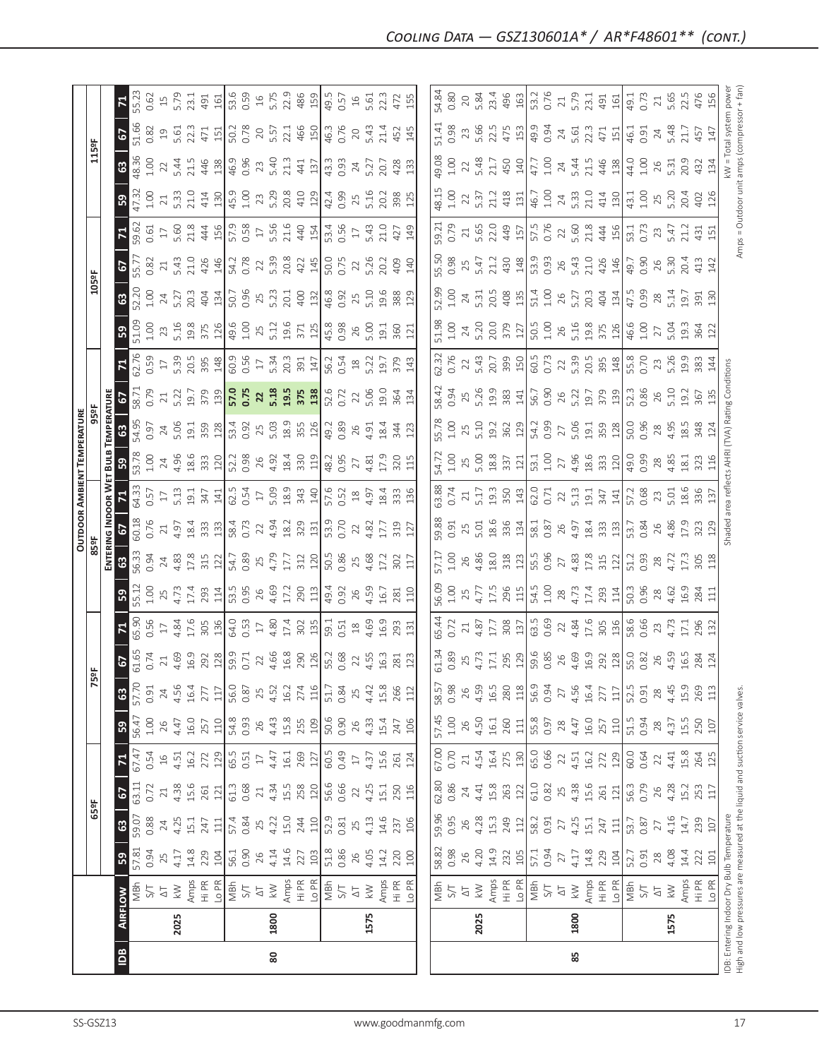## Cooling Data — GSZ130601A* / AR*F48601** (cont.)

| IDB | Airflow | | 65ºF | | | | 75ºF | | | | 85ºF | | | | 95ºF | | | | 105ºF | | | | 115ºF | | | |
|---|---|---|---|---|---|---|---|---|---|---|---|---|---|---|---|---|---|---|---|---|---|---|---|---|---|---|
| | | | Entering Indoor Wet Bulb Temperature | | | | | | | | | | | | | | | | | | | | | | | |
| | | | 59 | 63 | 67 | 71 | 59 | 63 | 67 | 71 | 59 | 63 | 67 | 71 | 59 | 63 | 67 | 71 | 59 | 63 | 67 | 71 | 59 | 63 | 67 | 71 |
| 80 | 2025 | MBh | 57.81 | 59.07 | 63.11 | 67.47 | 56.47 | 57.70 | 61.65 | 65.90 | 55.12 | 56.33 | 60.18 | 64.33 | 53.78 | 54.95 | 58.71 | 62.76 | 51.09 | 52.20 | 55.77 | 59.62 | 47.32 | 48.36 | 51.66 | 55.23 |
| | | S/T | 0.94 | 0.88 | 0.72 | 0.54 | 1.00 | 0.91 | 0.74 | 0.56 | 1.00 | 0.94 | 0.76 | 0.57 | 1.00 | 0.97 | 0.79 | 0.59 | 1.00 | 1.00 | 0.82 | 0.61 | 1.00 | 1.00 | 0.82 | 0.62 |
| | | ΔT | 25 | 24 | 21 | 16 | 26 | 24 | 21 | 17 | 25 | 24 | 21 | 17 | 24 | 24 | 21 | 17 | 23 | 24 | 21 | 17 | 21 | 22 | 19 | 15 |
| | | kW | 4.17 | 4.25 | 4.38 | 4.51 | 4.47 | 4.56 | 4.69 | 4.84 | 4.73 | 4.83 | 4.97 | 5.13 | 4.96 | 5.06 | 5.22 | 5.39 | 5.16 | 5.27 | 5.43 | 5.60 | 5.33 | 5.44 | 5.61 | 5.79 |
| | | Amps | 14.8 | 15.1 | 15.6 | 16.2 | 16.0 | 16.4 | 16.9 | 17.6 | 17.4 | 17.8 | 18.4 | 19.1 | 18.6 | 19.1 | 19.7 | 20.5 | 19.8 | 20.3 | 21.0 | 21.8 | 21.0 | 21.5 | 22.3 | 23.1 |
| | | Hi PR | 229 | 247 | 261 | 272 | 257 | 277 | 292 | 305 | 293 | 315 | 333 | 347 | 333 | 359 | 379 | 395 | 375 | 404 | 426 | 444 | 414 | 446 | 471 | 491 |
| | | Lo PR | 104 | 111 | 121 | 129 | 110 | 117 | 128 | 136 | 114 | 122 | 133 | 141 | 120 | 128 | 139 | 148 | 126 | 134 | 146 | 156 | 130 | 138 | 151 | 161 |
| | 1800 | MBh | 56.1 | 57.4 | 61.3 | 65.5 | 54.8 | 56.0 | 59.9 | 64.0 | 53.5 | 54.7 | 58.4 | 62.5 | 52.2 | 53.4 | **57.0** | 60.9 | 49.6 | 50.7 | 54.2 | 57.9 | 45.9 | 46.9 | 50.2 | 53.6 |
| | | S/T | 0.90 | 0.84 | 0.68 | 0.51 | 0.93 | 0.87 | 0.71 | 0.53 | 0.95 | 0.89 | 0.73 | 0.54 | 0.98 | 0.92 | **0.75** | 0.56 | 1.00 | 0.96 | 0.78 | 0.58 | 1.00 | 0.96 | 0.78 | 0.59 |
| | | ΔT | 26 | 25 | 21 | 17 | 26 | 25 | 22 | 17 | 26 | 25 | 22 | 17 | 26 | 25 | **22** | 17 | 25 | 25 | 22 | 17 | 23 | 23 | 20 | 16 |
| | | kW | 4.14 | 4.22 | 4.34 | 4.47 | 4.43 | 4.52 | 4.66 | 4.80 | 4.69 | 4.79 | 4.94 | 5.09 | 4.92 | 5.03 | **5.18** | 5.34 | 5.12 | 5.23 | 5.39 | 5.56 | 5.29 | 5.40 | 5.57 | 5.75 |
| | | Amps | 14.6 | 15.0 | 15.5 | 16.1 | 15.8 | 16.2 | 16.8 | 17.4 | 17.2 | 17.7 | 18.2 | 18.9 | 18.4 | 18.9 | **19.5** | 20.3 | 19.6 | 20.1 | 20.8 | 21.6 | 20.8 | 21.3 | 22.1 | 22.9 |
| | | Hi PR | 227 | 244 | 258 | 269 | 255 | 274 | 290 | 302 | 290 | 312 | 329 | 343 | 330 | 355 | **375** | 391 | 371 | 400 | 422 | 440 | 410 | 441 | 466 | 486 |
| | | Lo PR | 103 | 110 | 120 | 127 | 109 | 116 | 126 | 135 | 113 | 120 | 131 | 140 | 119 | 126 | **138** | 147 | 125 | 132 | 145 | 154 | 129 | 137 | 150 | 159 |
| | 1575 | MBh | 51.8 | 52.9 | 56.6 | 60.5 | 50.6 | 51.7 | 55.2 | 59.1 | 49.4 | 50.5 | 53.9 | 57.6 | 48.2 | 49.2 | 52.6 | 56.2 | 45.8 | 46.8 | 50.0 | 53.4 | 42.4 | 43.3 | 46.3 | 49.5 |
| | | S/T | 0.86 | 0.81 | 0.66 | 0.49 | 0.90 | 0.84 | 0.68 | 0.51 | 0.92 | 0.86 | 0.70 | 0.52 | 0.95 | 0.89 | 0.72 | 0.54 | 0.98 | 0.92 | 0.75 | 0.56 | 0.99 | 0.93 | 0.76 | 0.57 |
| | | ΔT | 26 | 25 | 22 | 17 | 26 | 25 | 22 | 18 | 26 | 25 | 22 | 18 | 27 | 26 | 22 | 18 | 26 | 25 | 22 | 17 | 25 | 24 | 20 | 16 |
| | | kW | 4.05 | 4.13 | 4.25 | 4.37 | 4.33 | 4.42 | 4.55 | 4.69 | 4.59 | 4.68 | 4.82 | 4.97 | 4.81 | 4.91 | 5.06 | 5.22 | 5.00 | 5.10 | 5.26 | 5.43 | 5.16 | 5.27 | 5.43 | 5.61 |
| | | Amps | 14.2 | 14.6 | 15.1 | 15.6 | 15.4 | 15.8 | 16.3 | 16.9 | 16.7 | 17.2 | 17.7 | 18.4 | 17.9 | 18.4 | 19.0 | 19.7 | 19.1 | 19.6 | 20.2 | 21.0 | 20.2 | 20.7 | 21.4 | 22.3 |
| | | Hi PR | 220 | 237 | 250 | 261 | 247 | 266 | 281 | 293 | 281 | 302 | 319 | 333 | 320 | 344 | 364 | 379 | 360 | 388 | 409 | 427 | 398 | 428 | 452 | 472 |
| | | Lo PR | 100 | 106 | 116 | 124 | 106 | 112 | 123 | 131 | 110 | 117 | 127 | 136 | 115 | 123 | 134 | 143 | 121 | 129 | 140 | 149 | 125 | 133 | 145 | 155 |
| 85 | 2025 | MBh | 58.82 | 59.96 | 62.80 | 67.00 | 57.45 | 58.57 | 61.34 | 65.44 | 56.09 | 57.17 | 59.88 | 63.88 | 54.72 | 55.78 | 58.42 | 62.32 | 51.98 | 52.99 | 55.50 | 59.21 | 48.15 | 49.08 | 51.41 | 54.84 |
| | | S/T | 0.98 | 0.95 | 0.86 | 0.70 | 1.00 | 0.98 | 0.89 | 0.72 | 1.00 | 1.00 | 0.91 | 0.74 | 1.00 | 1.00 | 0.94 | 0.76 | 1.00 | 1.00 | 0.98 | 0.79 | 1.00 | 1.00 | 0.98 | 0.80 |
| | | ΔT | 26 | 26 | 24 | 21 | 26 | 26 | 25 | 21 | 25 | 26 | 25 | 21 | 25 | 25 | 25 | 22 | 24 | 24 | 25 | 21 | 22 | 22 | 23 | 20 |
| | | kW | 4.20 | 4.28 | 4.41 | 4.54 | 4.50 | 4.59 | 4.73 | 4.87 | 4.77 | 4.86 | 5.01 | 5.17 | 5.00 | 5.10 | 5.26 | 5.43 | 5.20 | 5.31 | 5.47 | 5.65 | 5.37 | 5.48 | 5.66 | 5.84 |
| | | Amps | 14.9 | 15.3 | 15.8 | 16.4 | 16.1 | 16.5 | 17.1 | 17.7 | 17.5 | 18.0 | 18.6 | 19.3 | 18.8 | 19.2 | 19.9 | 20.7 | 20.0 | 20.5 | 21.2 | 22.0 | 21.2 | 21.7 | 22.5 | 23.4 |
| | | Hi PR | 232 | 249 | 263 | 275 | 260 | 280 | 295 | 308 | 296 | 318 | 336 | 350 | 337 | 362 | 383 | 399 | 379 | 408 | 430 | 449 | 418 | 450 | 475 | 496 |
| | | Lo PR | 105 | 112 | 122 | 130 | 111 | 118 | 129 | 137 | 115 | 123 | 134 | 143 | 121 | 129 | 141 | 150 | 127 | 135 | 148 | 157 | 131 | 140 | 153 | 163 |
| | 1800 | MBh | 57.1 | 58.2 | 61.0 | 65.0 | 55.8 | 56.9 | 59.6 | 63.5 | 54.5 | 55.5 | 58.1 | 62.0 | 53.1 | 54.2 | 56.7 | 60.5 | 50.5 | 51.4 | 53.9 | 57.5 | 46.7 | 47.7 | 49.9 | 53.2 |
| | | S/T | 0.94 | 0.91 | 0.82 | 0.66 | 0.97 | 0.94 | 0.85 | 0.69 | 1.00 | 0.96 | 0.87 | 0.71 | 1.00 | 0.99 | 0.90 | 0.73 | 1.00 | 1.00 | 0.93 | 0.76 | 1.00 | 1.00 | 0.94 | 0.76 |
| | | ΔT | 27 | 27 | 25 | 22 | 28 | 27 | 26 | 22 | 28 | 27 | 26 | 22 | 27 | 27 | 26 | 22 | 26 | 26 | 26 | 22 | 24 | 24 | 24 | 21 |
| | | kW | 4.17 | 4.25 | 4.38 | 4.51 | 4.47 | 4.56 | 4.69 | 4.84 | 4.73 | 4.83 | 4.97 | 5.13 | 4.96 | 5.06 | 5.22 | 5.39 | 5.16 | 5.27 | 5.43 | 5.60 | 5.33 | 5.44 | 5.61 | 5.79 |
| | | Amps | 14.8 | 15.1 | 15.6 | 16.2 | 16.0 | 16.4 | 16.9 | 17.6 | 17.4 | 17.8 | 18.4 | 19.1 | 18.6 | 19.1 | 19.7 | 20.5 | 19.8 | 20.3 | 21.0 | 21.8 | 21.0 | 21.5 | 22.3 | 23.1 |
| | | Hi PR | 229 | 247 | 261 | 272 | 257 | 277 | 292 | 305 | 293 | 315 | 333 | 347 | 333 | 359 | 379 | 395 | 375 | 404 | 426 | 444 | 414 | 446 | 471 | 491 |
| | | Lo PR | 104 | 111 | 121 | 129 | 110 | 117 | 128 | 136 | 114 | 122 | 133 | 141 | 120 | 128 | 139 | 148 | 126 | 134 | 146 | 156 | 130 | 138 | 151 | 161 |
| | 1575 | MBh | 52.7 | 53.7 | 56.3 | 60.0 | 51.5 | 52.5 | 55.0 | 58.6 | 50.3 | 51.2 | 53.7 | 57.2 | 49.0 | 50.0 | 52.3 | 55.8 | 46.6 | 47.5 | 49.7 | 53.1 | 43.1 | 44.0 | 46.1 | 49.1 |
| | | S/T | 0.91 | 0.87 | 0.79 | 0.64 | 0.94 | 0.91 | 0.82 | 0.66 | 0.96 | 0.93 | 0.84 | 0.68 | 0.99 | 0.96 | 0.86 | 0.70 | 1.00 | 0.99 | 0.90 | 0.73 | 1.00 | 1.00 | 0.91 | 0.73 |
| | | ΔT | 28 | 27 | 26 | 22 | 28 | 28 | 26 | 23 | 28 | 28 | 26 | 23 | 28 | 28 | 26 | 23 | 27 | 28 | 26 | 23 | 25 | 26 | 24 | 21 |
| | | kW | 4.08 | 4.16 | 4.28 | 4.41 | 4.37 | 4.45 | 4.59 | 4.73 | 4.62 | 4.72 | 4.86 | 5.01 | 4.85 | 4.95 | 5.10 | 5.26 | 5.04 | 5.14 | 5.30 | 5.47 | 5.20 | 5.31 | 5.48 | 5.65 |
| | | Amps | 14.4 | 14.7 | 15.2 | 15.8 | 15.5 | 15.9 | 16.5 | 17.1 | 16.9 | 17.3 | 17.9 | 18.6 | 18.1 | 18.5 | 19.2 | 19.9 | 19.3 | 19.7 | 20.4 | 21.2 | 20.4 | 20.9 | 21.7 | 22.5 |
| | | Hi PR | 222 | 239 | 253 | 264 | 250 | 269 | 284 | 296 | 284 | 305 | 323 | 336 | 323 | 348 | 367 | 383 | 364 | 391 | 413 | 431 | 402 | 432 | 457 | 476 |
| | | Lo PR | 101 | 107 | 117 | 125 | 107 | 113 | 124 | 132 | 111 | 118 | 129 | 137 | 116 | 124 | 135 | 144 | 122 | 130 | 142 | 151 | 126 | 134 | 147 | 156 |

IDB: Entering Indoor Dry Bulb Temperature
High and low pressures are measured at the liquid and suction service valves.

Shaded area reflects AHRI (TVA) Rating Conditions

kW = Total system power
Amps = Outdoor unit amps (compressor + fan)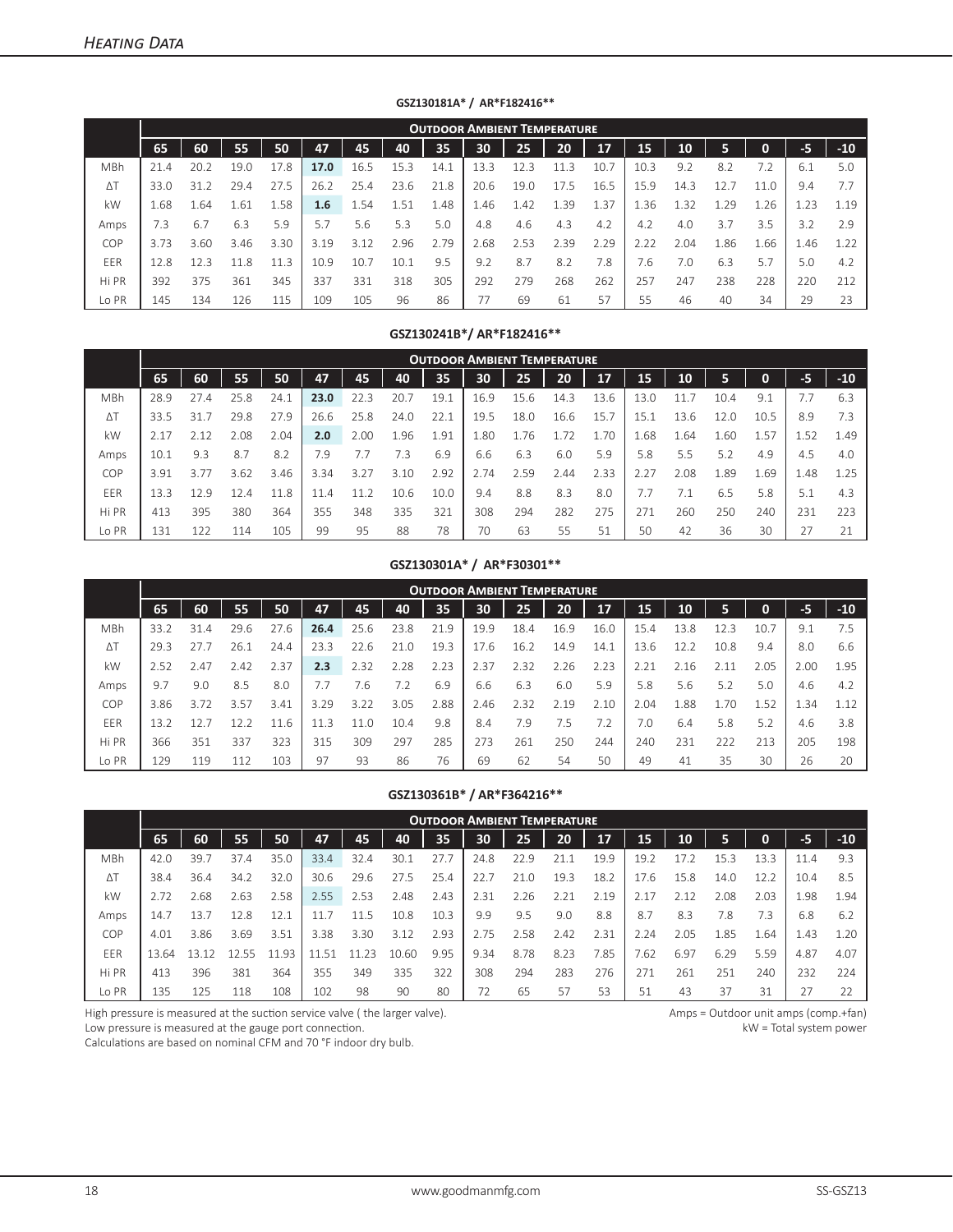## Heating Data

**GSZ130181A* / AR*F182416****

| | Outdoor Ambient Temperature | | | | | | | | | | | | | | | | | |
|---|---|---|---|---|---|---|---|---|---|---|---|---|---|---|---|---|---|---|
| | 65 | 60 | 55 | 50 | 47 | 45 | 40 | 35 | 30 | 25 | 20 | 17 | 15 | 10 | 5 | 0 | -5 | -10 |
| MBh | 21.4 | 20.2 | 19.0 | 17.8 | **17.0** | 16.5 | 15.3 | 14.1 | 13.3 | 12.3 | 11.3 | 10.7 | 10.3 | 9.2 | 8.2 | 7.2 | 6.1 | 5.0 |
| ΔT | 33.0 | 31.2 | 29.4 | 27.5 | 26.2 | 25.4 | 23.6 | 21.8 | 20.6 | 19.0 | 17.5 | 16.5 | 15.9 | 14.3 | 12.7 | 11.0 | 9.4 | 7.7 |
| kW | 1.68 | 1.64 | 1.61 | 1.58 | **1.6** | 1.54 | 1.51 | 1.48 | 1.46 | 1.42 | 1.39 | 1.37 | 1.36 | 1.32 | 1.29 | 1.26 | 1.23 | 1.19 |
| Amps | 7.3 | 6.7 | 6.3 | 5.9 | 5.7 | 5.6 | 5.3 | 5.0 | 4.8 | 4.6 | 4.3 | 4.2 | 4.2 | 4.0 | 3.7 | 3.5 | 3.2 | 2.9 |
| COP | 3.73 | 3.60 | 3.46 | 3.30 | 3.19 | 3.12 | 2.96 | 2.79 | 2.68 | 2.53 | 2.39 | 2.29 | 2.22 | 2.04 | 1.86 | 1.66 | 1.46 | 1.22 |
| EER | 12.8 | 12.3 | 11.8 | 11.3 | 10.9 | 10.7 | 10.1 | 9.5 | 9.2 | 8.7 | 8.2 | 7.8 | 7.6 | 7.0 | 6.3 | 5.7 | 5.0 | 4.2 |
| Hi PR | 392 | 375 | 361 | 345 | 337 | 331 | 318 | 305 | 292 | 279 | 268 | 262 | 257 | 247 | 238 | 228 | 220 | 212 |
| Lo PR | 145 | 134 | 126 | 115 | 109 | 105 | 96 | 86 | 77 | 69 | 61 | 57 | 55 | 46 | 40 | 34 | 29 | 23 |

**GSZ130241B*/ AR*F182416****

| | Outdoor Ambient Temperature | | | | | | | | | | | | | | | | | |
|---|---|---|---|---|---|---|---|---|---|---|---|---|---|---|---|---|---|---|
| | 65 | 60 | 55 | 50 | 47 | 45 | 40 | 35 | 30 | 25 | 20 | 17 | 15 | 10 | 5 | 0 | -5 | -10 |
| MBh | 28.9 | 27.4 | 25.8 | 24.1 | **23.0** | 22.3 | 20.7 | 19.1 | 16.9 | 15.6 | 14.3 | 13.6 | 13.0 | 11.7 | 10.4 | 9.1 | 7.7 | 6.3 |
| ΔT | 33.5 | 31.7 | 29.8 | 27.9 | 26.6 | 25.8 | 24.0 | 22.1 | 19.5 | 18.0 | 16.6 | 15.7 | 15.1 | 13.6 | 12.0 | 10.5 | 8.9 | 7.3 |
| kW | 2.17 | 2.12 | 2.08 | 2.04 | **2.0** | 2.00 | 1.96 | 1.91 | 1.80 | 1.76 | 1.72 | 1.70 | 1.68 | 1.64 | 1.60 | 1.57 | 1.52 | 1.49 |
| Amps | 10.1 | 9.3 | 8.7 | 8.2 | 7.9 | 7.7 | 7.3 | 6.9 | 6.6 | 6.3 | 6.0 | 5.9 | 5.8 | 5.5 | 5.2 | 4.9 | 4.5 | 4.0 |
| COP | 3.91 | 3.77 | 3.62 | 3.46 | 3.34 | 3.27 | 3.10 | 2.92 | 2.74 | 2.59 | 2.44 | 2.33 | 2.27 | 2.08 | 1.89 | 1.69 | 1.48 | 1.25 |
| EER | 13.3 | 12.9 | 12.4 | 11.8 | 11.4 | 11.2 | 10.6 | 10.0 | 9.4 | 8.8 | 8.3 | 8.0 | 7.7 | 7.1 | 6.5 | 5.8 | 5.1 | 4.3 |
| Hi PR | 413 | 395 | 380 | 364 | 355 | 348 | 335 | 321 | 308 | 294 | 282 | 275 | 271 | 260 | 250 | 240 | 231 | 223 |
| Lo PR | 131 | 122 | 114 | 105 | 99 | 95 | 88 | 78 | 70 | 63 | 55 | 51 | 50 | 42 | 36 | 30 | 27 | 21 |

**GSZ130301A* / AR*F30301****

| | Outdoor Ambient Temperature | | | | | | | | | | | | | | | | | |
|---|---|---|---|---|---|---|---|---|---|---|---|---|---|---|---|---|---|---|
| | 65 | 60 | 55 | 50 | 47 | 45 | 40 | 35 | 30 | 25 | 20 | 17 | 15 | 10 | 5 | 0 | -5 | -10 |
| MBh | 33.2 | 31.4 | 29.6 | 27.6 | **26.4** | 25.6 | 23.8 | 21.9 | 19.9 | 18.4 | 16.9 | 16.0 | 15.4 | 13.8 | 12.3 | 10.7 | 9.1 | 7.5 |
| ΔT | 29.3 | 27.7 | 26.1 | 24.4 | 23.3 | 22.6 | 21.0 | 19.3 | 17.6 | 16.2 | 14.9 | 14.1 | 13.6 | 12.2 | 10.8 | 9.4 | 8.0 | 6.6 |
| kW | 2.52 | 2.47 | 2.42 | 2.37 | **2.3** | 2.32 | 2.28 | 2.23 | 2.37 | 2.32 | 2.26 | 2.23 | 2.21 | 2.16 | 2.11 | 2.05 | 2.00 | 1.95 |
| Amps | 9.7 | 9.0 | 8.5 | 8.0 | 7.7 | 7.6 | 7.2 | 6.9 | 6.6 | 6.3 | 6.0 | 5.9 | 5.8 | 5.6 | 5.2 | 5.0 | 4.6 | 4.2 |
| COP | 3.86 | 3.72 | 3.57 | 3.41 | 3.29 | 3.22 | 3.05 | 2.88 | 2.46 | 2.32 | 2.19 | 2.10 | 2.04 | 1.88 | 1.70 | 1.52 | 1.34 | 1.12 |
| EER | 13.2 | 12.7 | 12.2 | 11.6 | 11.3 | 11.0 | 10.4 | 9.8 | 8.4 | 7.9 | 7.5 | 7.2 | 7.0 | 6.4 | 5.8 | 5.2 | 4.6 | 3.8 |
| Hi PR | 366 | 351 | 337 | 323 | 315 | 309 | 297 | 285 | 273 | 261 | 250 | 244 | 240 | 231 | 222 | 213 | 205 | 198 |
| Lo PR | 129 | 119 | 112 | 103 | 97 | 93 | 86 | 76 | 69 | 62 | 54 | 50 | 49 | 41 | 35 | 30 | 26 | 20 |

**GSZ130361B* / AR*F364216****

| | Outdoor Ambient Temperature | | | | | | | | | | | | | | | | | |
|---|---|---|---|---|---|---|---|---|---|---|---|---|---|---|---|---|---|---|
| | 65 | 60 | 55 | 50 | 47 | 45 | 40 | 35 | 30 | 25 | 20 | 17 | 15 | 10 | 5 | 0 | -5 | -10 |
| MBh | 42.0 | 39.7 | 37.4 | 35.0 | 33.4 | 32.4 | 30.1 | 27.7 | 24.8 | 22.9 | 21.1 | 19.9 | 19.2 | 17.2 | 15.3 | 13.3 | 11.4 | 9.3 |
| ΔT | 38.4 | 36.4 | 34.2 | 32.0 | 30.6 | 29.6 | 27.5 | 25.4 | 22.7 | 21.0 | 19.3 | 18.2 | 17.6 | 15.8 | 14.0 | 12.2 | 10.4 | 8.5 |
| kW | 2.72 | 2.68 | 2.63 | 2.58 | 2.55 | 2.53 | 2.48 | 2.43 | 2.31 | 2.26 | 2.21 | 2.19 | 2.17 | 2.12 | 2.08 | 2.03 | 1.98 | 1.94 |
| Amps | 14.7 | 13.7 | 12.8 | 12.1 | 11.7 | 11.5 | 10.8 | 10.3 | 9.9 | 9.5 | 9.0 | 8.8 | 8.7 | 8.3 | 7.8 | 7.3 | 6.8 | 6.2 |
| COP | 4.01 | 3.86 | 3.69 | 3.51 | 3.38 | 3.30 | 3.12 | 2.93 | 2.75 | 2.58 | 2.42 | 2.31 | 2.24 | 2.05 | 1.85 | 1.64 | 1.43 | 1.20 |
| EER | 13.64 | 13.12 | 12.55 | 11.93 | 11.51 | 11.23 | 10.60 | 9.95 | 9.34 | 8.78 | 8.23 | 7.85 | 7.62 | 6.97 | 6.29 | 5.59 | 4.87 | 4.07 |
| Hi PR | 413 | 396 | 381 | 364 | 355 | 349 | 335 | 322 | 308 | 294 | 283 | 276 | 271 | 261 | 251 | 240 | 232 | 224 |
| Lo PR | 135 | 125 | 118 | 108 | 102 | 98 | 90 | 80 | 72 | 65 | 57 | 53 | 51 | 43 | 37 | 31 | 27 | 22 |

High pressure is measured at the suction service valve ( the larger valve).
Low pressure is measured at the gauge port connection.
Calculations are based on nominal CFM and 70 °F indoor dry bulb.

Amps = Outdoor unit amps (comp.+fan)
kW = Total system power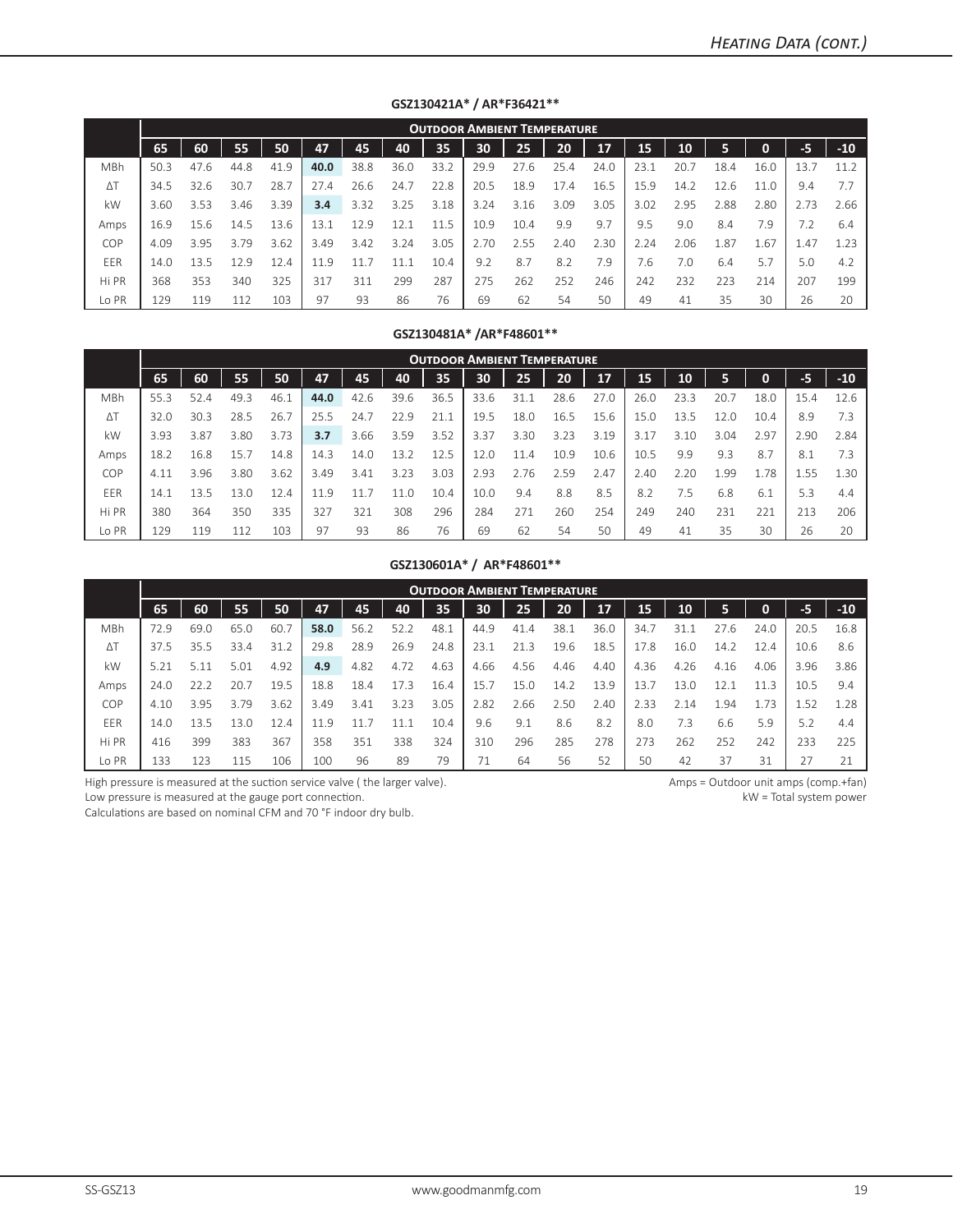## Heating Data (cont.)

**GSZ130421A* / AR*F36421****

| | Outdoor Ambient Temperature | | | | | | | | | | | | | | | | | |
|---|---|---|---|---|---|---|---|---|---|---|---|---|---|---|---|---|---|---|
| | 65 | 60 | 55 | 50 | 47 | 45 | 40 | 35 | 30 | 25 | 20 | 17 | 15 | 10 | 5 | 0 | -5 | -10 |
| MBh | 50.3 | 47.6 | 44.8 | 41.9 | **40.0** | 38.8 | 36.0 | 33.2 | 29.9 | 27.6 | 25.4 | 24.0 | 23.1 | 20.7 | 18.4 | 16.0 | 13.7 | 11.2 |
| ΔT | 34.5 | 32.6 | 30.7 | 28.7 | 27.4 | 26.6 | 24.7 | 22.8 | 20.5 | 18.9 | 17.4 | 16.5 | 15.9 | 14.2 | 12.6 | 11.0 | 9.4 | 7.7 |
| kW | 3.60 | 3.53 | 3.46 | 3.39 | **3.4** | 3.32 | 3.25 | 3.18 | 3.24 | 3.16 | 3.09 | 3.05 | 3.02 | 2.95 | 2.88 | 2.80 | 2.73 | 2.66 |
| Amps | 16.9 | 15.6 | 14.5 | 13.6 | 13.1 | 12.9 | 12.1 | 11.5 | 10.9 | 10.4 | 9.9 | 9.7 | 9.5 | 9.0 | 8.4 | 7.9 | 7.2 | 6.4 |
| COP | 4.09 | 3.95 | 3.79 | 3.62 | 3.49 | 3.42 | 3.24 | 3.05 | 2.70 | 2.55 | 2.40 | 2.30 | 2.24 | 2.06 | 1.87 | 1.67 | 1.47 | 1.23 |
| EER | 14.0 | 13.5 | 12.9 | 12.4 | 11.9 | 11.7 | 11.1 | 10.4 | 9.2 | 8.7 | 8.2 | 7.9 | 7.6 | 7.0 | 6.4 | 5.7 | 5.0 | 4.2 |
| Hi PR | 368 | 353 | 340 | 325 | 317 | 311 | 299 | 287 | 275 | 262 | 252 | 246 | 242 | 232 | 223 | 214 | 207 | 199 |
| Lo PR | 129 | 119 | 112 | 103 | 97 | 93 | 86 | 76 | 69 | 62 | 54 | 50 | 49 | 41 | 35 | 30 | 26 | 20 |

**GSZ130481A* /AR*F48601****

| | Outdoor Ambient Temperature | | | | | | | | | | | | | | | | | |
|---|---|---|---|---|---|---|---|---|---|---|---|---|---|---|---|---|---|---|
| | 65 | 60 | 55 | 50 | 47 | 45 | 40 | 35 | 30 | 25 | 20 | 17 | 15 | 10 | 5 | 0 | -5 | -10 |
| MBh | 55.3 | 52.4 | 49.3 | 46.1 | **44.0** | 42.6 | 39.6 | 36.5 | 33.6 | 31.1 | 28.6 | 27.0 | 26.0 | 23.3 | 20.7 | 18.0 | 15.4 | 12.6 |
| ΔT | 32.0 | 30.3 | 28.5 | 26.7 | 25.5 | 24.7 | 22.9 | 21.1 | 19.5 | 18.0 | 16.5 | 15.6 | 15.0 | 13.5 | 12.0 | 10.4 | 8.9 | 7.3 |
| kW | 3.93 | 3.87 | 3.80 | 3.73 | **3.7** | 3.66 | 3.59 | 3.52 | 3.37 | 3.30 | 3.23 | 3.19 | 3.17 | 3.10 | 3.04 | 2.97 | 2.90 | 2.84 |
| Amps | 18.2 | 16.8 | 15.7 | 14.8 | 14.3 | 14.0 | 13.2 | 12.5 | 12.0 | 11.4 | 10.9 | 10.6 | 10.5 | 9.9 | 9.3 | 8.7 | 8.1 | 7.3 |
| COP | 4.11 | 3.96 | 3.80 | 3.62 | 3.49 | 3.41 | 3.23 | 3.03 | 2.93 | 2.76 | 2.59 | 2.47 | 2.40 | 2.20 | 1.99 | 1.78 | 1.55 | 1.30 |
| EER | 14.1 | 13.5 | 13.0 | 12.4 | 11.9 | 11.7 | 11.0 | 10.4 | 10.0 | 9.4 | 8.8 | 8.5 | 8.2 | 7.5 | 6.8 | 6.1 | 5.3 | 4.4 |
| Hi PR | 380 | 364 | 350 | 335 | 327 | 321 | 308 | 296 | 284 | 271 | 260 | 254 | 249 | 240 | 231 | 221 | 213 | 206 |
| Lo PR | 129 | 119 | 112 | 103 | 97 | 93 | 86 | 76 | 69 | 62 | 54 | 50 | 49 | 41 | 35 | 30 | 26 | 20 |

**GSZ130601A* / AR*F48601****

| | Outdoor Ambient Temperature | | | | | | | | | | | | | | | | | |
|---|---|---|---|---|---|---|---|---|---|---|---|---|---|---|---|---|---|---|
| | 65 | 60 | 55 | 50 | 47 | 45 | 40 | 35 | 30 | 25 | 20 | 17 | 15 | 10 | 5 | 0 | -5 | -10 |
| MBh | 72.9 | 69.0 | 65.0 | 60.7 | **58.0** | 56.2 | 52.2 | 48.1 | 44.9 | 41.4 | 38.1 | 36.0 | 34.7 | 31.1 | 27.6 | 24.0 | 20.5 | 16.8 |
| ΔT | 37.5 | 35.5 | 33.4 | 31.2 | 29.8 | 28.9 | 26.9 | 24.8 | 23.1 | 21.3 | 19.6 | 18.5 | 17.8 | 16.0 | 14.2 | 12.4 | 10.6 | 8.6 |
| kW | 5.21 | 5.11 | 5.01 | 4.92 | **4.9** | 4.82 | 4.72 | 4.63 | 4.66 | 4.56 | 4.46 | 4.40 | 4.36 | 4.26 | 4.16 | 4.06 | 3.96 | 3.86 |
| Amps | 24.0 | 22.2 | 20.7 | 19.5 | 18.8 | 18.4 | 17.3 | 16.4 | 15.7 | 15.0 | 14.2 | 13.9 | 13.7 | 13.0 | 12.1 | 11.3 | 10.5 | 9.4 |
| COP | 4.10 | 3.95 | 3.79 | 3.62 | 3.49 | 3.41 | 3.23 | 3.05 | 2.82 | 2.66 | 2.50 | 2.40 | 2.33 | 2.14 | 1.94 | 1.73 | 1.52 | 1.28 |
| EER | 14.0 | 13.5 | 13.0 | 12.4 | 11.9 | 11.7 | 11.1 | 10.4 | 9.6 | 9.1 | 8.6 | 8.2 | 8.0 | 7.3 | 6.6 | 5.9 | 5.2 | 4.4 |
| Hi PR | 416 | 399 | 383 | 367 | 358 | 351 | 338 | 324 | 310 | 296 | 285 | 278 | 273 | 262 | 252 | 242 | 233 | 225 |
| Lo PR | 133 | 123 | 115 | 106 | 100 | 96 | 89 | 79 | 71 | 64 | 56 | 52 | 50 | 42 | 37 | 31 | 27 | 21 |

High pressure is measured at the suction service valve ( the larger valve).
Low pressure is measured at the gauge port connection.
Calculations are based on nominal CFM and 70 °F indoor dry bulb.

Amps = Outdoor unit amps (comp.+fan)
kW = Total system power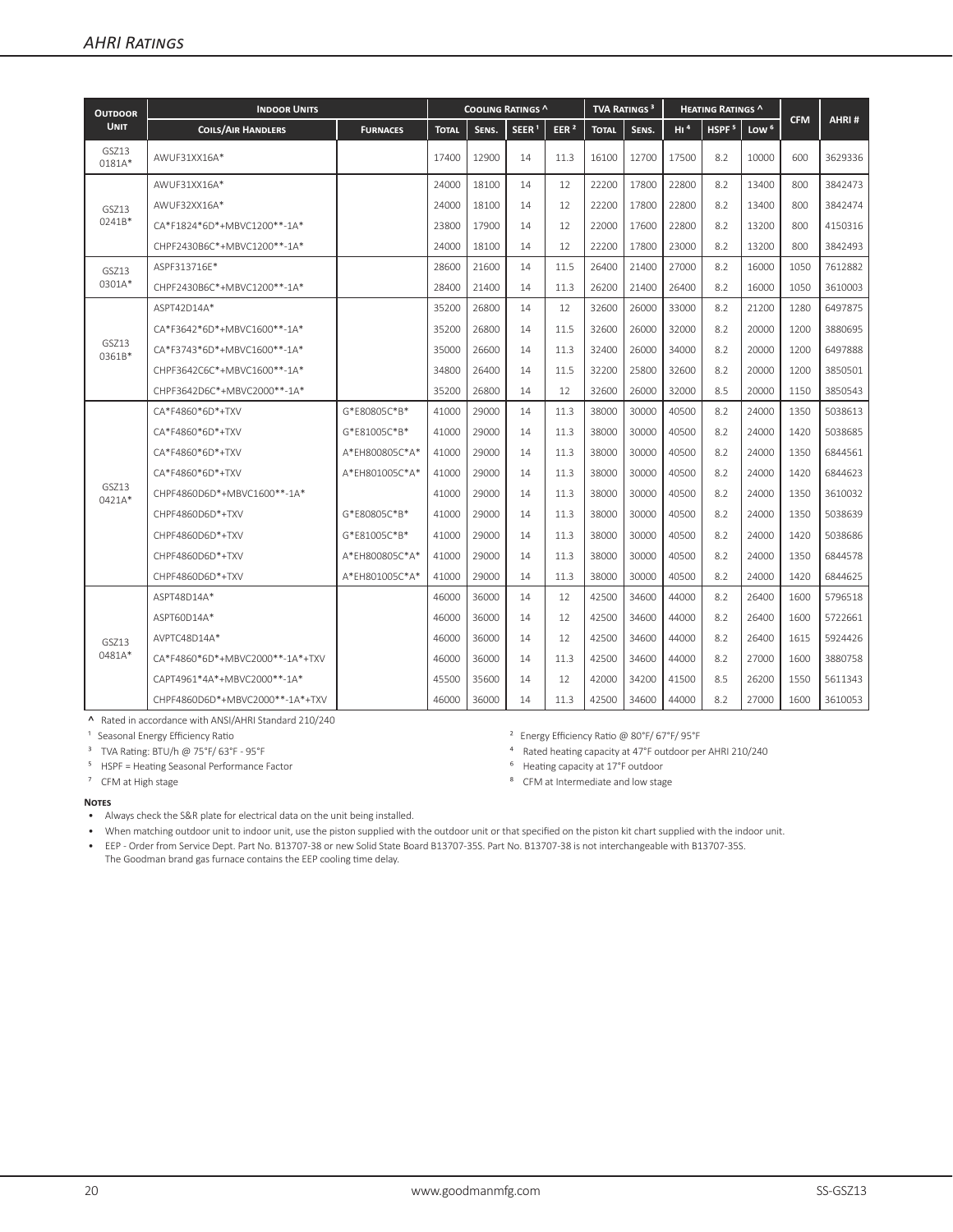## AHRI Ratings

| Outdoor Unit | Indoor Units | | Cooling Ratings ^ | | | | TVA Ratings [3] | | Heating Ratings ^ | | | CFM | AHRI # |
|---|---|---|---|---|---|---|---|---|---|---|---|---|---|
| | Coils/Air Handlers | Furnaces | Total | Sens. | SEER [1] | EER [2] | Total | Sens. | HI [4] | HSPF [5] | Low [6] | | |
| GSZ13 0181A* | AWUF31XX16A* | | 17400 | 12900 | 14 | 11.3 | 16100 | 12700 | 17500 | 8.2 | 10000 | 600 | 3629336 |
| GSZ13 0241B* | AWUF31XX16A* | | 24000 | 18100 | 14 | 12 | 22200 | 17800 | 22800 | 8.2 | 13400 | 800 | 3842473 |
| | AWUF32XX16A* | | 24000 | 18100 | 14 | 12 | 22200 | 17800 | 22800 | 8.2 | 13400 | 800 | 3842474 |
| | CA*F1824*6D*+MBVC1200**-1A* | | 23800 | 17900 | 14 | 12 | 22000 | 17600 | 22800 | 8.2 | 13200 | 800 | 4150316 |
| | CHPF2430B6C*+MBVC1200**-1A* | | 24000 | 18100 | 14 | 12 | 22200 | 17800 | 23000 | 8.2 | 13200 | 800 | 3842493 |
| GSZ13 0301A* | ASPF313716E* | | 28600 | 21600 | 14 | 11.5 | 26400 | 21400 | 27000 | 8.2 | 16000 | 1050 | 7612882 |
| | CHPF2430B6C*+MBVC1200**-1A* | | 28400 | 21400 | 14 | 11.3 | 26200 | 21400 | 26400 | 8.2 | 16000 | 1050 | 3610003 |
| GSZ13 0361B* | ASPT42D14A* | | 35200 | 26800 | 14 | 12 | 32600 | 26000 | 33000 | 8.2 | 21200 | 1280 | 6497875 |
| | CA*F3642*6D*+MBVC1600**-1A* | | 35200 | 26800 | 14 | 11.5 | 32600 | 26000 | 32000 | 8.2 | 20000 | 1200 | 3880695 |
| | CA*F3743*6D*+MBVC1600**-1A* | | 35000 | 26600 | 14 | 11.3 | 32400 | 26000 | 34000 | 8.2 | 20000 | 1200 | 6497888 |
| | CHPF3642C6C*+MBVC1600**-1A* | | 34800 | 26400 | 14 | 11.5 | 32200 | 25800 | 32600 | 8.2 | 20000 | 1200 | 3850501 |
| | CHPF3642D6C*+MBVC2000**-1A* | | 35200 | 26800 | 14 | 12 | 32600 | 26000 | 32000 | 8.5 | 20000 | 1150 | 3850543 |
| GSZ13 0421A* | CA*F4860*6D*+TXV | G*E80805C*B* | 41000 | 29000 | 14 | 11.3 | 38000 | 30000 | 40500 | 8.2 | 24000 | 1350 | 5038613 |
| | CA*F4860*6D*+TXV | G*E81005C*B* | 41000 | 29000 | 14 | 11.3 | 38000 | 30000 | 40500 | 8.2 | 24000 | 1420 | 5038685 |
| | CA*F4860*6D*+TXV | A*EH800805C*A* | 41000 | 29000 | 14 | 11.3 | 38000 | 30000 | 40500 | 8.2 | 24000 | 1350 | 6844561 |
| | CA*F4860*6D*+TXV | A*EH801005C*A* | 41000 | 29000 | 14 | 11.3 | 38000 | 30000 | 40500 | 8.2 | 24000 | 1420 | 6844623 |
| | CHPF4860D6D*+MBVC1600**-1A* | | 41000 | 29000 | 14 | 11.3 | 38000 | 30000 | 40500 | 8.2 | 24000 | 1350 | 3610032 |
| | CHPF4860D6D*+TXV | G*E80805C*B* | 41000 | 29000 | 14 | 11.3 | 38000 | 30000 | 40500 | 8.2 | 24000 | 1350 | 5038639 |
| | CHPF4860D6D*+TXV | G*E81005C*B* | 41000 | 29000 | 14 | 11.3 | 38000 | 30000 | 40500 | 8.2 | 24000 | 1420 | 5038686 |
| | CHPF4860D6D*+TXV | A*EH800805C*A* | 41000 | 29000 | 14 | 11.3 | 38000 | 30000 | 40500 | 8.2 | 24000 | 1350 | 6844578 |
| | CHPF4860D6D*+TXV | A*EH801005C*A* | 41000 | 29000 | 14 | 11.3 | 38000 | 30000 | 40500 | 8.2 | 24000 | 1420 | 6844625 |
| GSZ13 0481A* | ASPT48D14A* | | 46000 | 36000 | 14 | 12 | 42500 | 34600 | 44000 | 8.2 | 26400 | 1600 | 5796518 |
| | ASPT60D14A* | | 46000 | 36000 | 14 | 12 | 42500 | 34600 | 44000 | 8.2 | 26400 | 1600 | 5722661 |
| | AVPTC48D14A* | | 46000 | 36000 | 14 | 12 | 42500 | 34600 | 44000 | 8.2 | 26400 | 1615 | 5924426 |
| | CA*F4860*6D*+MBVC2000**-1A*+TXV | | 46000 | 36000 | 14 | 11.3 | 42500 | 34600 | 44000 | 8.2 | 27000 | 1600 | 3880758 |
| | CAPT4961*4A*+MBVC2000**-1A* | | 45500 | 35600 | 14 | 12 | 42000 | 34200 | 41500 | 8.5 | 26200 | 1550 | 5611343 |
| | CHPF4860D6D*+MBVC2000**-1A*+TXV | | 46000 | 36000 | 14 | 11.3 | 42500 | 34600 | 44000 | 8.2 | 27000 | 1600 | 3610053 |

^ Rated in accordance with ANSI/AHRI Standard 210/240

[1] Seasonal Energy Efficiency Ratio

[2] Energy Efficiency Ratio @ 80°F/ 67°F/ 95°F

[3] TVA Rating: BTU/h @ 75°F/ 63°F - 95°F

[4] Rated heating capacity at 47°F outdoor per AHRI 210/240

[5] HSPF = Heating Seasonal Performance Factor

[6] Heating capacity at 17°F outdoor

[7] CFM at High stage

[8] CFM at Intermediate and low stage

**Notes**

- Always check the S&R plate for electrical data on the unit being installed.
- When matching outdoor unit to indoor unit, use the piston supplied with the outdoor unit or that specified on the piston kit chart supplied with the indoor unit.
- EEP - Order from Service Dept. Part No. B13707-38 or new Solid State Board B13707-35S. Part No. B13707-38 is not interchangeable with B13707-35S. The Goodman brand gas furnace contains the EEP cooling time delay.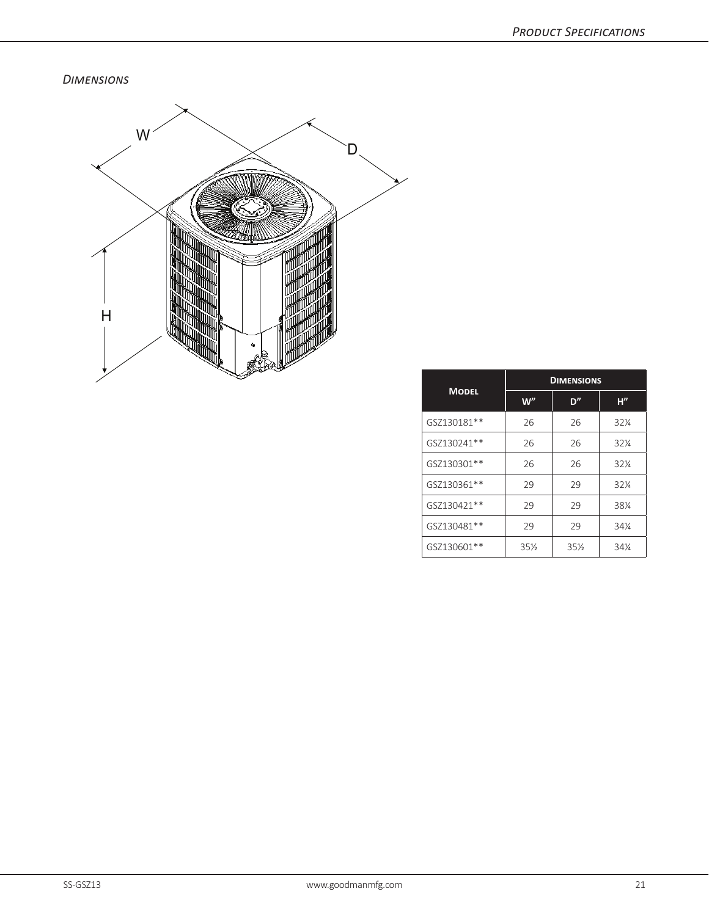## *Dimensions*

| Model | Dimensions | | |
|---|---|---|---|
| | W" | D" | H" |
| GSZ130181** | 26 | 26 | 32¼ |
| GSZ130241** | 26 | 26 | 32¼ |
| GSZ130301** | 26 | 26 | 32¼ |
| GSZ130361** | 29 | 29 | 32¼ |
| GSZ130421** | 29 | 29 | 38¼ |
| GSZ130481** | 29 | 29 | 34¼ |
| GSZ130601** | 35½ | 35½ | 34¼ |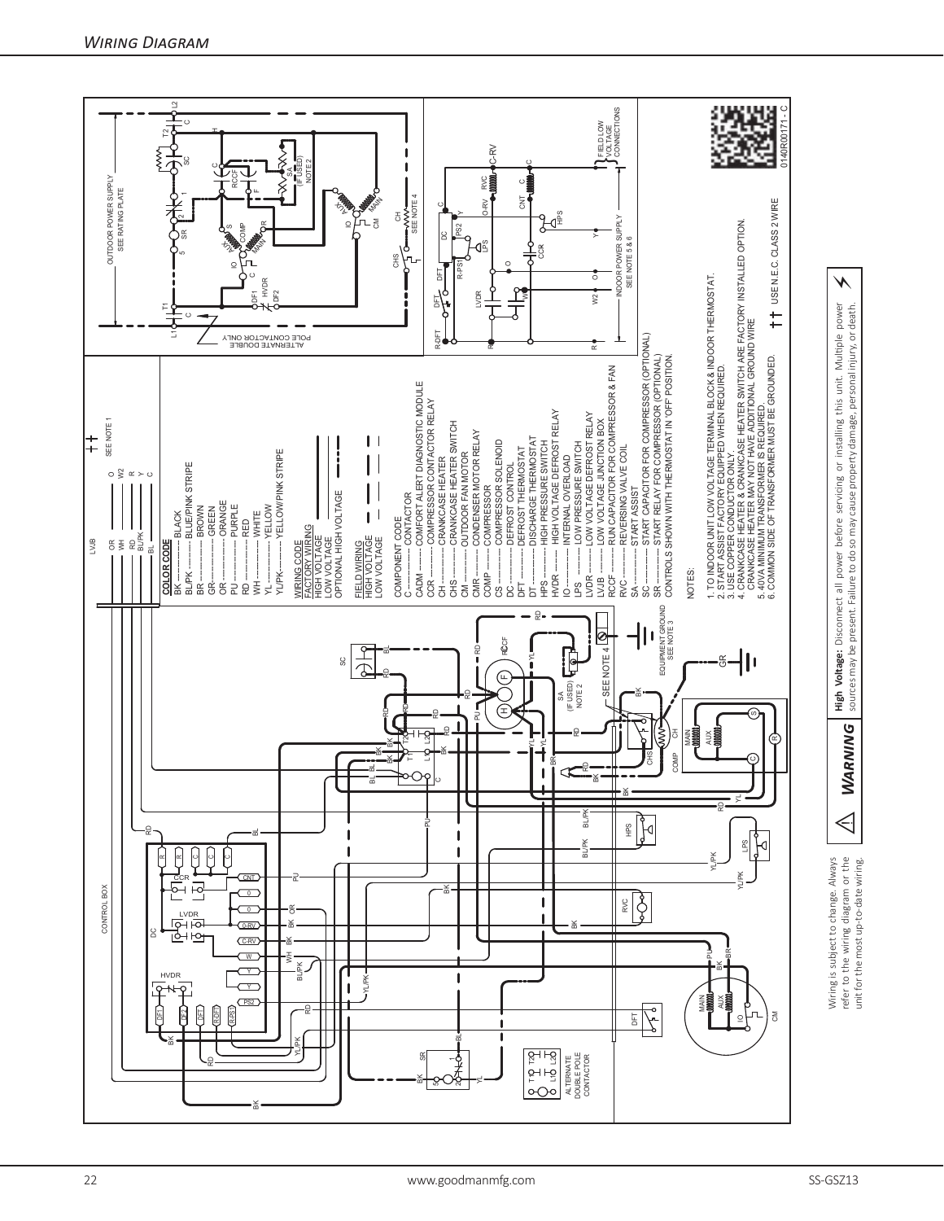## Wiring Diagram

COLOR CODE

- BK ............ BLACK
- BL/PK ........ BLUE/PINK STRIPE
- BR ............ BROWN
- GR ............ GREEN
- OR ............ ORANGE
- PU ............ PURPLE
- RD ............ RED
- WH ............ WHITE
- YL ............ YELLOW
- YL/PK ........ YELLOW/PINK STRIPE

WIRING CODE
FACTORY WIRING
HIGH VOLTAGE
LOW VOLTAGE
OPTIONAL HIGH VOLTAGE

FIELD WIRING
HIGH VOLTAGE
LOW VOLTAGE

COMPONENT CODE

- C ............ CONTACTOR
- CADM ........ COMFORT ALERT DIAGNOSTIC MODULE
- CCR ......... COMPRESSOR CONTACTOR RELAY
- CH ........... CRANKCASE HEATER
- CHS ......... CRANKCASE HEATER SWITCH
- CM ........... OUTDOOR FAN MOTOR
- CMR ......... CONDENSER MOTOR RELAY
- COMP ....... COMPRESSOR
- CS ........... COMPRESSOR SOLENOID
- DC ........... DEFROST CONTROL
- DFT ......... DEFROST THERMOSTAT
- DT ........... DISCHARGE THERMOSTAT
- HPS ......... HIGH PRESSURE SWITCH
- HVDR ....... HIGH VOLTAGE DEFROST RELAY
- IO ........... INTERNAL OVERLOAD
- LPS ......... LOW PRESSURE SWITCH
- LVDR ....... LOW VOLTAGE DEFROST RELAY
- LVJB ........ LOW VOLTAGE JUNCTION BOX
- RCCF ....... RUN CAPACITOR FOR COMPRESSOR & FAN
- RVC ......... REVERSING VALVE COIL
- SA ........... START ASSIST
- SC ........... START CAPACITOR FOR COMPRESSOR (OPTIONAL)
- SR ........... START RELAY FOR COMPRESSOR (OPTIONAL)

CONTROLS SHOWN WITH THERMOSTAT IN 'OFF' POSITION.

NOTES:

1. TO INDOOR UNIT LOW VOLTAGE TERMINAL BLOCK & INDOOR THERMOSTAT.
2. START ASSIST FACTORY EQUIPPED WHEN REQUIRED.
3. USE COPPER CONDUCTOR ONLY.
4. CRANKCASE HEATER & CRANKCASE HEATER SWITCH ARE FACTORY INSTALLED OPTION. CRANKCASE HEATER MAY NOT HAVE ADDITIONAL GROUND WIRE
5. 40VA MINIMUM TRANSFORMER IS REQUIRED.
6. COMMON SIDE OF TRANSFORMER MUST BE GROUNDED.

†† USE N.E.C. CLASS 2 WIRE

0140R00171 - C

Wiring is subject to change. Always refer to the wiring diagram or the unit for the most up-to-date wiring.

**WARNING**

**High Voltage:** Disconnect all power before servicing or installing this unit. Multiple power sources may be present. Failure to do so may cause property damage, personal injury, or death.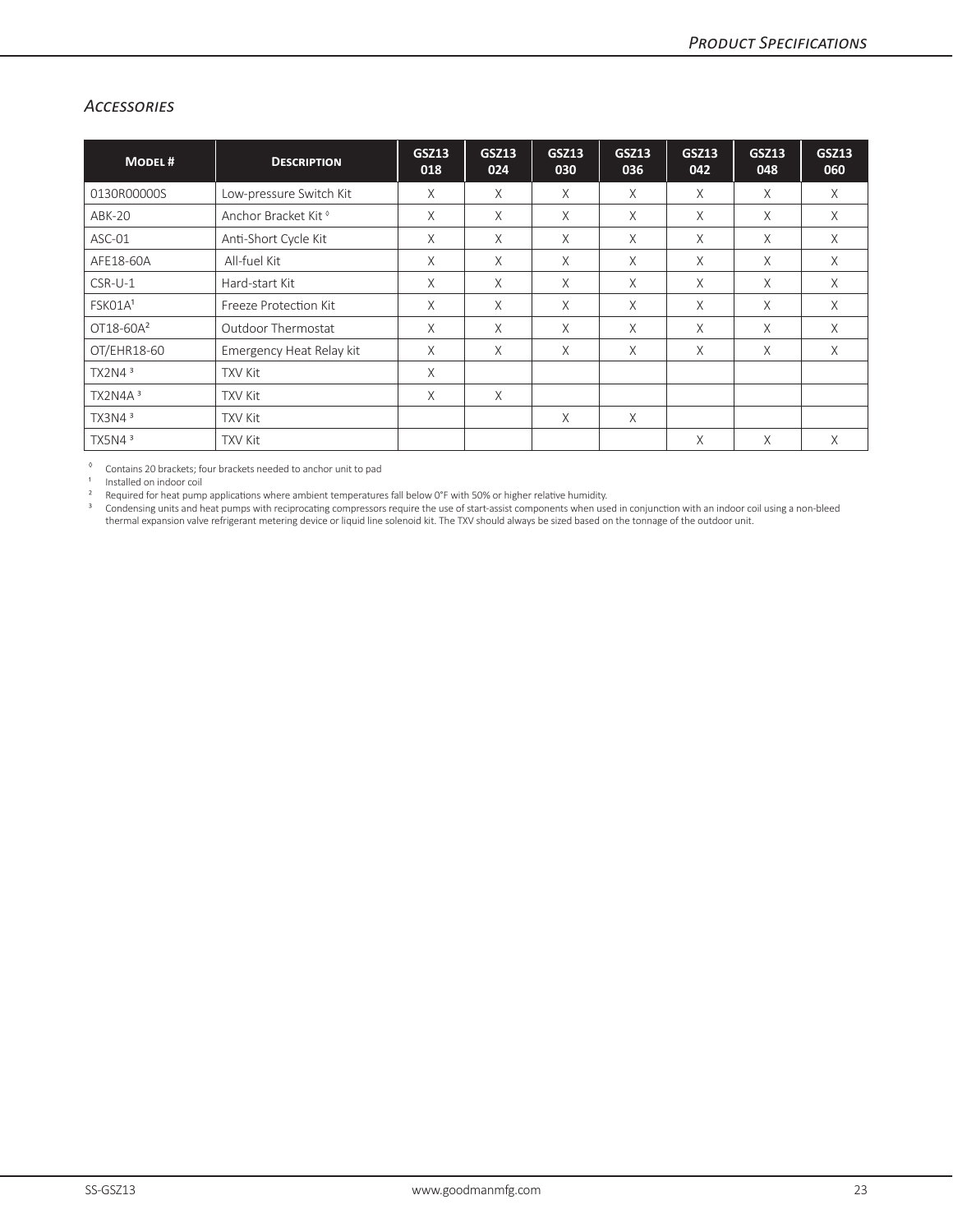## *Accessories*

| Model # | Description | GSZ13 018 | GSZ13 024 | GSZ13 030 | GSZ13 036 | GSZ13 042 | GSZ13 048 | GSZ13 060 |
|---|---|---|---|---|---|---|---|---|
| 0130R00000S | Low-pressure Switch Kit | X | X | X | X | X | X | X |
| ABK-20 | Anchor Bracket Kit ◊ | X | X | X | X | X | X | X |
| ASC-01 | Anti-Short Cycle Kit | X | X | X | X | X | X | X |
| AFE18-60A | All-fuel Kit | X | X | X | X | X | X | X |
| CSR-U-1 | Hard-start Kit | X | X | X | X | X | X | X |
| FSK01A[1] | Freeze Protection Kit | X | X | X | X | X | X | X |
| OT18-60A[2] | Outdoor Thermostat | X | X | X | X | X | X | X |
| OT/EHR18-60 | Emergency Heat Relay kit | X | X | X | X | X | X | X |
| TX2N4 [3] | TXV Kit | X | | | | | | |
| TX2N4A [3] | TXV Kit | X | X | | | | | |
| TX3N4 [3] | TXV Kit | | | X | X | | | |
| TX5N4 [3] | TXV Kit | | | | | X | X | X |

◊ Contains 20 brackets; four brackets needed to anchor unit to pad

[1] Installed on indoor coil

[2] Required for heat pump applications where ambient temperatures fall below 0°F with 50% or higher relative humidity.

[3] Condensing units and heat pumps with reciprocating compressors require the use of start-assist components when used in conjunction with an indoor coil using a non-bleed thermal expansion valve refrigerant metering device or liquid line solenoid kit. The TXV should always be sized based on the tonnage of the outdoor unit.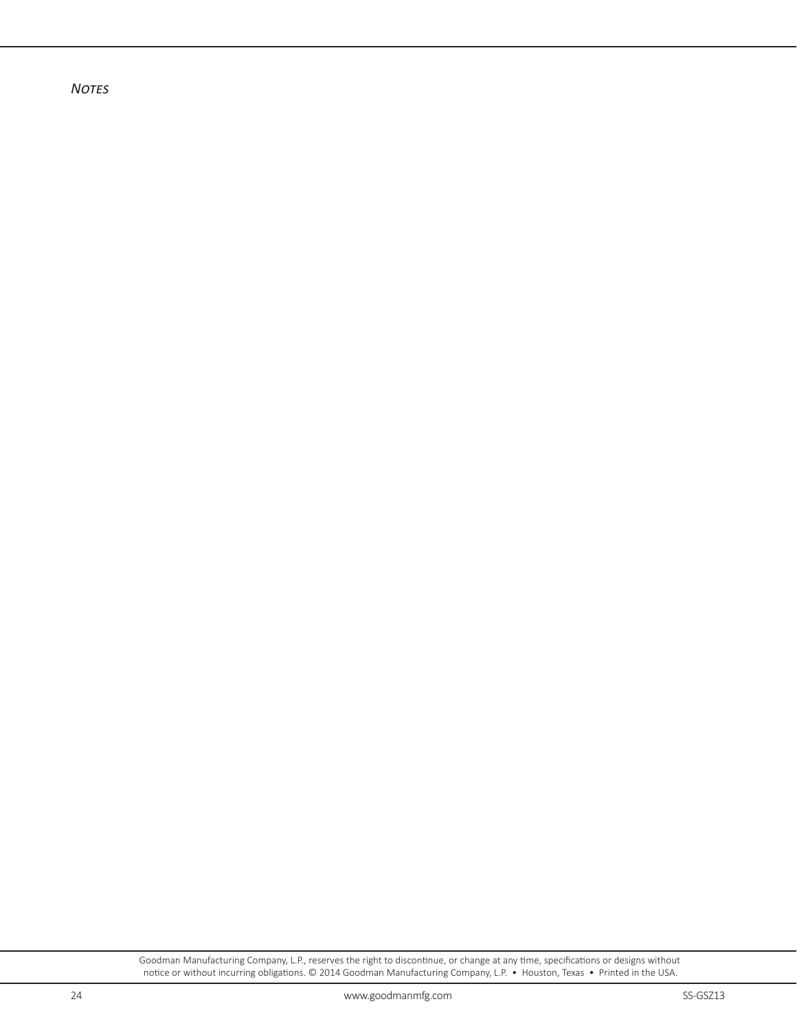*NOTES*

Goodman Manufacturing Company, L.P., reserves the right to discontinue, or change at any time, specifications or designs without notice or without incurring obligations. © 2014 Goodman Manufacturing Company, L.P. • Houston, Texas • Printed in the USA.